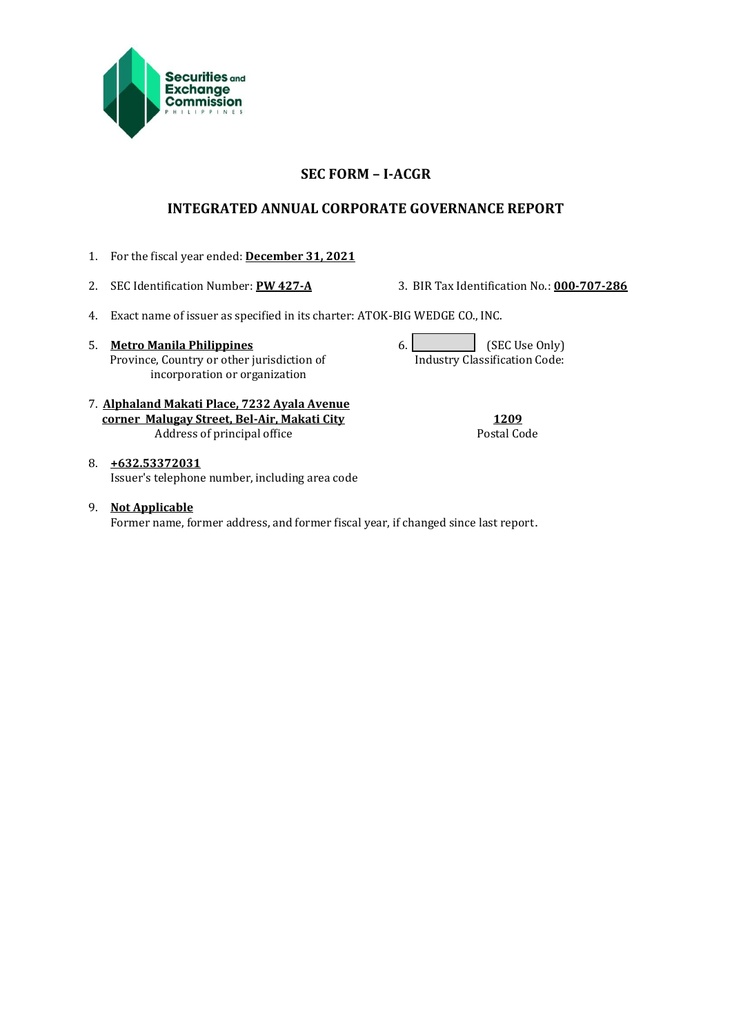Securities and Exchange Commission PHILIPPINES

## SEC FORM – I-ACGR

## INTEGRATED ANNUAL CORPORATE GOVERNANCE REPORT

1. For the fiscal year ended: **December 31, 2021**

2. SEC Identification Number: **PW 427-A**

3. BIR Tax Identification No.: **000-707-286**

4. Exact name of issuer as specified in its charter: ATOK-BIG WEDGE CO., INC.

5. **Metro Manila Philippines**
   Province, Country or other jurisdiction of incorporation or organization

6. (SEC Use Only)
   Industry Classification Code:

7. **Alphaland Makati Place, 7232 Ayala Avenue corner Malugay Street, Bel-Air, Makati City**
   Address of principal office
   **1209**
   Postal Code

8. **+632.53372031**
   Issuer's telephone number, including area code

9. **Not Applicable**
   Former name, former address, and former fiscal year, if changed since last report.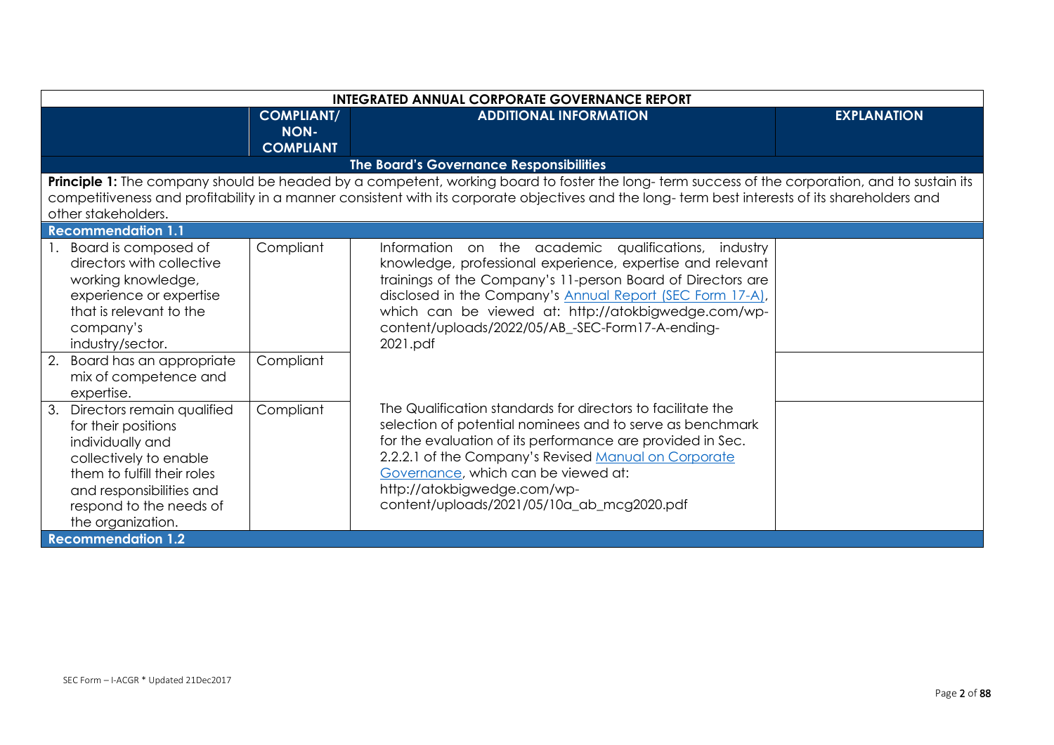| INTEGRATED ANNUAL CORPORATE GOVERNANCE REPORT | | | |
|---|---|---|---|
| | **COMPLIANT/ NON-COMPLIANT** | **ADDITIONAL INFORMATION** | **EXPLANATION** |
| **The Board's Governance Responsibilities** | | | |
| **Principle 1:** The company should be headed by a competent, working board to foster the long- term success of the corporation, and to sustain its competitiveness and profitability in a manner consistent with its corporate objectives and the long- term best interests of its shareholders and other stakeholders. | | | |
| **Recommendation 1.1** | | | |
| 1. Board is composed of directors with collective working knowledge, experience or expertise that is relevant to the company's industry/sector. | Compliant | Information on the academic qualifications, industry knowledge, professional experience, expertise and relevant trainings of the Company's 11-person Board of Directors are disclosed in the Company's Annual Report (SEC Form 17-A), which can be viewed at: http://atokbigwedge.com/wp-content/uploads/2022/05/AB_-SEC-Form17-A-ending-2021.pdf | |
| 2. Board has an appropriate mix of competence and expertise. | Compliant | | |
| 3. Directors remain qualified for their positions individually and collectively to enable them to fulfill their roles and responsibilities and respond to the needs of the organization. | Compliant | The Qualification standards for directors to facilitate the selection of potential nominees and to serve as benchmark for the evaluation of its performance are provided in Sec. 2.2.2.1 of the Company's Revised Manual on Corporate Governance, which can be viewed at: http://atokbigwedge.com/wp-content/uploads/2021/05/10a_ab_mcg2020.pdf | |
| **Recommendation 1.2** | | | |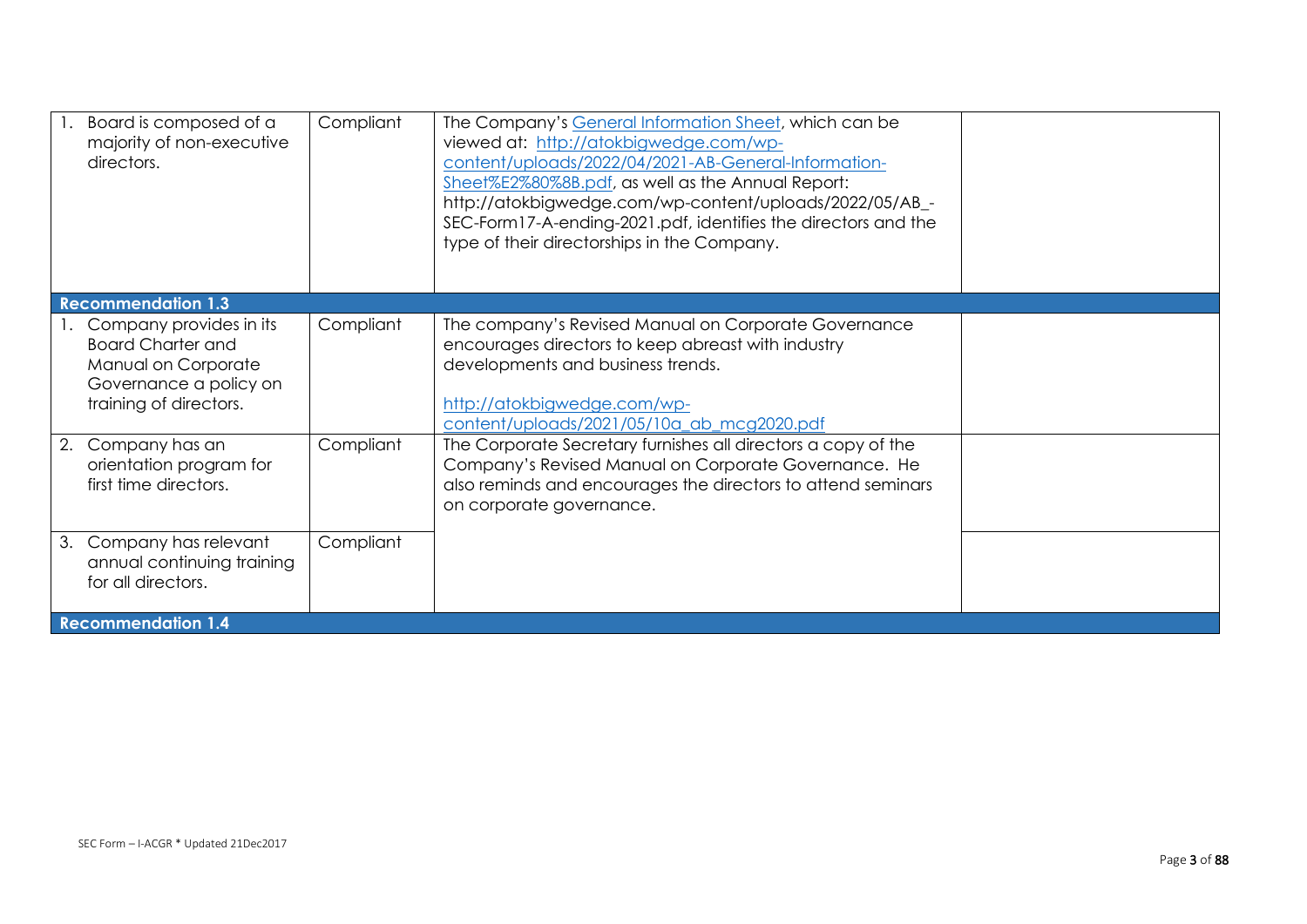| | | | |
|---|---|---|---|
| 1. Board is composed of a majority of non-executive directors. | Compliant | The Company's General Information Sheet, which can be viewed at: http://atokbigwedge.com/wp-content/uploads/2022/04/2021-AB-General-Information-Sheet%E2%80%8B.pdf, as well as the Annual Report: http://atokbigwedge.com/wp-content/uploads/2022/05/AB_-SEC-Form17-A-ending-2021.pdf, identifies the directors and the type of their directorships in the Company. | |
| **Recommendation 1.3** | | | |
| 1. Company provides in its Board Charter and Manual on Corporate Governance a policy on training of directors. | Compliant | The company's Revised Manual on Corporate Governance encourages directors to keep abreast with industry developments and business trends.<br><br>http://atokbigwedge.com/wp-content/uploads/2021/05/10a_ab_mcg2020.pdf | |
| 2. Company has an orientation program for first time directors. | Compliant | The Corporate Secretary furnishes all directors a copy of the Company's Revised Manual on Corporate Governance. He also reminds and encourages the directors to attend seminars on corporate governance. | |
| 3. Company has relevant annual continuing training for all directors. | Compliant | | |
| **Recommendation 1.4** | | | |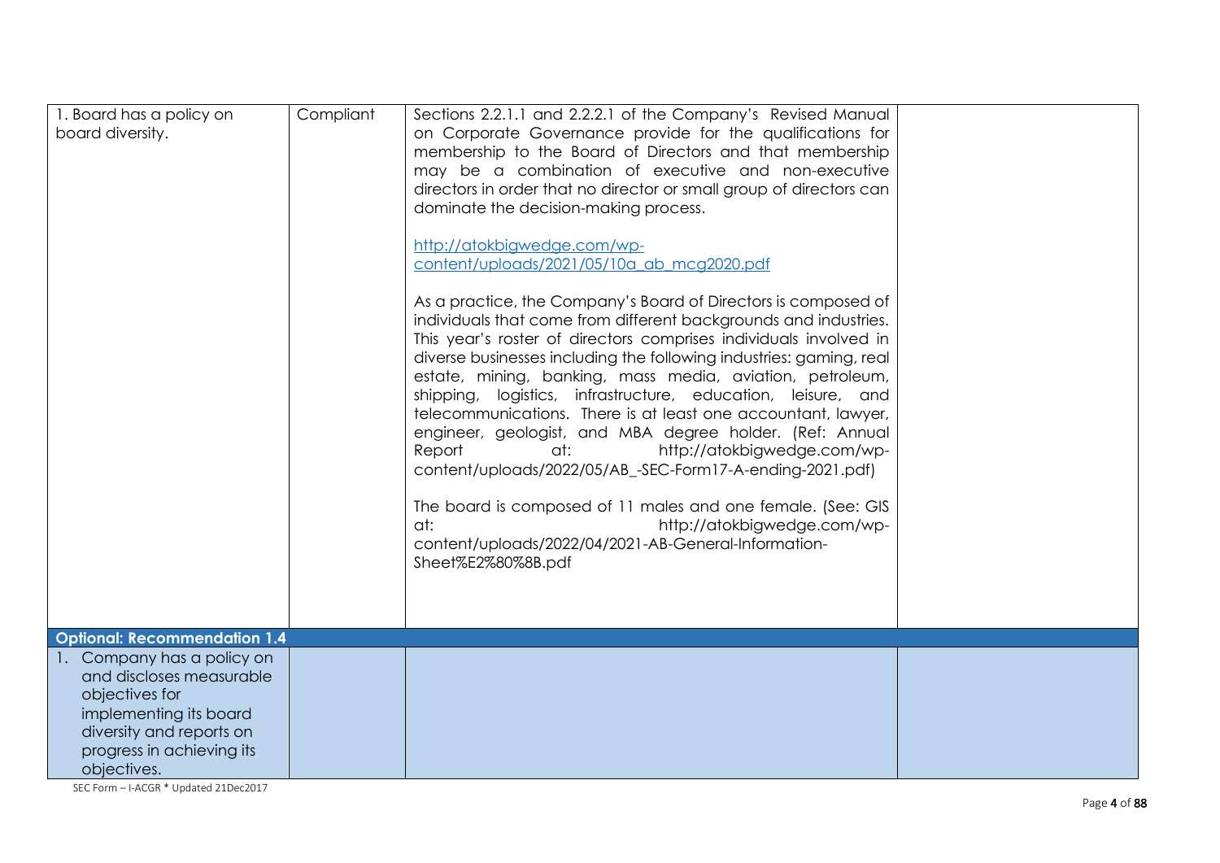| | | | |
|---|---|---|---|
| 1. Board has a policy on board diversity. | Compliant | Sections 2.2.1.1 and 2.2.2.1 of the Company's Revised Manual on Corporate Governance provide for the qualifications for membership to the Board of Directors and that membership may be a combination of executive and non-executive directors in order that no director or small group of directors can dominate the decision-making process.<br><br>http://atokbigwedge.com/wp-content/uploads/2021/05/10a_ab_mcg2020.pdf<br><br>As a practice, the Company's Board of Directors is composed of individuals that come from different backgrounds and industries. This year's roster of directors comprises individuals involved in diverse businesses including the following industries: gaming, real estate, mining, banking, mass media, aviation, petroleum, shipping, logistics, infrastructure, education, leisure, and telecommunications. There is at least one accountant, lawyer, engineer, geologist, and MBA degree holder. (Ref: Annual Report at: http://atokbigwedge.com/wp-content/uploads/2022/05/AB_-SEC-Form17-A-ending-2021.pdf)<br><br>The board is composed of 11 males and one female. (See: GIS at: http://atokbigwedge.com/wp-content/uploads/2022/04/2021-AB-General-Information-Sheet%E2%80%8B.pdf | |
| **Optional: Recommendation 1.4** | | | |
| 1. Company has a policy on and discloses measurable objectives for implementing its board diversity and reports on progress in achieving its objectives. | | | |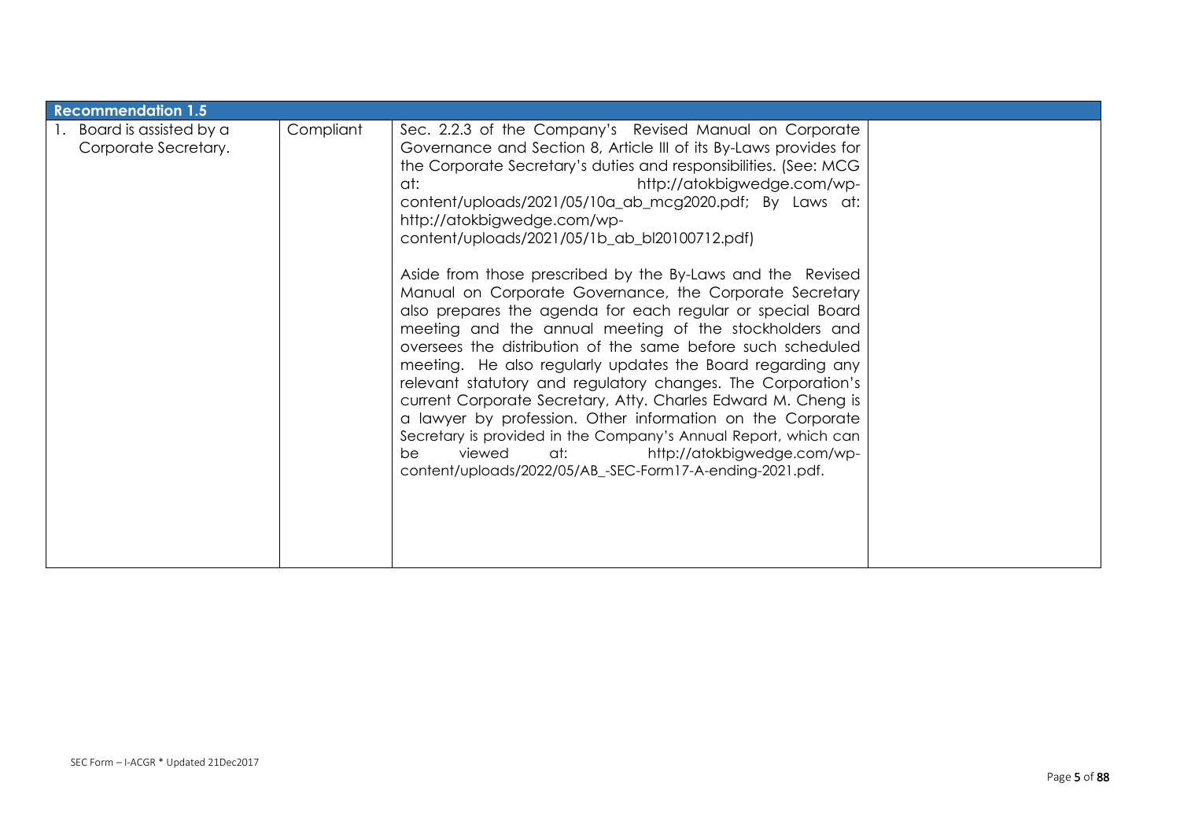| Recommendation 1.5 | | | |
|---|---|---|---|
| 1. Board is assisted by a Corporate Secretary. | Compliant | Sec. 2.2.3 of the Company's Revised Manual on Corporate Governance and Section 8, Article III of its By-Laws provides for the Corporate Secretary's duties and responsibilities. (See: MCG at: http://atokbigwedge.com/wp-content/uploads/2021/05/10a_ab_mcg2020.pdf; By Laws at: http://atokbigwedge.com/wp-content/uploads/2021/05/1b_ab_bl20100712.pdf)<br><br>Aside from those prescribed by the By-Laws and the Revised Manual on Corporate Governance, the Corporate Secretary also prepares the agenda for each regular or special Board meeting and the annual meeting of the stockholders and oversees the distribution of the same before such scheduled meeting. He also regularly updates the Board regarding any relevant statutory and regulatory changes. The Corporation's current Corporate Secretary, Atty. Charles Edward M. Cheng is a lawyer by profession. Other information on the Corporate Secretary is provided in the Company's Annual Report, which can be viewed at: http://atokbigwedge.com/wp-content/uploads/2022/05/AB_-SEC-Form17-A-ending-2021.pdf. | |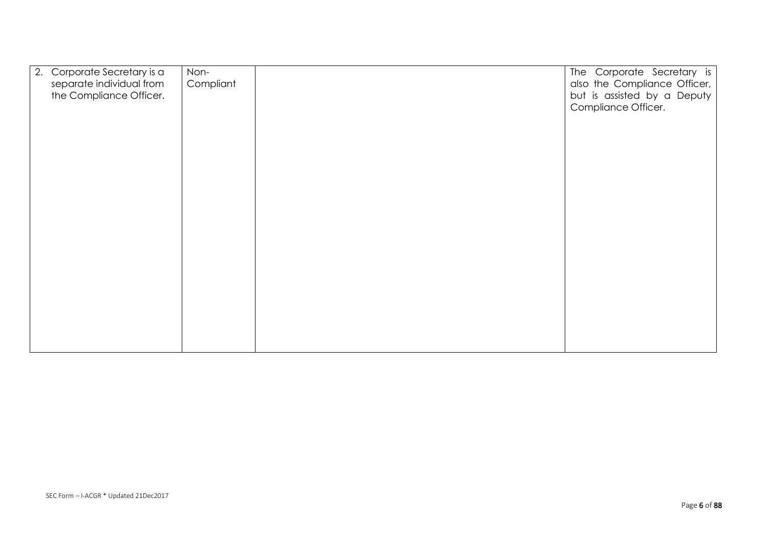| | | | |
|---|---|---|---|
| 2. Corporate Secretary is a separate individual from the Compliance Officer. | Non-Compliant | | The Corporate Secretary is also the Compliance Officer, but is assisted by a Deputy Compliance Officer. |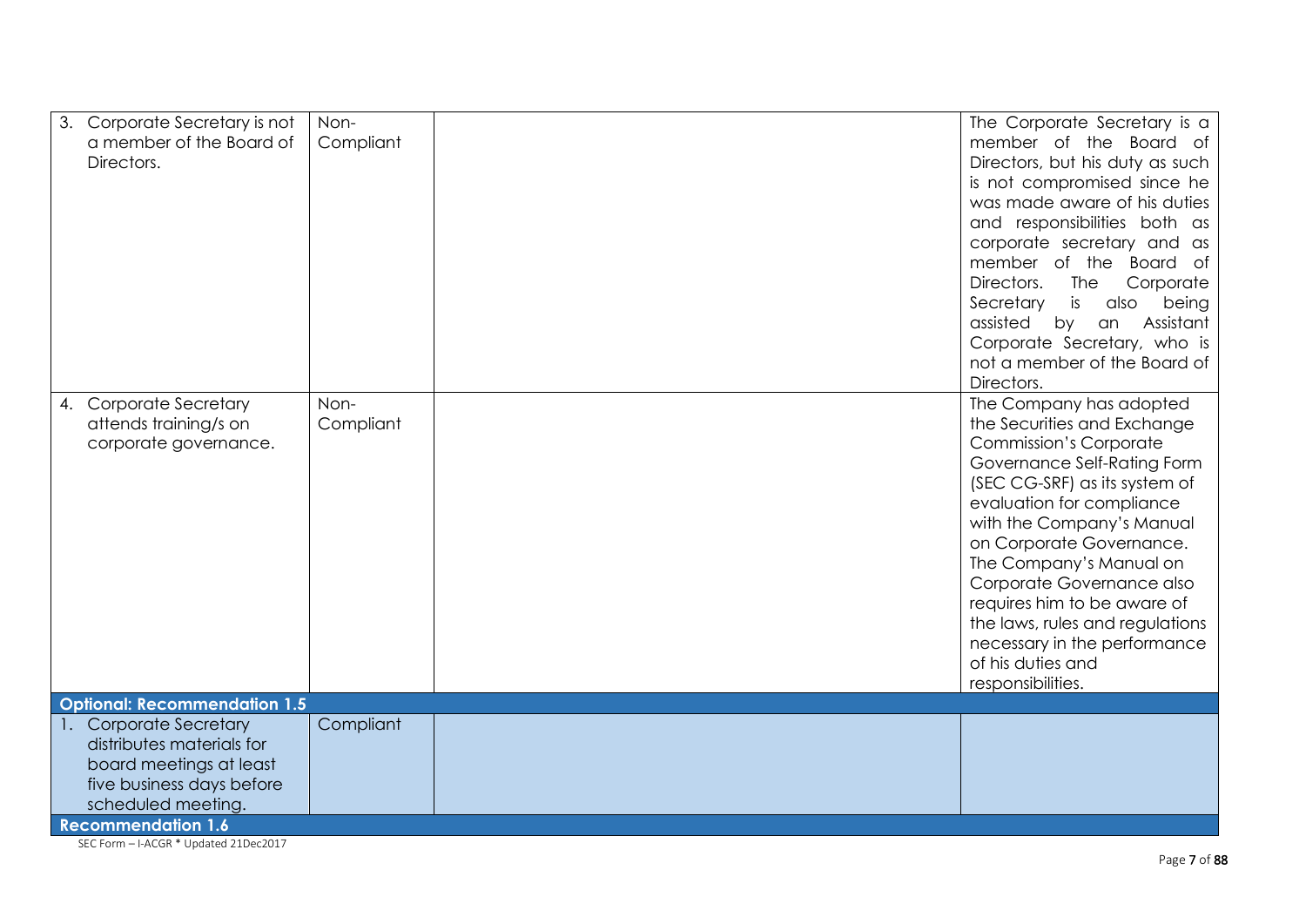| | | | |
|---|---|---|---|
| 3. Corporate Secretary is not a member of the Board of Directors. | Non-Compliant | | The Corporate Secretary is a member of the Board of Directors, but his duty as such is not compromised since he was made aware of his duties and responsibilities both as corporate secretary and as member of the Board of Directors. The Corporate Secretary is also being assisted by an Assistant Corporate Secretary, who is not a member of the Board of Directors. |
| 4. Corporate Secretary attends training/s on corporate governance. | Non-Compliant | | The Company has adopted the Securities and Exchange Commission's Corporate Governance Self-Rating Form (SEC CG-SRF) as its system of evaluation for compliance with the Company's Manual on Corporate Governance. The Company's Manual on Corporate Governance also requires him to be aware of the laws, rules and regulations necessary in the performance of his duties and responsibilities. |
| **Optional: Recommendation 1.5** | | | |
| 1. Corporate Secretary distributes materials for board meetings at least five business days before scheduled meeting. | Compliant | | |
| **Recommendation 1.6** | | | |

SEC Form – I-ACGR * Updated 21Dec2017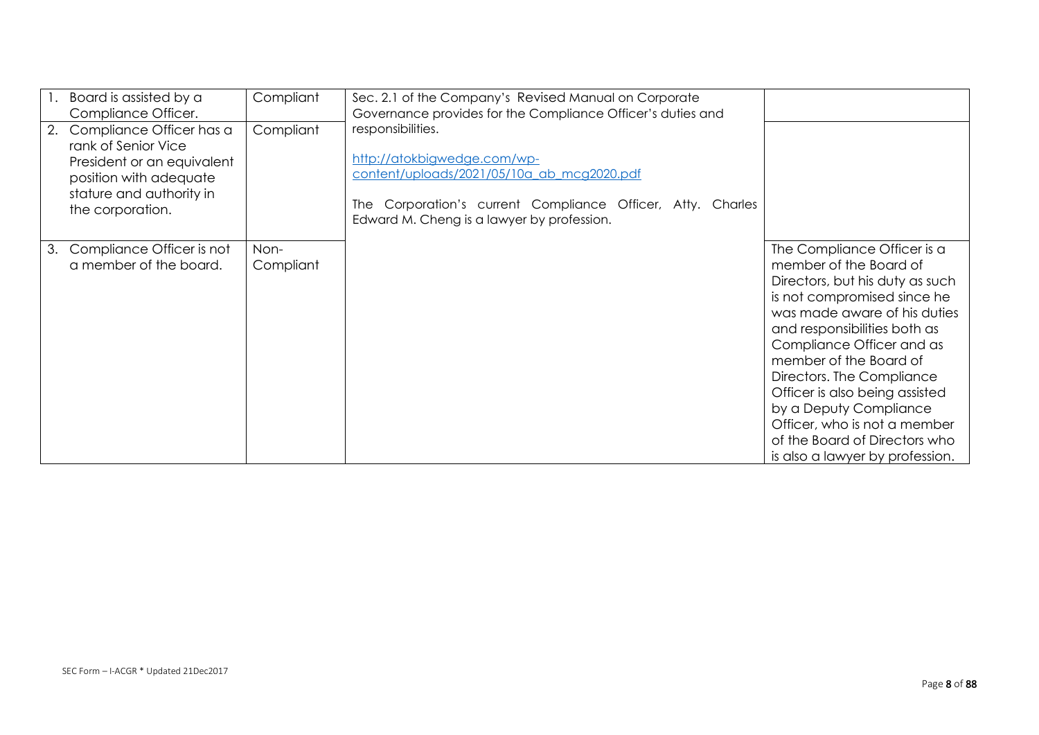| | | | |
|---|---|---|---|
| 1. Board is assisted by a Compliance Officer. | Compliant | Sec. 2.1 of the Company's Revised Manual on Corporate Governance provides for the Compliance Officer's duties and responsibilities.<br><br>http://atokbigwedge.com/wp-content/uploads/2021/05/10a_ab_mcg2020.pdf<br><br>The Corporation's current Compliance Officer, Atty. Charles Edward M. Cheng is a lawyer by profession. | |
| 2. Compliance Officer has a rank of Senior Vice President or an equivalent position with adequate stature and authority in the corporation. | Compliant | | |
| 3. Compliance Officer is not a member of the board. | Non-Compliant | | The Compliance Officer is a member of the Board of Directors, but his duty as such is not compromised since he was made aware of his duties and responsibilities both as Compliance Officer and as member of the Board of Directors. The Compliance Officer is also being assisted by a Deputy Compliance Officer, who is not a member of the Board of Directors who is also a lawyer by profession. |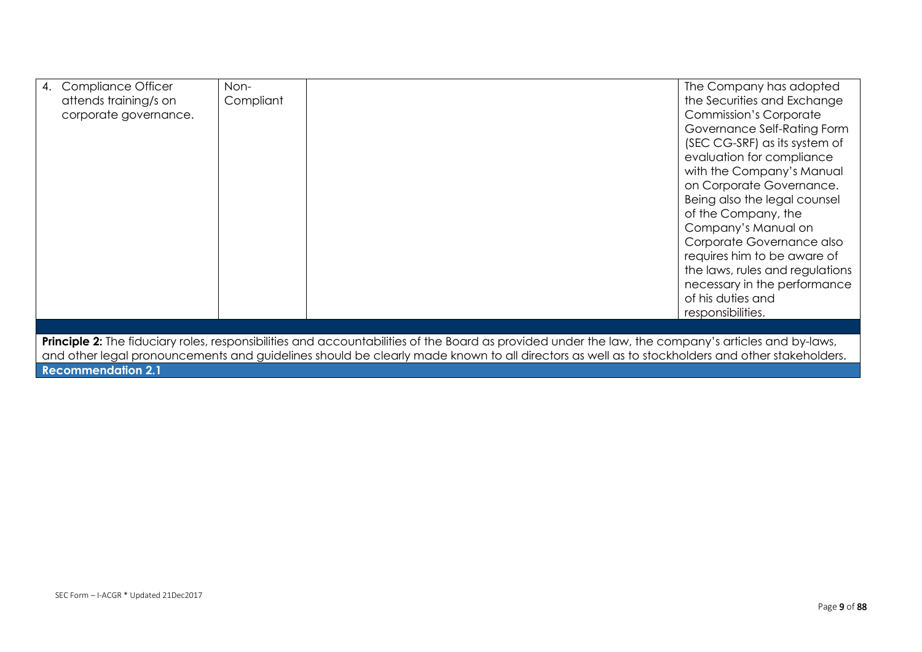| | | | |
|---|---|---|---|
| 4. Compliance Officer attends training/s on corporate governance. | Non-Compliant | | The Company has adopted the Securities and Exchange Commission's Corporate Governance Self-Rating Form (SEC CG-SRF) as its system of evaluation for compliance with the Company's Manual on Corporate Governance. Being also the legal counsel of the Company, the Company's Manual on Corporate Governance also requires him to be aware of the laws, rules and regulations necessary in the performance of his duties and responsibilities. |

**Principle 2:** The fiduciary roles, responsibilities and accountabilities of the Board as provided under the law, the company's articles and by-laws, and other legal pronouncements and guidelines should be clearly made known to all directors as well as to stockholders and other stakeholders.

**Recommendation 2.1**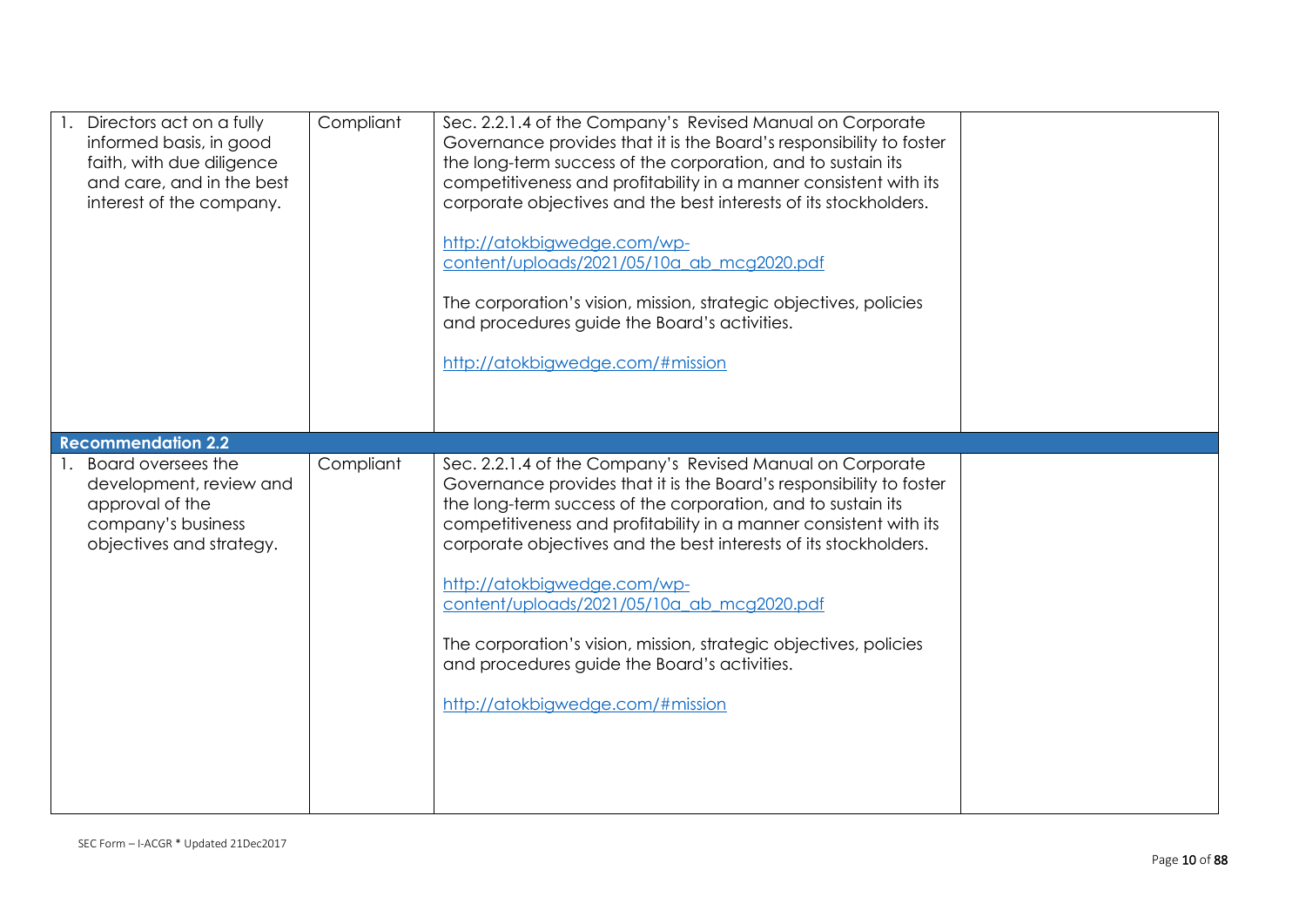| | | | |
|---|---|---|---|
| 1. Directors act on a fully informed basis, in good faith, with due diligence and care, and in the best interest of the company. | Compliant | Sec. 2.2.1.4 of the Company's Revised Manual on Corporate Governance provides that it is the Board's responsibility to foster the long-term success of the corporation, and to sustain its competitiveness and profitability in a manner consistent with its corporate objectives and the best interests of its stockholders.<br><br>http://atokbigwedge.com/wp-content/uploads/2021/05/10a_ab_mcg2020.pdf<br><br>The corporation's vision, mission, strategic objectives, policies and procedures guide the Board's activities.<br><br>http://atokbigwedge.com/#mission | |
| **Recommendation 2.2** | | | |
| 1. Board oversees the development, review and approval of the company's business objectives and strategy. | Compliant | Sec. 2.2.1.4 of the Company's Revised Manual on Corporate Governance provides that it is the Board's responsibility to foster the long-term success of the corporation, and to sustain its competitiveness and profitability in a manner consistent with its corporate objectives and the best interests of its stockholders.<br><br>http://atokbigwedge.com/wp-content/uploads/2021/05/10a_ab_mcg2020.pdf<br><br>The corporation's vision, mission, strategic objectives, policies and procedures guide the Board's activities.<br><br>http://atokbigwedge.com/#mission | |

SEC Form – I-ACGR * Updated 21Dec2017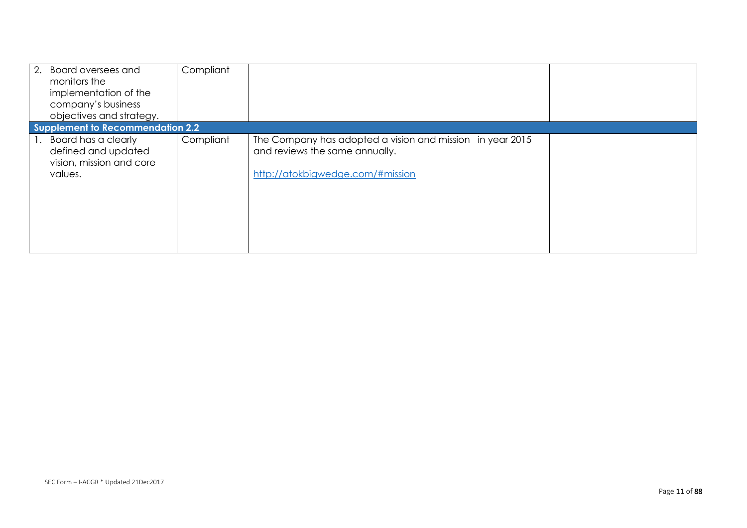| | | | |
|---|---|---|---|
| 2. Board oversees and monitors the implementation of the company's business objectives and strategy. | Compliant | | |
| **Supplement to Recommendation 2.2** | | | |
| 1. Board has a clearly defined and updated vision, mission and core values. | Compliant | The Company has adopted a vision and mission in year 2015 and reviews the same annually.<br><br>http://atokbigwedge.com/#mission | |

SEC Form – I-ACGR * Updated 21Dec2017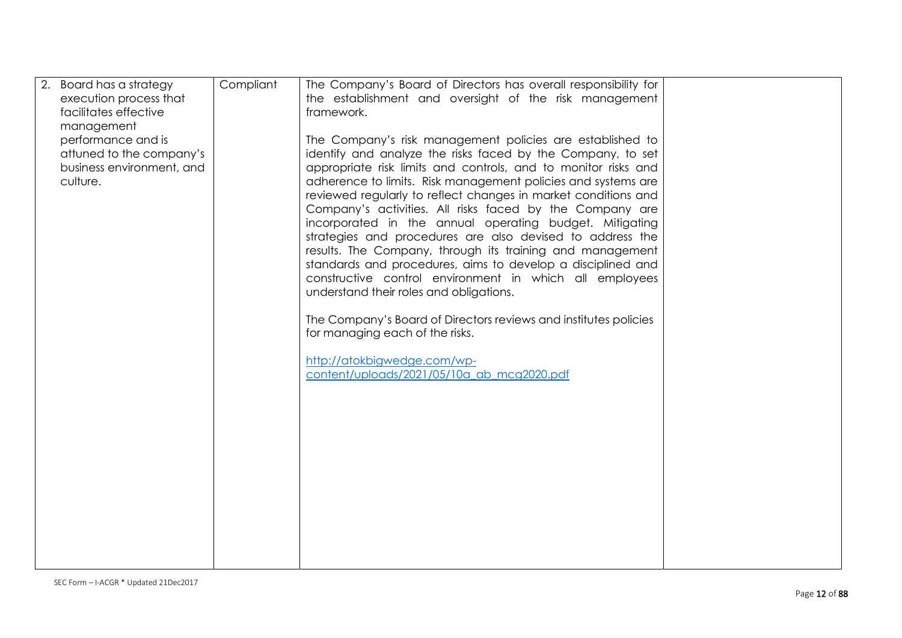| | | | |
|---|---|---|---|
| 2. Board has a strategy execution process that facilitates effective management performance and is attuned to the company's business environment, and culture. | Compliant | The Company's Board of Directors has overall responsibility for the establishment and oversight of the risk management framework.<br><br>The Company's risk management policies are established to identify and analyze the risks faced by the Company, to set appropriate risk limits and controls, and to monitor risks and adherence to limits. Risk management policies and systems are reviewed regularly to reflect changes in market conditions and Company's activities. All risks faced by the Company are incorporated in the annual operating budget. Mitigating strategies and procedures are also devised to address the results. The Company, through its training and management standards and procedures, aims to develop a disciplined and constructive control environment in which all employees understand their roles and obligations.<br><br>The Company's Board of Directors reviews and institutes policies for managing each of the risks.<br><br>http://atokbigwedge.com/wp-content/uploads/2021/05/10a_ab_mcg2020.pdf | |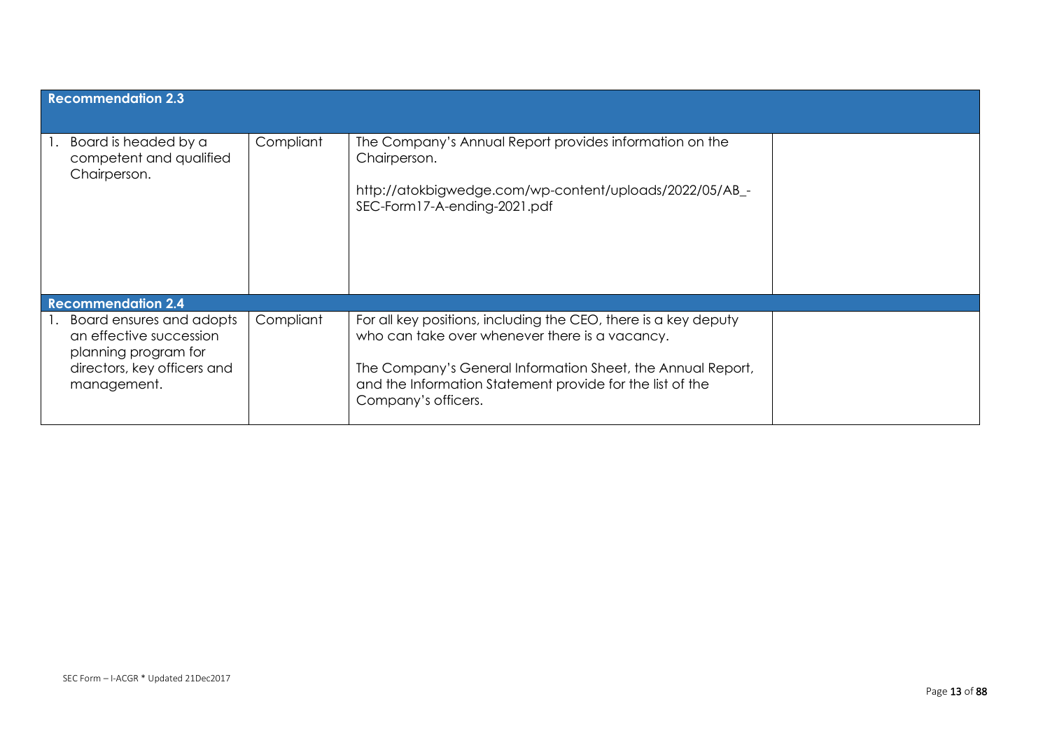| Recommendation 2.3 | | | |
|---|---|---|---|
| 1. Board is headed by a competent and qualified Chairperson. | Compliant | The Company's Annual Report provides information on the Chairperson.<br><br>http://atokbigwedge.com/wp-content/uploads/2022/05/AB_-SEC-Form17-A-ending-2021.pdf | |
| **Recommendation 2.4** | | | |
| 1. Board ensures and adopts an effective succession planning program for directors, key officers and management. | Compliant | For all key positions, including the CEO, there is a key deputy who can take over whenever there is a vacancy.<br><br>The Company's General Information Sheet, the Annual Report, and the Information Statement provide for the list of the Company's officers. | |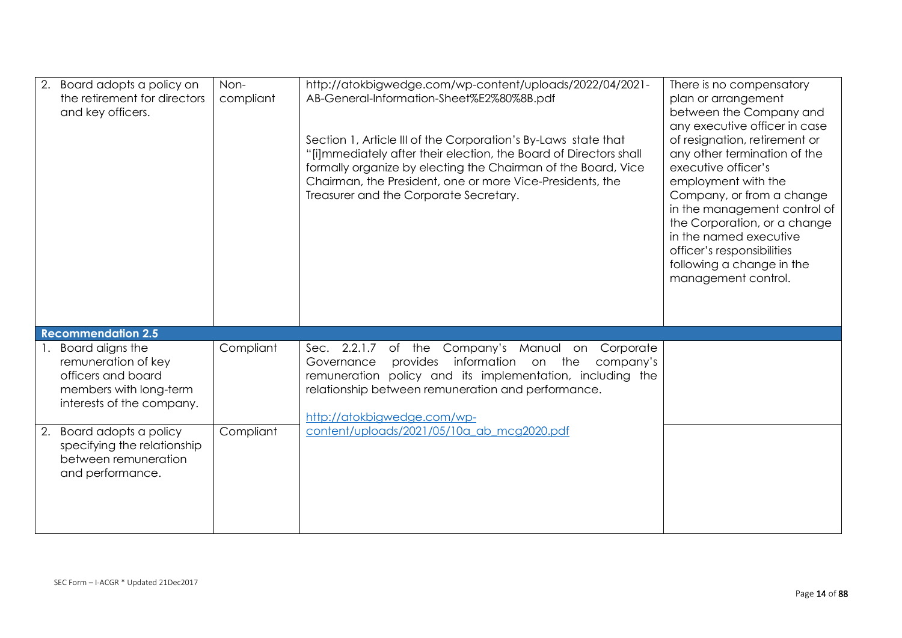| | | | |
|---|---|---|---|
| 2. Board adopts a policy on the retirement for directors and key officers. | Non-compliant | http://atokbigwedge.com/wp-content/uploads/2022/04/2021-AB-General-Information-Sheet%E2%80%8B.pdf<br><br>Section 1, Article III of the Corporation's By-Laws state that "[i]mmediately after their election, the Board of Directors shall formally organize by electing the Chairman of the Board, Vice Chairman, the President, one or more Vice-Presidents, the Treasurer and the Corporate Secretary. | There is no compensatory plan or arrangement between the Company and any executive officer in case of resignation, retirement or any other termination of the executive officer's employment with the Company, or from a change in the management control of the Corporation, or a change in the named executive officer's responsibilities following a change in the management control. |
| **Recommendation 2.5** | | | |
| 1. Board aligns the remuneration of key officers and board members with long-term interests of the company. | Compliant | Sec. 2.2.1.7 of the Company's Manual on Corporate Governance provides information on the company's remuneration policy and its implementation, including the relationship between remuneration and performance.<br><br>http://atokbigwedge.com/wp-content/uploads/2021/05/10a_ab_mcg2020.pdf | |
| 2. Board adopts a policy specifying the relationship between remuneration and performance. | Compliant | | |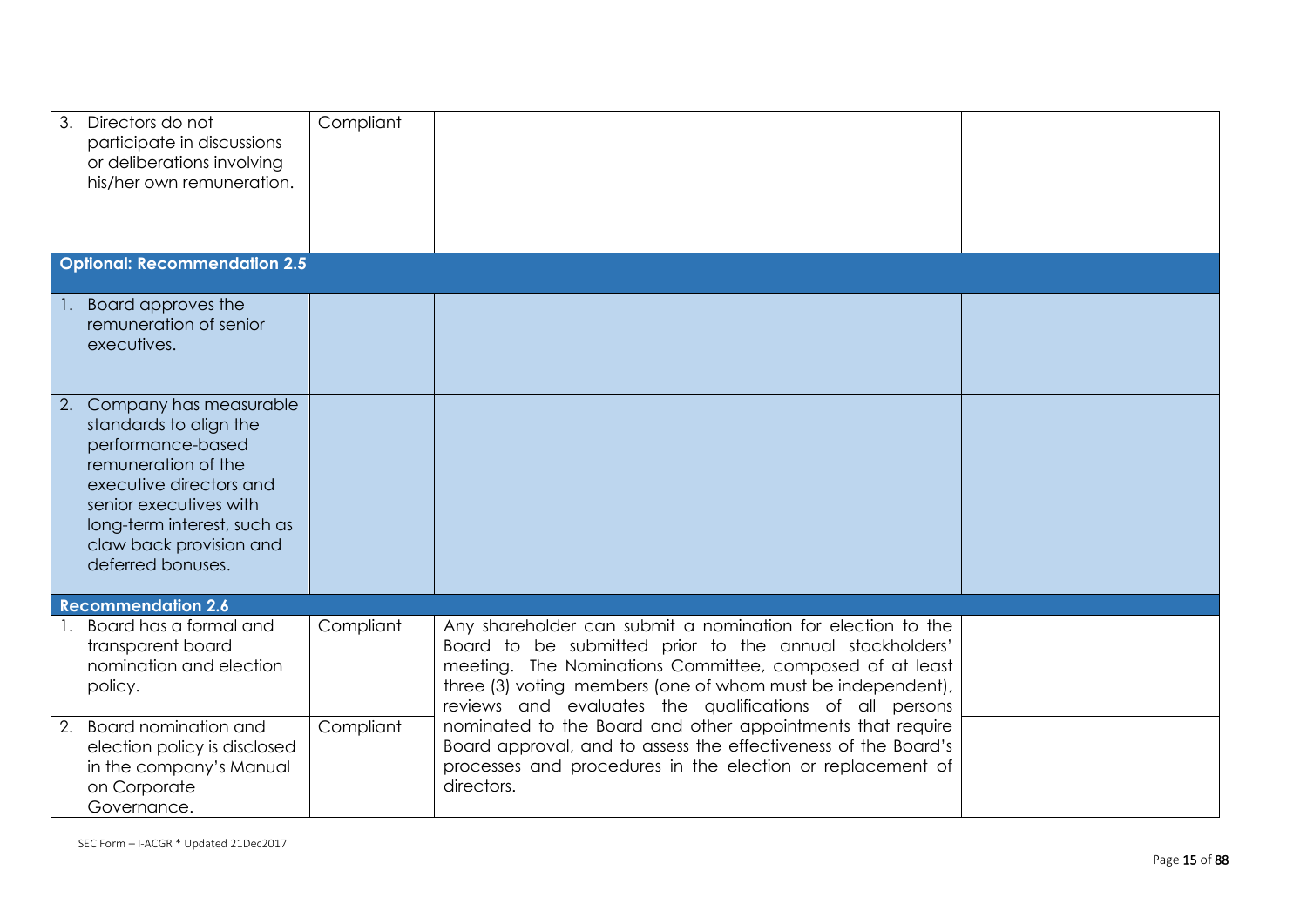| | | | |
|---|---|---|---|
| 3. Directors do not participate in discussions or deliberations involving his/her own remuneration. | Compliant | | |
| **Optional: Recommendation 2.5** | | | |
| 1. Board approves the remuneration of senior executives. | | | |
| 2. Company has measurable standards to align the performance-based remuneration of the executive directors and senior executives with long-term interest, such as claw back provision and deferred bonuses. | | | |
| **Recommendation 2.6** | | | |
| 1. Board has a formal and transparent board nomination and election policy. | Compliant | Any shareholder can submit a nomination for election to the Board to be submitted prior to the annual stockholders' meeting. The Nominations Committee, composed of at least three (3) voting members (one of whom must be independent), reviews and evaluates the qualifications of all persons nominated to the Board and other appointments that require Board approval, and to assess the effectiveness of the Board's processes and procedures in the election or replacement of directors. | |
| 2. Board nomination and election policy is disclosed in the company's Manual on Corporate Governance. | Compliant | | |

SEC Form – I-ACGR * Updated 21Dec2017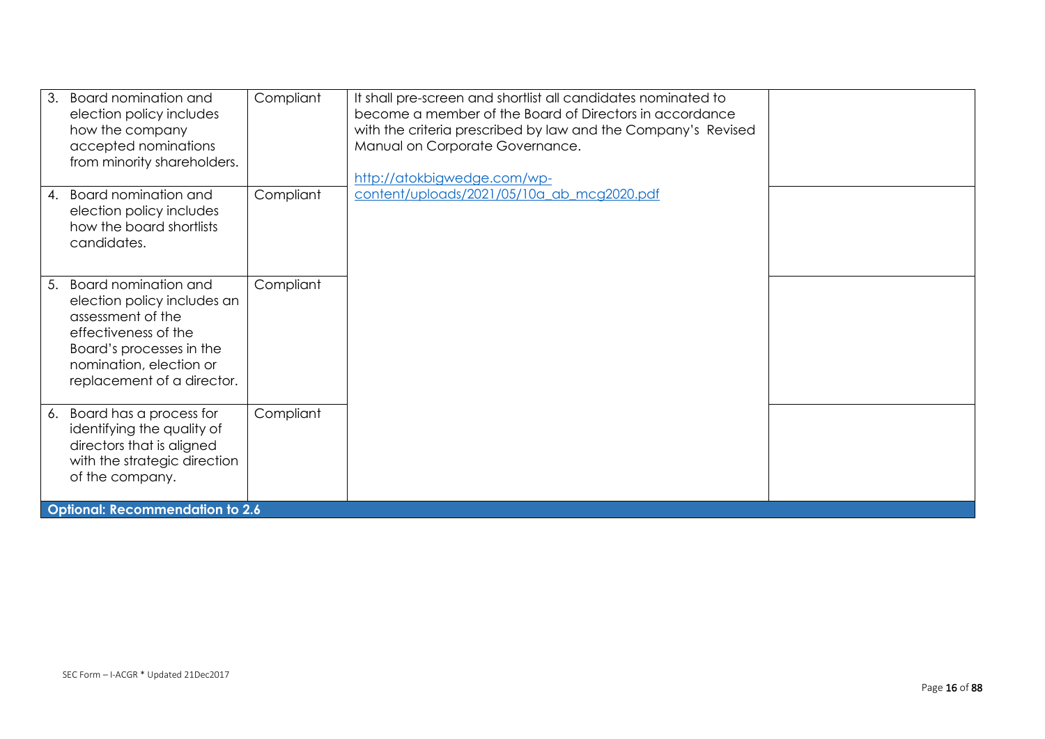| | | | |
|---|---|---|---|
| 3. Board nomination and election policy includes how the company accepted nominations from minority shareholders. | Compliant | It shall pre-screen and shortlist all candidates nominated to become a member of the Board of Directors in accordance with the criteria prescribed by law and the Company's Revised Manual on Corporate Governance.<br><br>http://atokbigwedge.com/wp-content/uploads/2021/05/10a_ab_mcg2020.pdf | |
| 4. Board nomination and election policy includes how the board shortlists candidates. | Compliant | | |
| 5. Board nomination and election policy includes an assessment of the effectiveness of the Board's processes in the nomination, election or replacement of a director. | Compliant | | |
| 6. Board has a process for identifying the quality of directors that is aligned with the strategic direction of the company. | Compliant | | |
| **Optional: Recommendation to 2.6** | | | |

SEC Form – I-ACGR * Updated 21Dec2017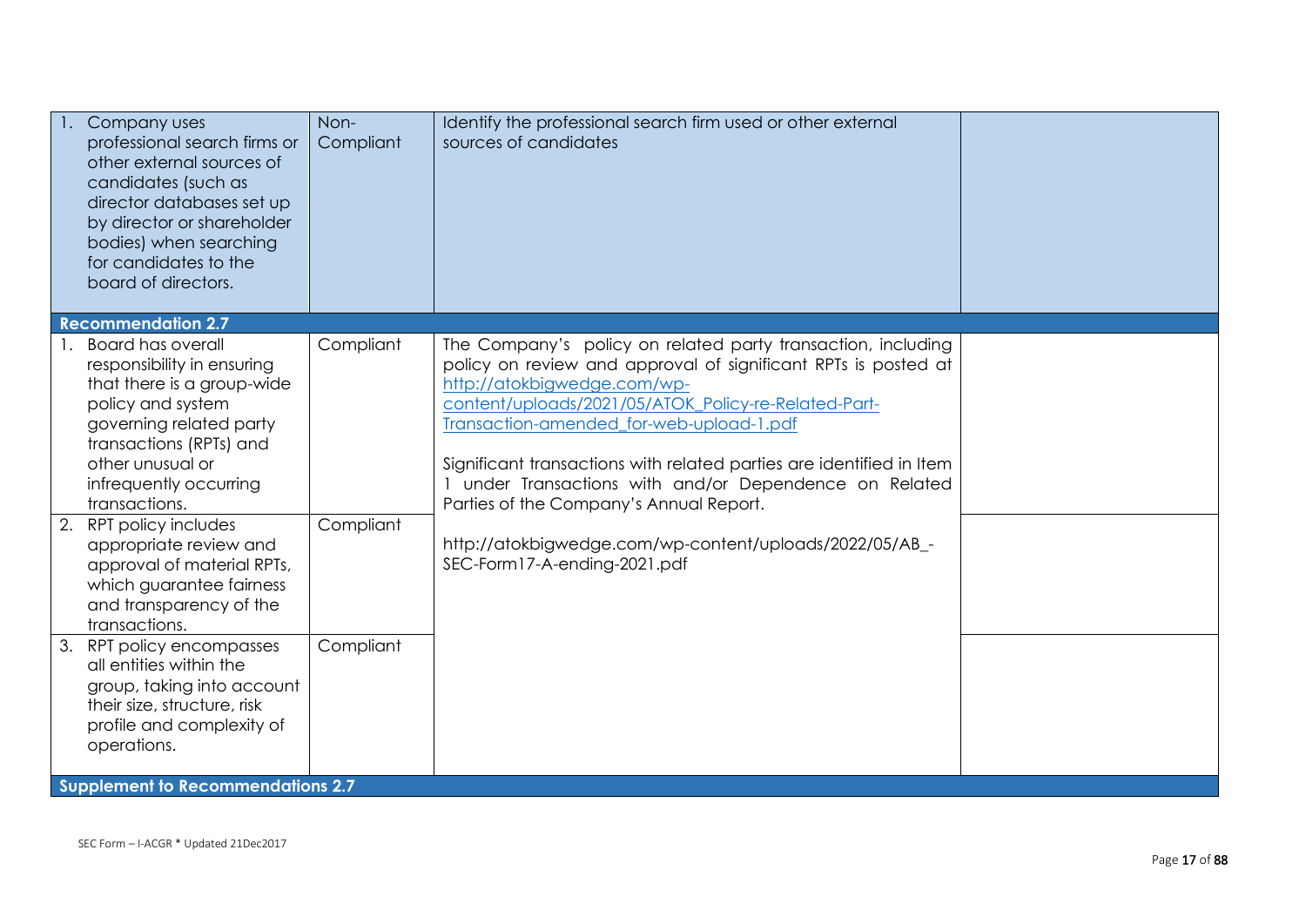| | | | |
|---|---|---|---|
| 1. Company uses professional search firms or other external sources of candidates (such as director databases set up by director or shareholder bodies) when searching for candidates to the board of directors. | Non-Compliant | Identify the professional search firm used or other external sources of candidates | |
| **Recommendation 2.7** | | | |
| 1. Board has overall responsibility in ensuring that there is a group-wide policy and system governing related party transactions (RPTs) and other unusual or infrequently occurring transactions. | Compliant | The Company's policy on related party transaction, including policy on review and approval of significant RPTs is posted at http://atokbigwedge.com/wp-content/uploads/2021/05/ATOK_Policy-re-Related-Part-Transaction-amended_for-web-upload-1.pdf<br><br>Significant transactions with related parties are identified in Item 1 under Transactions with and/or Dependence on Related Parties of the Company's Annual Report.<br><br>http://atokbigwedge.com/wp-content/uploads/2022/05/AB_-SEC-Form17-A-ending-2021.pdf | |
| 2. RPT policy includes appropriate review and approval of material RPTs, which guarantee fairness and transparency of the transactions. | Compliant | | |
| 3. RPT policy encompasses all entities within the group, taking into account their size, structure, risk profile and complexity of operations. | Compliant | | |
| **Supplement to Recommendations 2.7** | | | |

SEC Form – I-ACGR * Updated 21Dec2017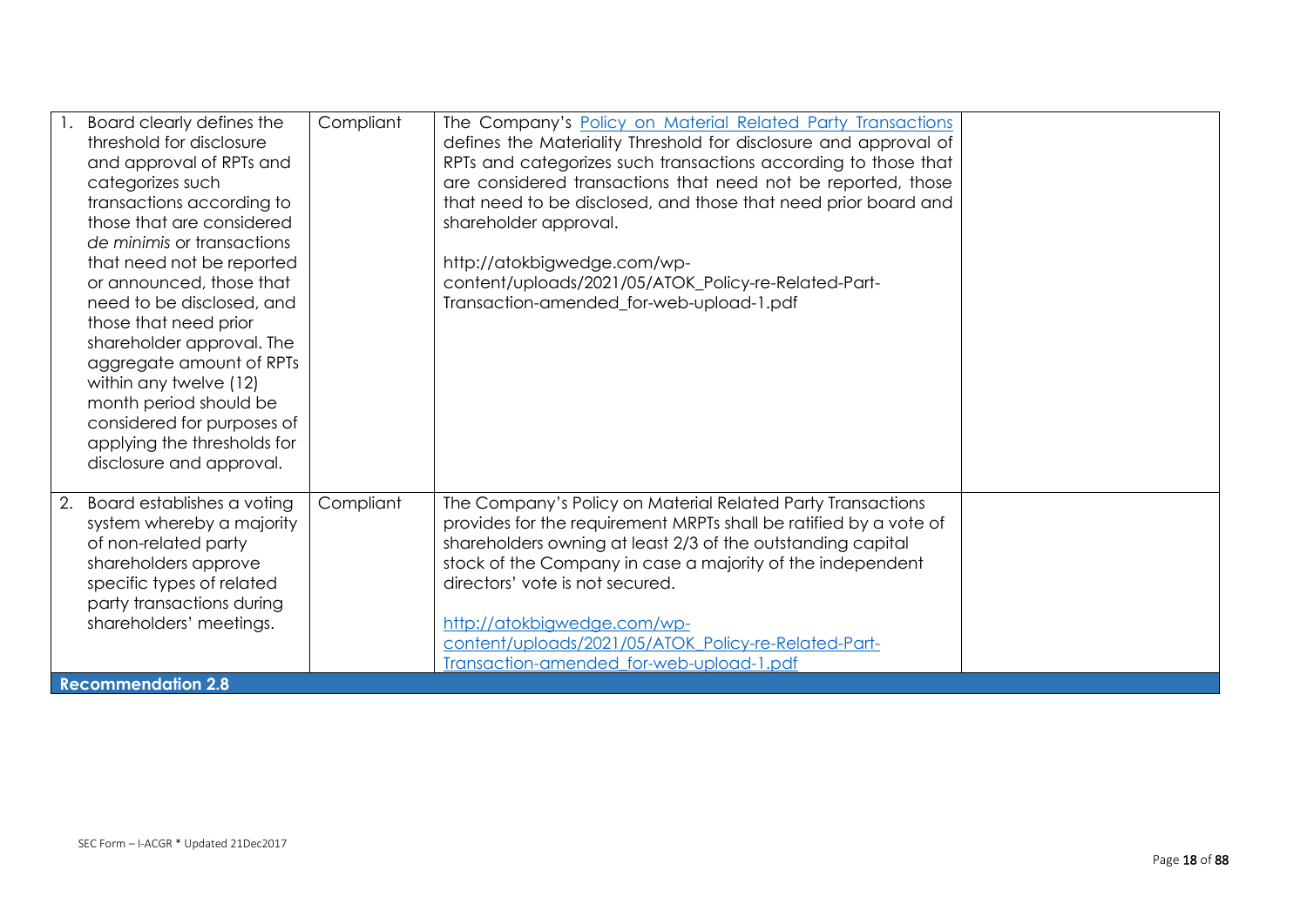| | | | |
|---|---|---|---|
| 1. Board clearly defines the threshold for disclosure and approval of RPTs and categorizes such transactions according to those that are considered *de minimis* or transactions that need not be reported or announced, those that need to be disclosed, and those that need prior shareholder approval. The aggregate amount of RPTs within any twelve (12) month period should be considered for purposes of applying the thresholds for disclosure and approval. | Compliant | The Company's [Policy on Material Related Party Transactions](http://atokbigwedge.com/wp-content/uploads/2021/05/ATOK_Policy-re-Related-Part-Transaction-amended_for-web-upload-1.pdf) defines the Materiality Threshold for disclosure and approval of RPTs and categorizes such transactions according to those that are considered transactions that need not be reported, those that need to be disclosed, and those that need prior board and shareholder approval.<br><br>http://atokbigwedge.com/wp-content/uploads/2021/05/ATOK_Policy-re-Related-Part-Transaction-amended_for-web-upload-1.pdf | |
| 2. Board establishes a voting system whereby a majority of non-related party shareholders approve specific types of related party transactions during shareholders' meetings. | Compliant | The Company's Policy on Material Related Party Transactions provides for the requirement MRPTs shall be ratified by a vote of shareholders owning at least 2/3 of the outstanding capital stock of the Company in case a majority of the independent directors' vote is not secured.<br><br>[http://atokbigwedge.com/wp-content/uploads/2021/05/ATOK_Policy-re-Related-Part-Transaction-amended_for-web-upload-1.pdf](http://atokbigwedge.com/wp-content/uploads/2021/05/ATOK_Policy-re-Related-Part-Transaction-amended_for-web-upload-1.pdf) | |
| **Recommendation 2.8** | | | |

SEC Form – I-ACGR * Updated 21Dec2017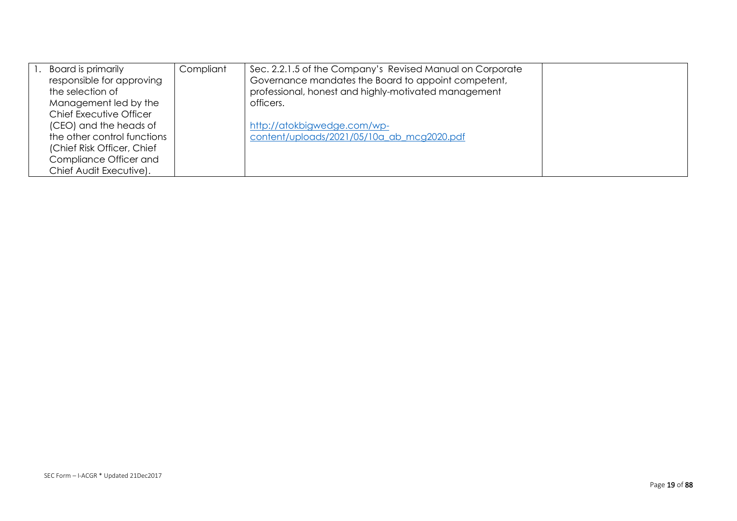| | | | |
|---|---|---|---|
| 1. Board is primarily responsible for approving the selection of Management led by the Chief Executive Officer (CEO) and the heads of the other control functions (Chief Risk Officer, Chief Compliance Officer and Chief Audit Executive). | Compliant | Sec. 2.2.1.5 of the Company's Revised Manual on Corporate Governance mandates the Board to appoint competent, professional, honest and highly-motivated management officers.<br><br>http://atokbigwedge.com/wp-content/uploads/2021/05/10a_ab_mcg2020.pdf | |

SEC Form – I-ACGR * Updated 21Dec2017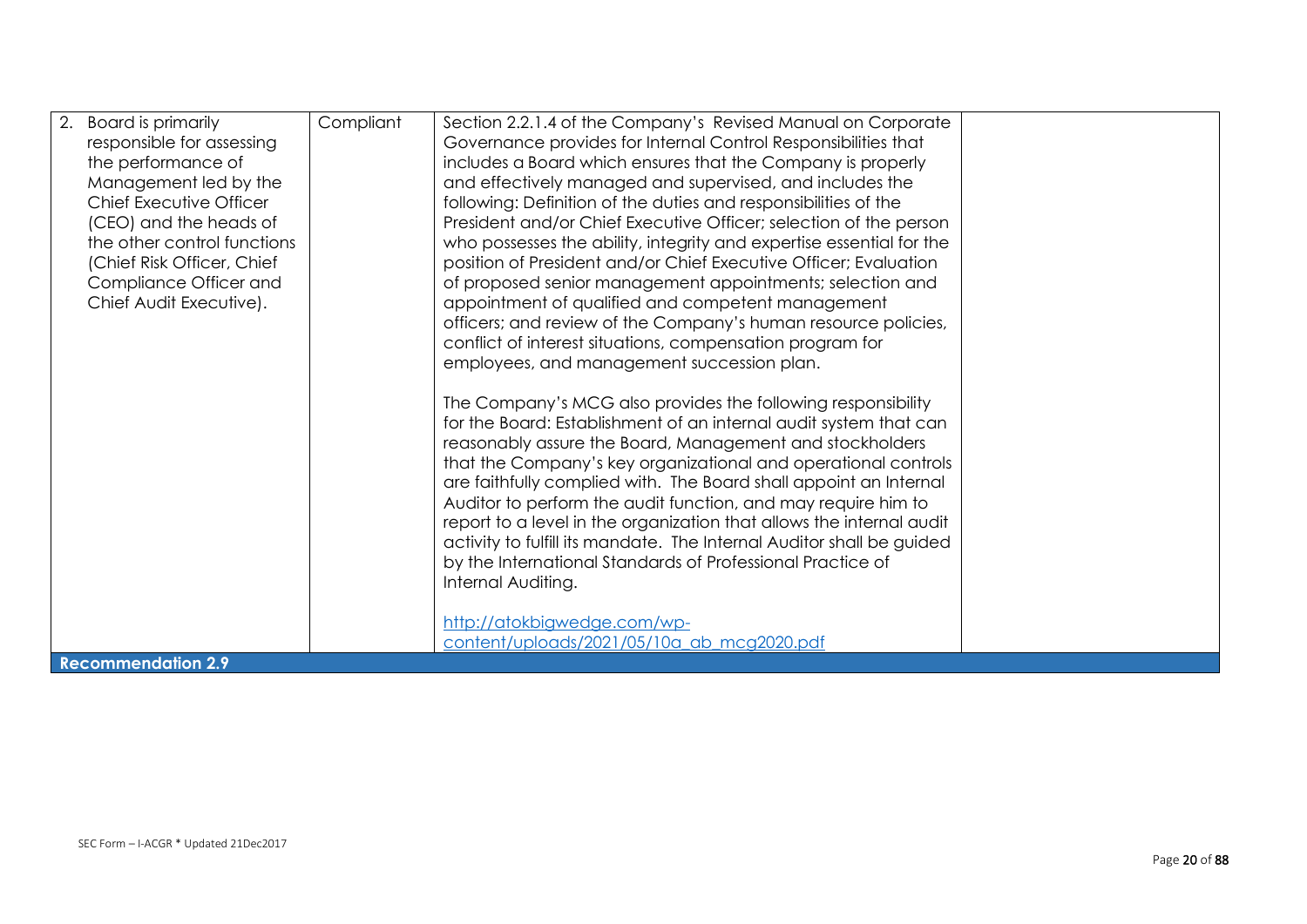| | | | |
|---|---|---|---|
| 2. Board is primarily responsible for assessing the performance of Management led by the Chief Executive Officer (CEO) and the heads of the other control functions (Chief Risk Officer, Chief Compliance Officer and Chief Audit Executive). | Compliant | Section 2.2.1.4 of the Company's Revised Manual on Corporate Governance provides for Internal Control Responsibilities that includes a Board which ensures that the Company is properly and effectively managed and supervised, and includes the following: Definition of the duties and responsibilities of the President and/or Chief Executive Officer; selection of the person who possesses the ability, integrity and expertise essential for the position of President and/or Chief Executive Officer; Evaluation of proposed senior management appointments; selection and appointment of qualified and competent management officers; and review of the Company's human resource policies, conflict of interest situations, compensation program for employees, and management succession plan.<br><br>The Company's MCG also provides the following responsibility for the Board: Establishment of an internal audit system that can reasonably assure the Board, Management and stockholders that the Company's key organizational and operational controls are faithfully complied with. The Board shall appoint an Internal Auditor to perform the audit function, and may require him to report to a level in the organization that allows the internal audit activity to fulfill its mandate. The Internal Auditor shall be guided by the International Standards of Professional Practice of Internal Auditing.<br><br>http://atokbigwedge.com/wp-content/uploads/2021/05/10a_ab_mcg2020.pdf | |
| **Recommendation 2.9** | | | |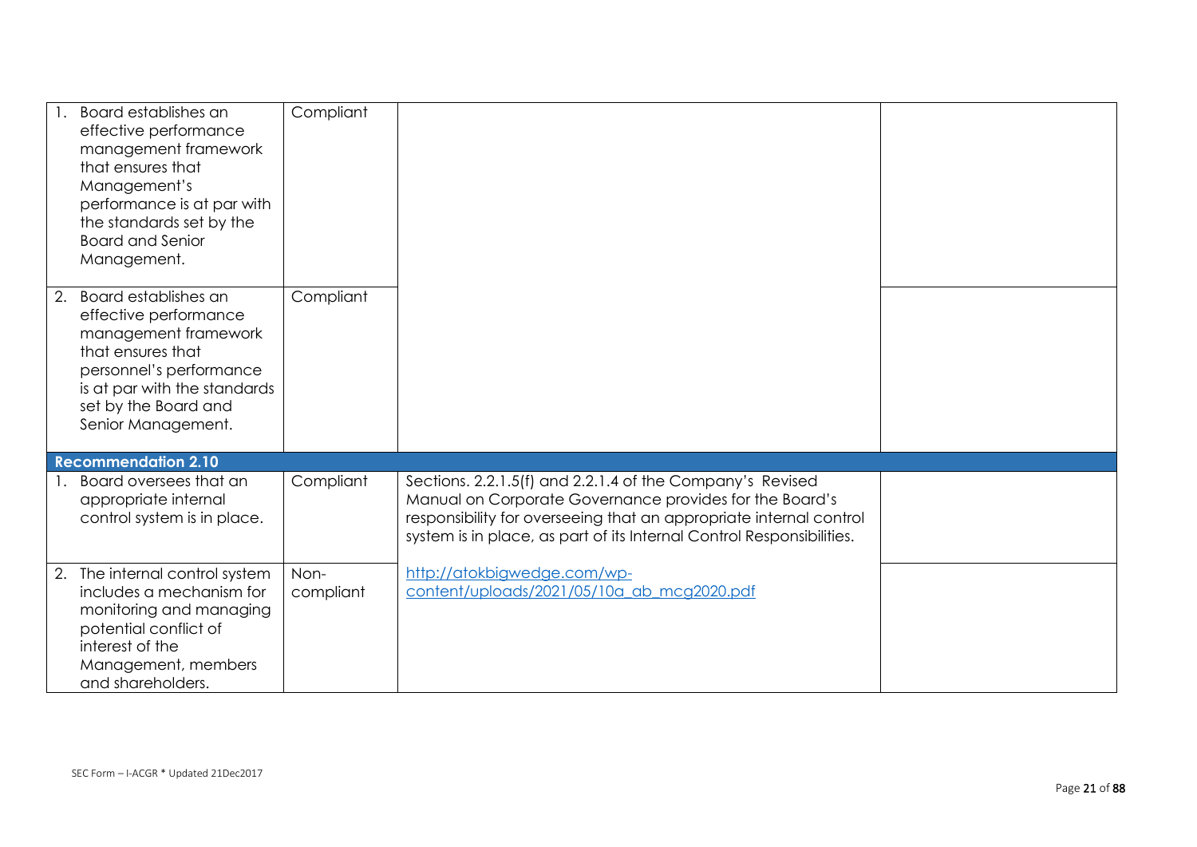| | | | |
|---|---|---|---|
| 1. Board establishes an effective performance management framework that ensures that Management's performance is at par with the standards set by the Board and Senior Management. | Compliant | | |
| 2. Board establishes an effective performance management framework that ensures that personnel's performance is at par with the standards set by the Board and Senior Management. | Compliant | | |
| **Recommendation 2.10** | | | |
| 1. Board oversees that an appropriate internal control system is in place. | Compliant | Sections. 2.2.1.5(f) and 2.2.1.4 of the Company's Revised Manual on Corporate Governance provides for the Board's responsibility for overseeing that an appropriate internal control system is in place, as part of its Internal Control Responsibilities. | |
| 2. The internal control system includes a mechanism for monitoring and managing potential conflict of interest of the Management, members and shareholders. | Non-compliant | http://atokbigwedge.com/wp-content/uploads/2021/05/10a_ab_mcg2020.pdf | |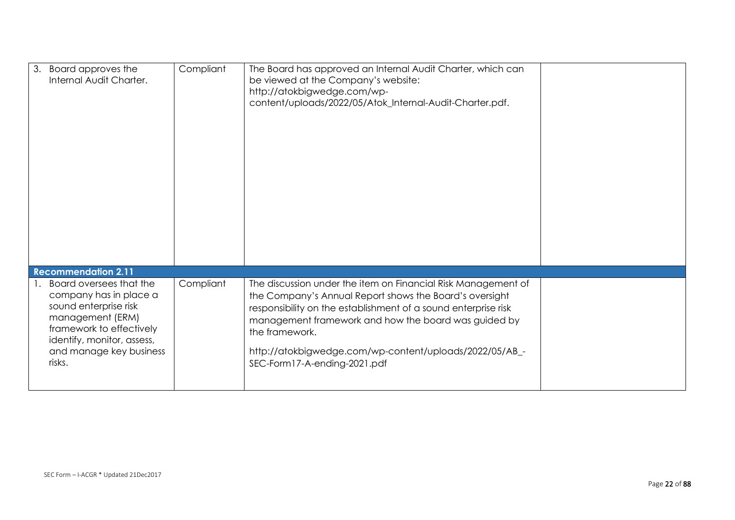| | | | |
|---|---|---|---|
| 3. Board approves the Internal Audit Charter. | Compliant | The Board has approved an Internal Audit Charter, which can be viewed at the Company's website: http://atokbigwedge.com/wp-content/uploads/2022/05/Atok_Internal-Audit-Charter.pdf. | |
| **Recommendation 2.11** | | | |
| 1. Board oversees that the company has in place a sound enterprise risk management (ERM) framework to effectively identify, monitor, assess, and manage key business risks. | Compliant | The discussion under the item on Financial Risk Management of the Company's Annual Report shows the Board's oversight responsibility on the establishment of a sound enterprise risk management framework and how the board was guided by the framework.<br><br>http://atokbigwedge.com/wp-content/uploads/2022/05/AB_-SEC-Form17-A-ending-2021.pdf | |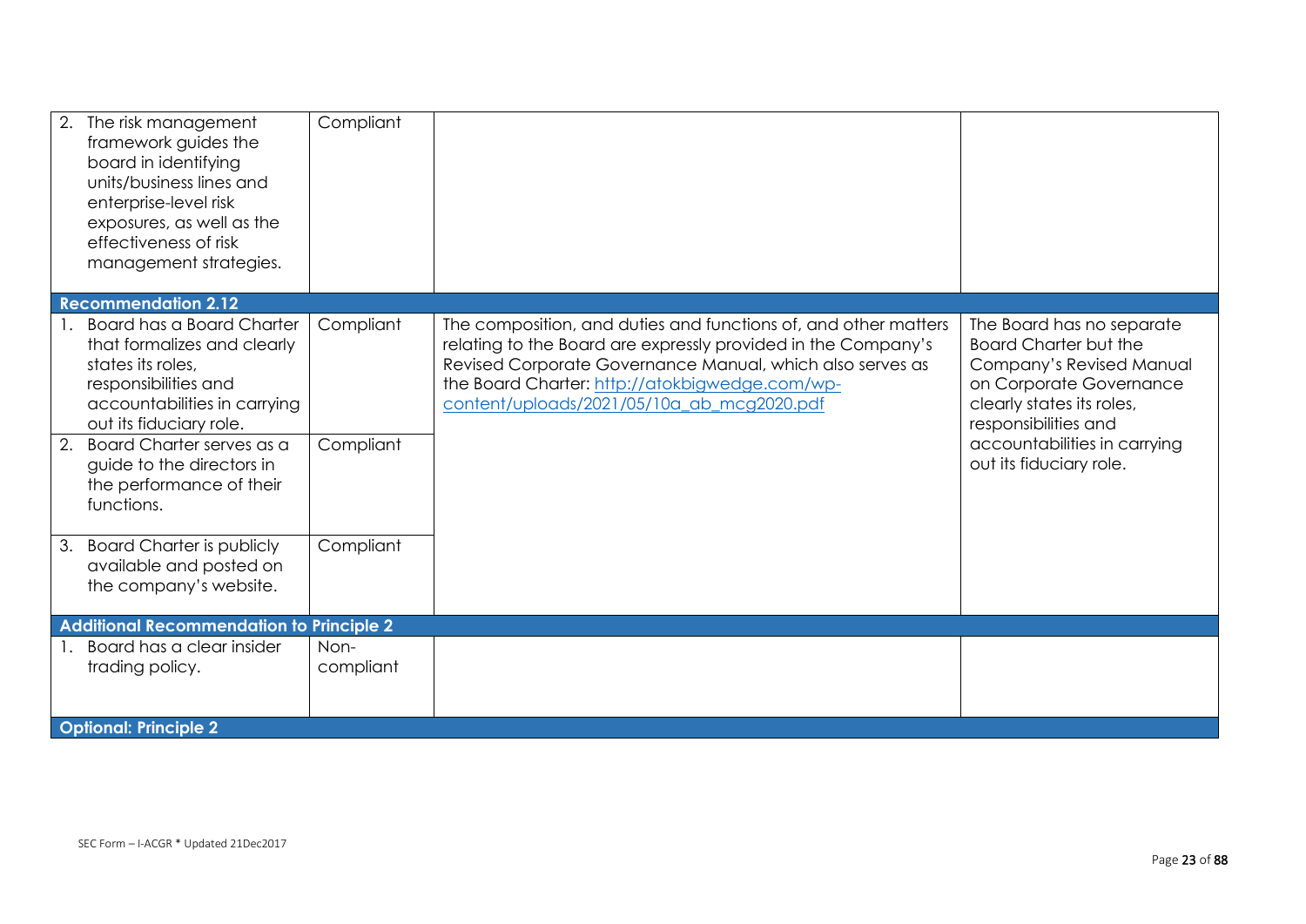| | | | |
|---|---|---|---|
| 2. The risk management framework guides the board in identifying units/business lines and enterprise-level risk exposures, as well as the effectiveness of risk management strategies. | Compliant | | |
| **Recommendation 2.12** | | | |
| 1. Board has a Board Charter that formalizes and clearly states its roles, responsibilities and accountabilities in carrying out its fiduciary role. | Compliant | The composition, and duties and functions of, and other matters relating to the Board are expressly provided in the Company's Revised Corporate Governance Manual, which also serves as the Board Charter: [http://atokbigwedge.com/wp-content/uploads/2021/05/10a_ab_mcg2020.pdf](http://atokbigwedge.com/wp-content/uploads/2021/05/10a_ab_mcg2020.pdf) | The Board has no separate Board Charter but the Company's Revised Manual on Corporate Governance clearly states its roles, responsibilities and accountabilities in carrying out its fiduciary role. |
| 2. Board Charter serves as a guide to the directors in the performance of their functions. | Compliant | | |
| 3. Board Charter is publicly available and posted on the company's website. | Compliant | | |
| **Additional Recommendation to Principle 2** | | | |
| 1. Board has a clear insider trading policy. | Non-compliant | | |
| **Optional: Principle 2** | | | |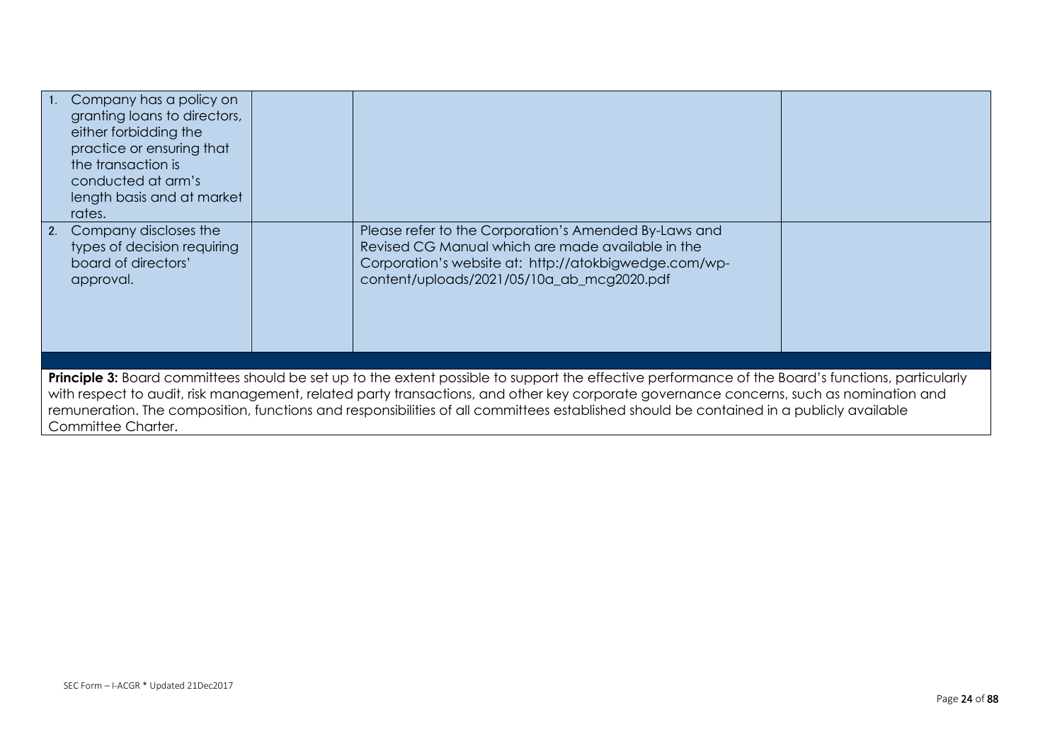| | | | |
|---|---|---|---|
| 1. Company has a policy on granting loans to directors, either forbidding the practice or ensuring that the transaction is conducted at arm's length basis and at market rates. | | | |
| 2. Company discloses the types of decision requiring board of directors' approval. | | Please refer to the Corporation's Amended By-Laws and Revised CG Manual which are made available in the Corporation's website at: http://atokbigwedge.com/wp-content/uploads/2021/05/10a_ab_mcg2020.pdf | |

**Principle 3:** Board committees should be set up to the extent possible to support the effective performance of the Board's functions, particularly with respect to audit, risk management, related party transactions, and other key corporate governance concerns, such as nomination and remuneration. The composition, functions and responsibilities of all committees established should be contained in a publicly available Committee Charter.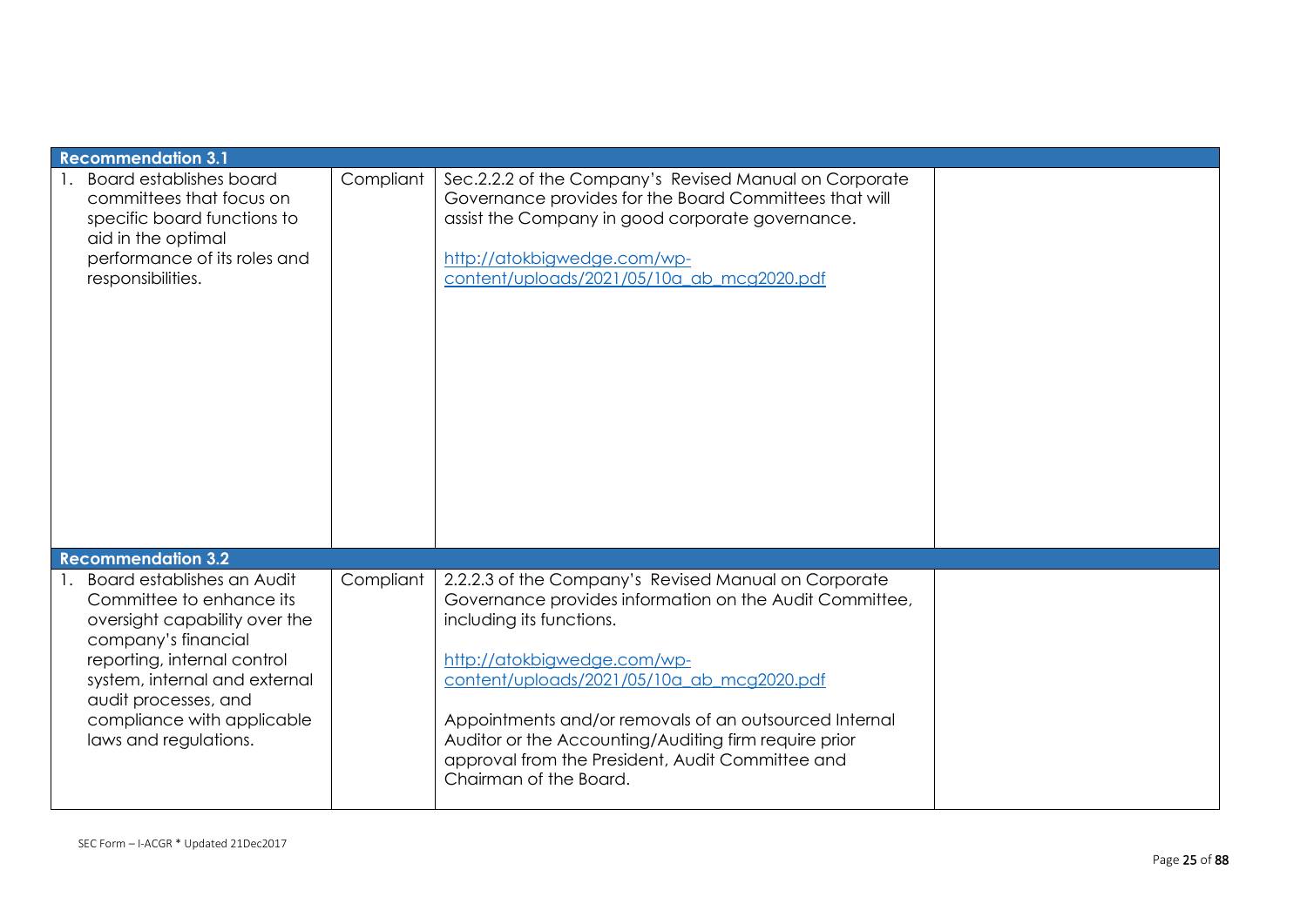| Recommendation 3.1 | | | |
|---|---|---|---|
| 1. Board establishes board committees that focus on specific board functions to aid in the optimal performance of its roles and responsibilities. | Compliant | Sec.2.2.2 of the Company's Revised Manual on Corporate Governance provides for the Board Committees that will assist the Company in good corporate governance.<br><br>http://atokbigwedge.com/wp-content/uploads/2021/05/10a_ab_mcg2020.pdf | |
| **Recommendation 3.2** | | | |
| 1. Board establishes an Audit Committee to enhance its oversight capability over the company's financial reporting, internal control system, internal and external audit processes, and compliance with applicable laws and regulations. | Compliant | 2.2.2.3 of the Company's Revised Manual on Corporate Governance provides information on the Audit Committee, including its functions.<br><br>http://atokbigwedge.com/wp-content/uploads/2021/05/10a_ab_mcg2020.pdf<br><br>Appointments and/or removals of an outsourced Internal Auditor or the Accounting/Auditing firm require prior approval from the President, Audit Committee and Chairman of the Board. | |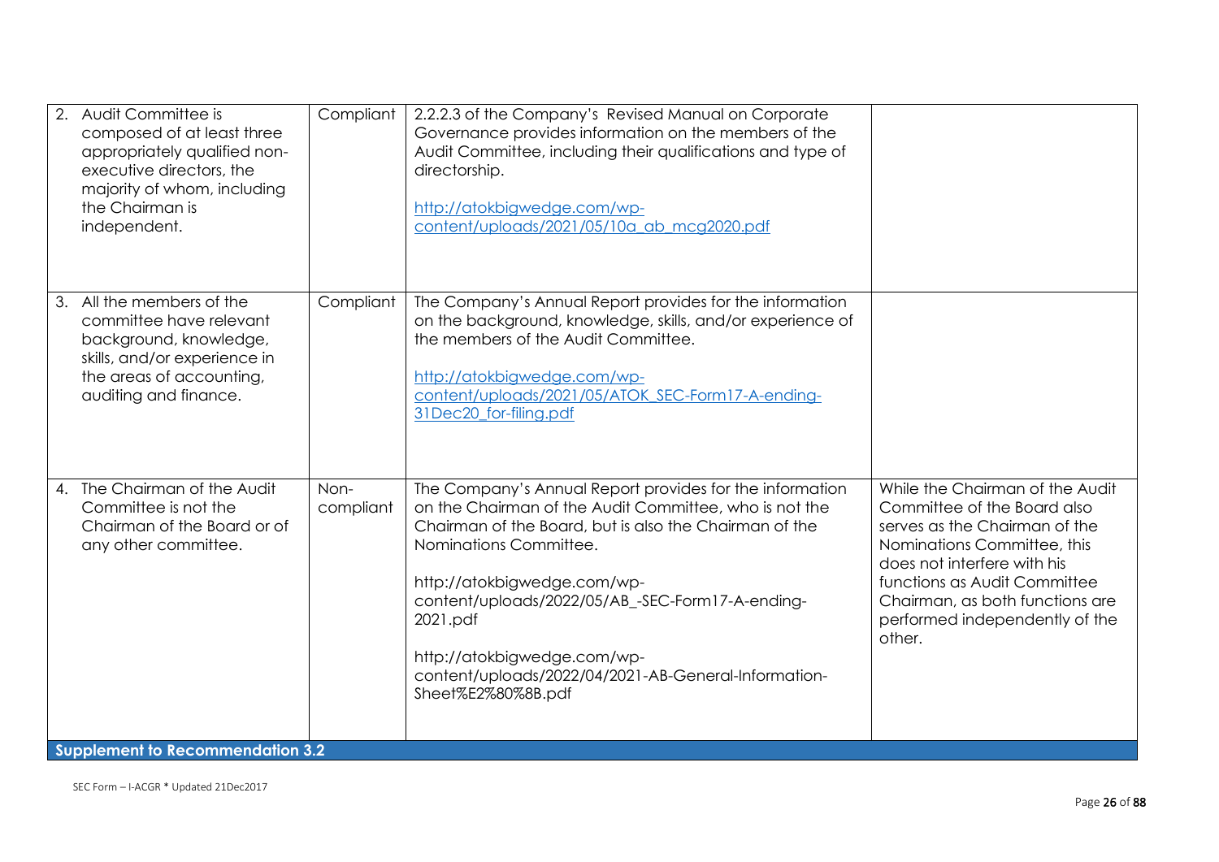| | | | |
|---|---|---|---|
| 2. Audit Committee is composed of at least three appropriately qualified non-executive directors, the majority of whom, including the Chairman is independent. | Compliant | 2.2.2.3 of the Company's Revised Manual on Corporate Governance provides information on the members of the Audit Committee, including their qualifications and type of directorship.<br><br>http://atokbigwedge.com/wp-content/uploads/2021/05/10a_ab_mcg2020.pdf | |
| 3. All the members of the committee have relevant background, knowledge, skills, and/or experience in the areas of accounting, auditing and finance. | Compliant | The Company's Annual Report provides for the information on the background, knowledge, skills, and/or experience of the members of the Audit Committee.<br><br>http://atokbigwedge.com/wp-content/uploads/2021/05/ATOK_SEC-Form17-A-ending-31Dec20_for-filing.pdf | |
| 4. The Chairman of the Audit Committee is not the Chairman of the Board or of any other committee. | Non-compliant | The Company's Annual Report provides for the information on the Chairman of the Audit Committee, who is not the Chairman of the Board, but is also the Chairman of the Nominations Committee.<br><br>http://atokbigwedge.com/wp-content/uploads/2022/05/AB_-SEC-Form17-A-ending-2021.pdf<br><br>http://atokbigwedge.com/wp-content/uploads/2022/04/2021-AB-General-Information-Sheet%E2%80%8B.pdf | While the Chairman of the Audit Committee of the Board also serves as the Chairman of the Nominations Committee, this does not interfere with his functions as Audit Committee Chairman, as both functions are performed independently of the other. |
| **Supplement to Recommendation 3.2** | | | |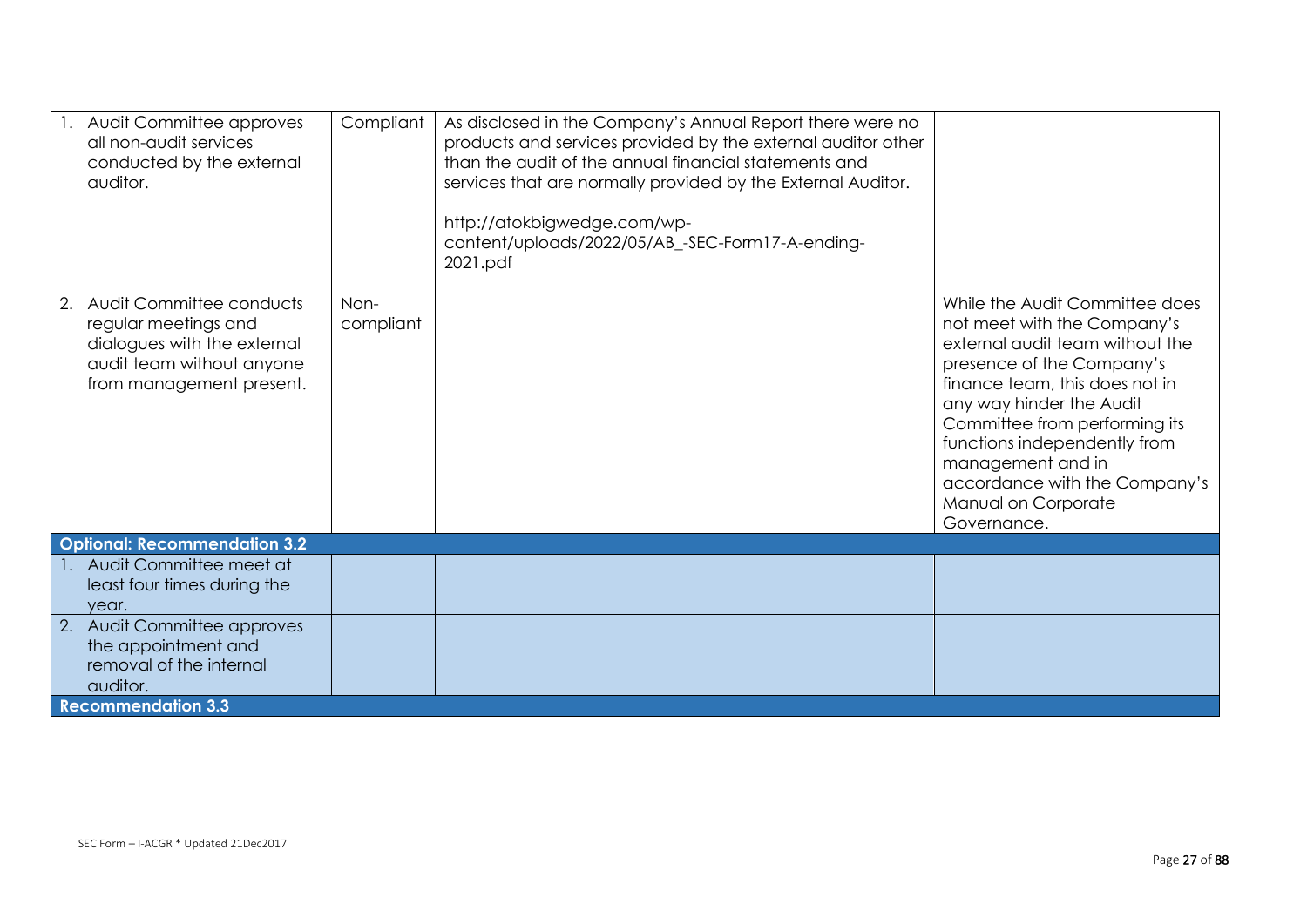| | | | |
|---|---|---|---|
| 1. Audit Committee approves all non-audit services conducted by the external auditor. | Compliant | As disclosed in the Company's Annual Report there were no products and services provided by the external auditor other than the audit of the annual financial statements and services that are normally provided by the External Auditor.<br><br>http://atokbigwedge.com/wp-content/uploads/2022/05/AB_-SEC-Form17-A-ending-2021.pdf | |
| 2. Audit Committee conducts regular meetings and dialogues with the external audit team without anyone from management present. | Non-compliant | | While the Audit Committee does not meet with the Company's external audit team without the presence of the Company's finance team, this does not in any way hinder the Audit Committee from performing its functions independently from management and in accordance with the Company's Manual on Corporate Governance. |
| **Optional: Recommendation 3.2** | | | |
| 1. Audit Committee meet at least four times during the year. | | | |
| 2. Audit Committee approves the appointment and removal of the internal auditor. | | | |
| **Recommendation 3.3** | | | |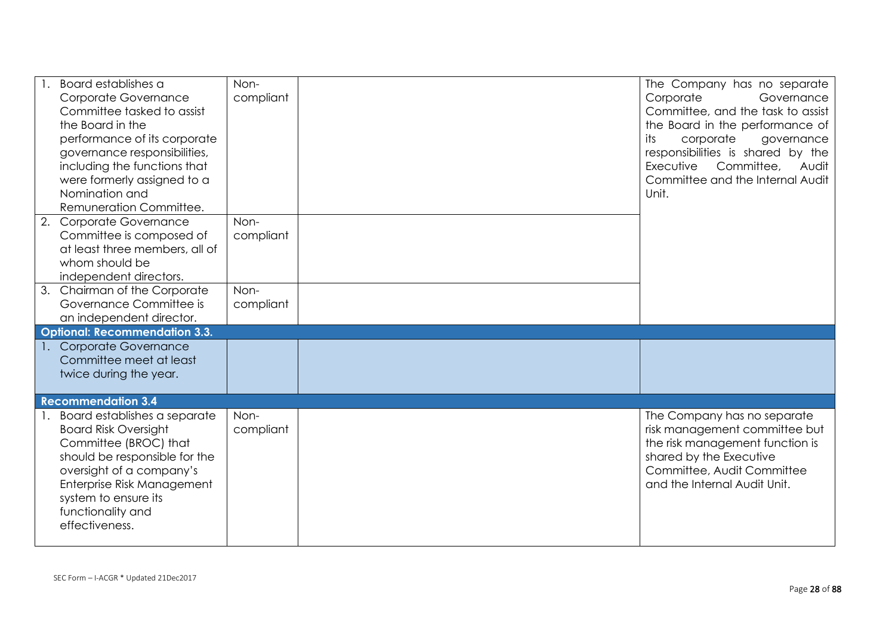| | | | |
|---|---|---|---|
| 1. Board establishes a Corporate Governance Committee tasked to assist the Board in the performance of its corporate governance responsibilities, including the functions that were formerly assigned to a Nomination and Remuneration Committee. | Non-compliant | | The Company has no separate Corporate Governance Committee, and the task to assist the Board in the performance of its corporate governance responsibilities is shared by the Executive Committee, Audit Committee and the Internal Audit Unit. |
| 2. Corporate Governance Committee is composed of at least three members, all of whom should be independent directors. | Non-compliant | | |
| 3. Chairman of the Corporate Governance Committee is an independent director. | Non-compliant | | |
| **Optional: Recommendation 3.3.** | | | |
| 1. Corporate Governance Committee meet at least twice during the year. | | | |
| **Recommendation 3.4** | | | |
| 1. Board establishes a separate Board Risk Oversight Committee (BROC) that should be responsible for the oversight of a company's Enterprise Risk Management system to ensure its functionality and effectiveness. | Non-compliant | | The Company has no separate risk management committee but the risk management function is shared by the Executive Committee, Audit Committee and the Internal Audit Unit. |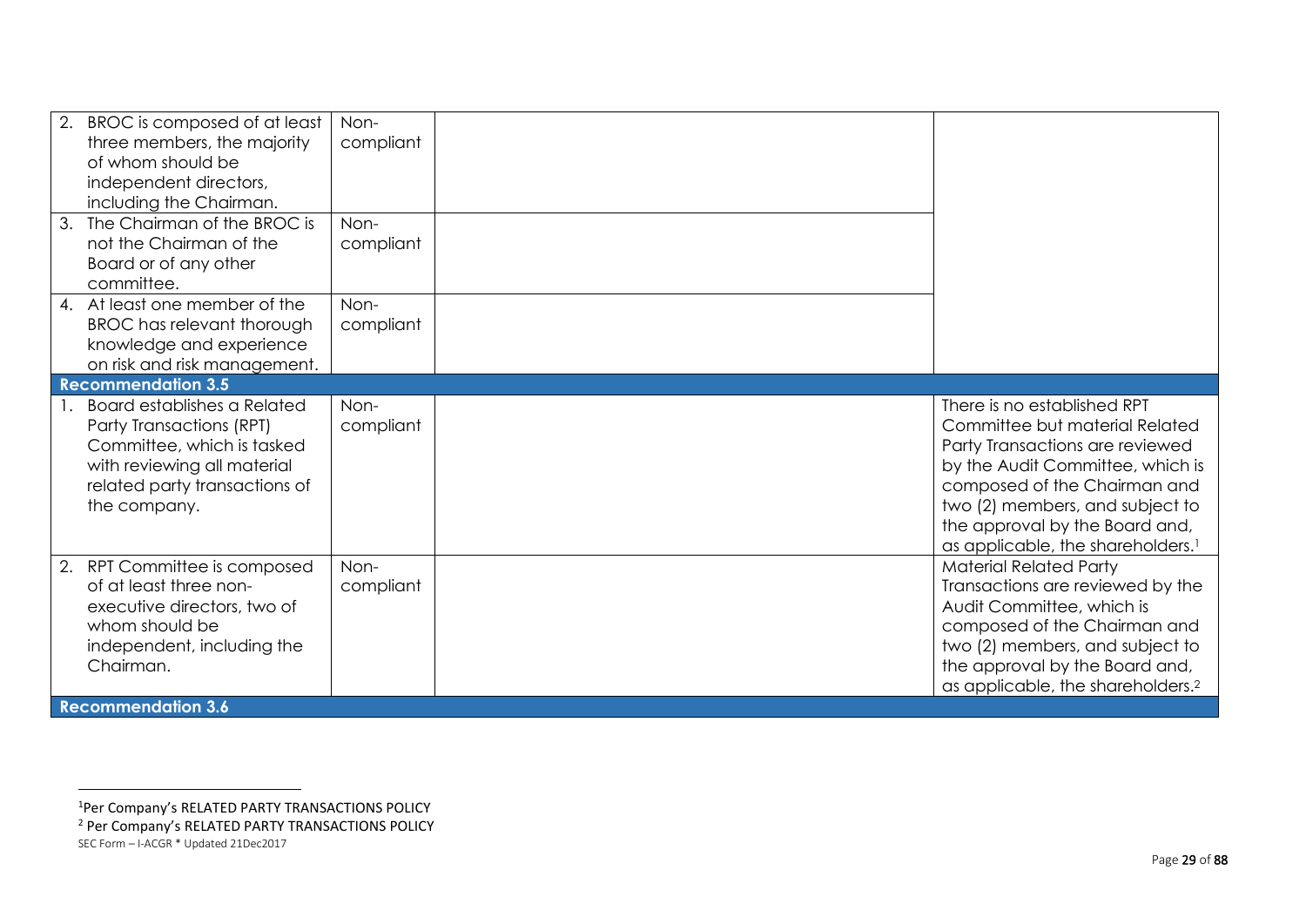| | | | |
|---|---|---|---|
| 2. BROC is composed of at least three members, the majority of whom should be independent directors, including the Chairman. | Non-compliant | | |
| 3. The Chairman of the BROC is not the Chairman of the Board or of any other committee. | Non-compliant | | |
| 4. At least one member of the BROC has relevant thorough knowledge and experience on risk and risk management. | Non-compliant | | |
| **Recommendation 3.5** | | | |
| 1. Board establishes a Related Party Transactions (RPT) Committee, which is tasked with reviewing all material related party transactions of the company. | Non-compliant | | There is no established RPT Committee but material Related Party Transactions are reviewed by the Audit Committee, which is composed of the Chairman and two (2) members, and subject to the approval by the Board and, as applicable, the shareholders.[1] |
| 2. RPT Committee is composed of at least three non-executive directors, two of whom should be independent, including the Chairman. | Non-compliant | | Material Related Party Transactions are reviewed by the Audit Committee, which is composed of the Chairman and two (2) members, and subject to the approval by the Board and, as applicable, the shareholders.[2] |
| **Recommendation 3.6** | | | |

[1] Per Company's RELATED PARTY TRANSACTIONS POLICY

[2] Per Company's RELATED PARTY TRANSACTIONS POLICY

SEC Form – I-ACGR * Updated 21Dec2017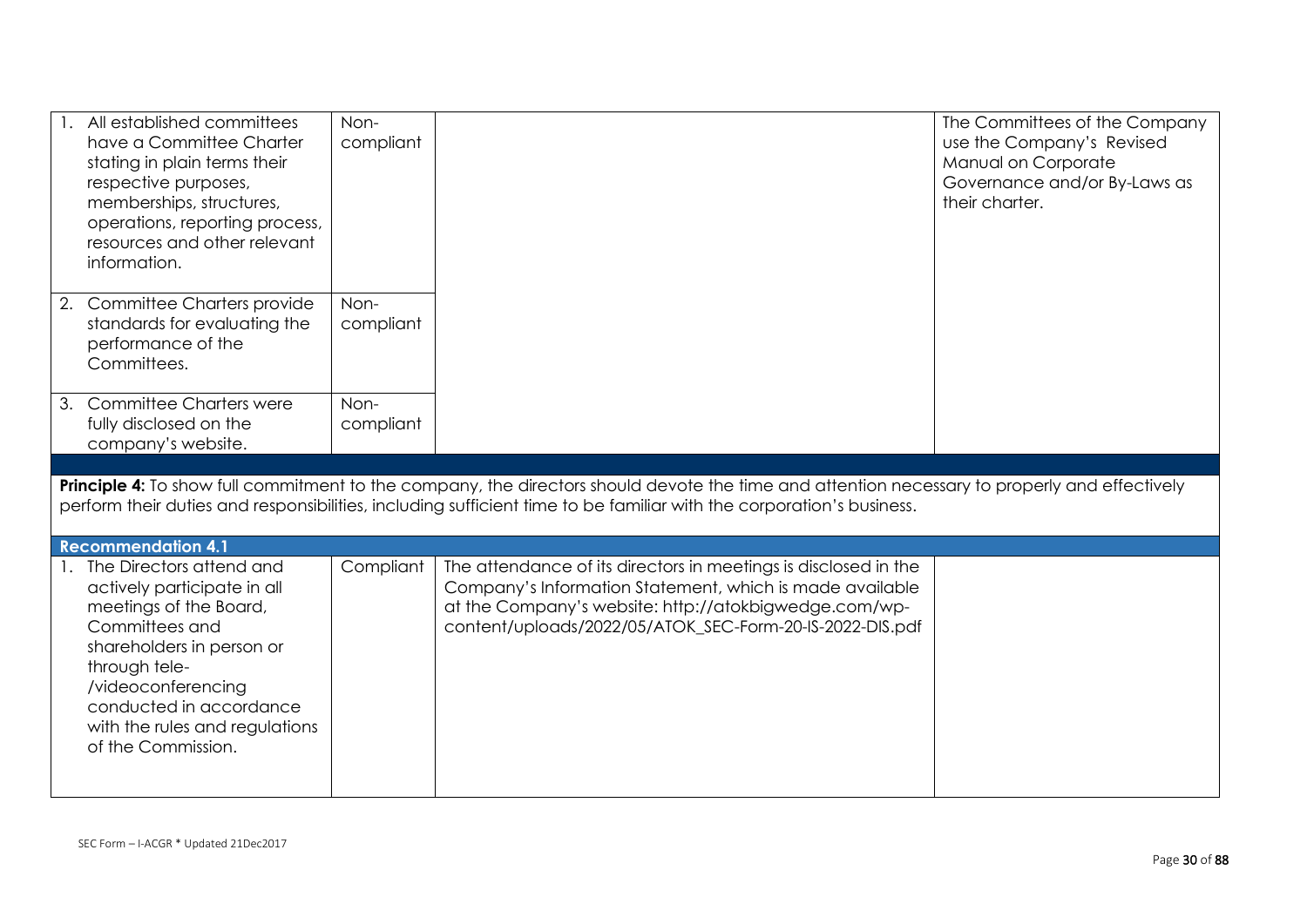| | | | |
|---|---|---|---|
| 1. All established committees have a Committee Charter stating in plain terms their respective purposes, memberships, structures, operations, reporting process, resources and other relevant information. | Non-compliant | | The Committees of the Company use the Company's Revised Manual on Corporate Governance and/or By-Laws as their charter. |
| 2. Committee Charters provide standards for evaluating the performance of the Committees. | Non-compliant | | |
| 3. Committee Charters were fully disclosed on the company's website. | Non-compliant | | |

**Principle 4:** To show full commitment to the company, the directors should devote the time and attention necessary to properly and effectively perform their duties and responsibilities, including sufficient time to be familiar with the corporation's business.

| **Recommendation 4.1** | | | |
|---|---|---|---|
| 1. The Directors attend and actively participate in all meetings of the Board, Committees and shareholders in person or through tele-/videoconferencing conducted in accordance with the rules and regulations of the Commission. | Compliant | The attendance of its directors in meetings is disclosed in the Company's Information Statement, which is made available at the Company's website: http://atokbigwedge.com/wp-content/uploads/2022/05/ATOK_SEC-Form-20-IS-2022-DIS.pdf | |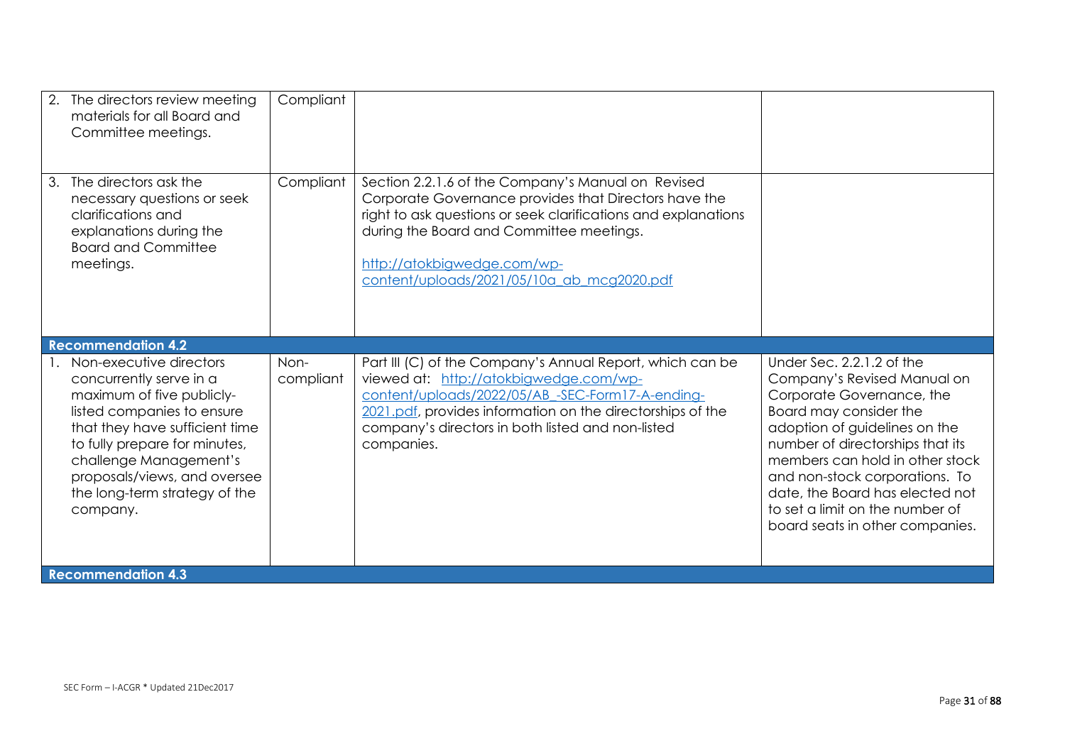| | | | |
|---|---|---|---|
| 2. The directors review meeting materials for all Board and Committee meetings. | Compliant | | |
| 3. The directors ask the necessary questions or seek clarifications and explanations during the Board and Committee meetings. | Compliant | Section 2.2.1.6 of the Company's Manual on Revised Corporate Governance provides that Directors have the right to ask questions or seek clarifications and explanations during the Board and Committee meetings.<br><br>http://atokbigwedge.com/wp-content/uploads/2021/05/10a_ab_mcg2020.pdf | |
| **Recommendation 4.2** | | | |
| 1. Non-executive directors concurrently serve in a maximum of five publicly-listed companies to ensure that they have sufficient time to fully prepare for minutes, challenge Management's proposals/views, and oversee the long-term strategy of the company. | Non-compliant | Part III (C) of the Company's Annual Report, which can be viewed at: http://atokbigwedge.com/wp-content/uploads/2022/05/AB_-SEC-Form17-A-ending-2021.pdf, provides information on the directorships of the company's directors in both listed and non-listed companies. | Under Sec. 2.2.1.2 of the Company's Revised Manual on Corporate Governance, the Board may consider the adoption of guidelines on the number of directorships that its members can hold in other stock and non-stock corporations. To date, the Board has elected not to set a limit on the number of board seats in other companies. |
| **Recommendation 4.3** | | | |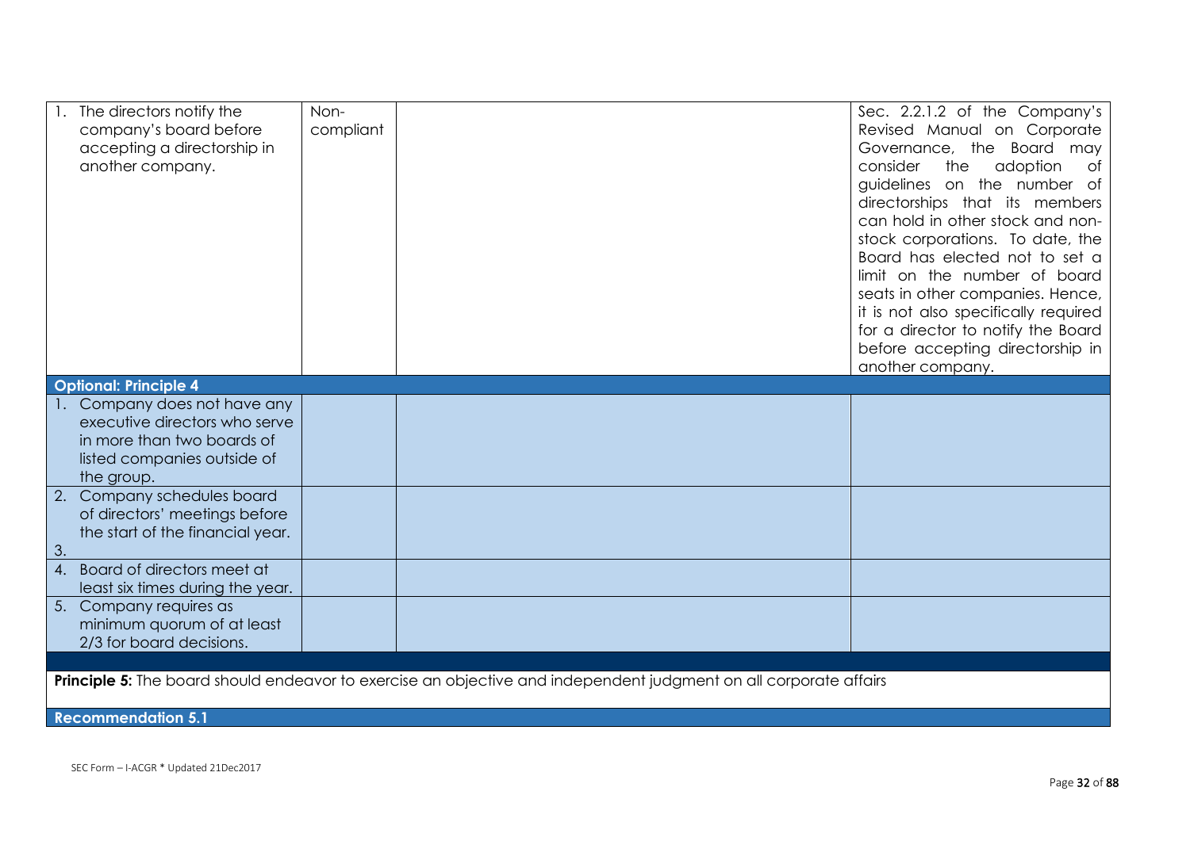| | | | |
|---|---|---|---|
| 1. The directors notify the company's board before accepting a directorship in another company. | Non-compliant | | Sec. 2.2.1.2 of the Company's Revised Manual on Corporate Governance, the Board may consider the adoption of guidelines on the number of directorships that its members can hold in other stock and non-stock corporations. To date, the Board has elected not to set a limit on the number of board seats in other companies. Hence, it is not also specifically required for a director to notify the Board before accepting directorship in another company. |
| **Optional: Principle 4** | | | |
| 1. Company does not have any executive directors who serve in more than two boards of listed companies outside of the group. | | | |
| 2. Company schedules board of directors' meetings before the start of the financial year.<br>3. | | | |
| 4. Board of directors meet at least six times during the year. | | | |
| 5. Company requires as minimum quorum of at least 2/3 for board decisions. | | | |

**Principle 5:** The board should endeavor to exercise an objective and independent judgment on all corporate affairs

**Recommendation 5.1**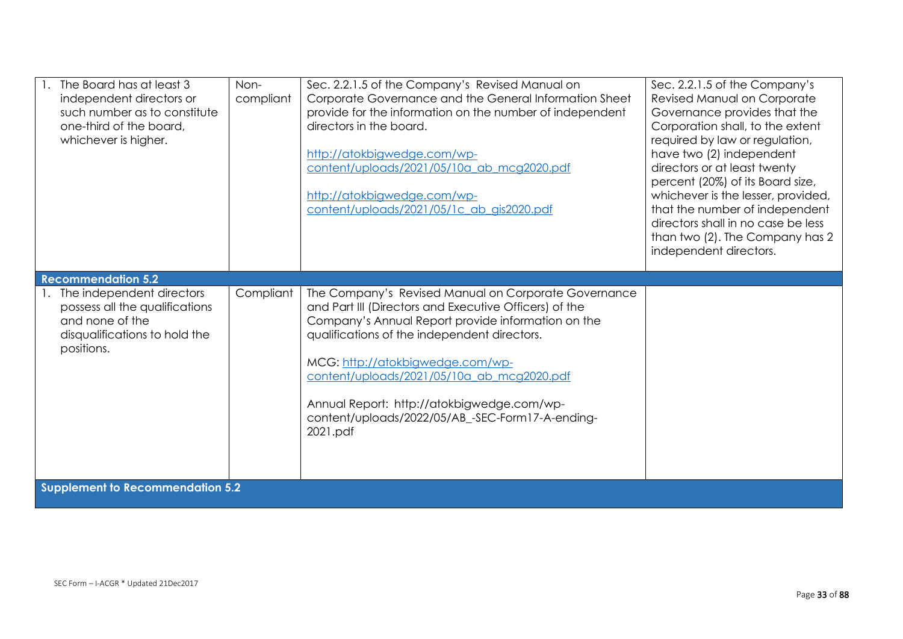| | | | |
|---|---|---|---|
| 1. The Board has at least 3 independent directors or such number as to constitute one-third of the board, whichever is higher. | Non-compliant | Sec. 2.2.1.5 of the Company's Revised Manual on Corporate Governance and the General Information Sheet provide for the information on the number of independent directors in the board.<br><br>[http://atokbigwedge.com/wp-content/uploads/2021/05/10a_ab_mcg2020.pdf](http://atokbigwedge.com/wp-content/uploads/2021/05/10a_ab_mcg2020.pdf)<br><br>[http://atokbigwedge.com/wp-content/uploads/2021/05/1c_ab_gis2020.pdf](http://atokbigwedge.com/wp-content/uploads/2021/05/1c_ab_gis2020.pdf) | Sec. 2.2.1.5 of the Company's Revised Manual on Corporate Governance provides that the Corporation shall, to the extent required by law or regulation, have two (2) independent directors or at least twenty percent (20%) of its Board size, whichever is the lesser, provided, that the number of independent directors shall in no case be less than two (2). The Company has 2 independent directors. |
| **Recommendation 5.2** | | | |
| 1. The independent directors possess all the qualifications and none of the disqualifications to hold the positions. | Compliant | The Company's Revised Manual on Corporate Governance and Part III (Directors and Executive Officers) of the Company's Annual Report provide information on the qualifications of the independent directors.<br><br>MCG: [http://atokbigwedge.com/wp-content/uploads/2021/05/10a_ab_mcg2020.pdf](http://atokbigwedge.com/wp-content/uploads/2021/05/10a_ab_mcg2020.pdf)<br><br>Annual Report: http://atokbigwedge.com/wp-content/uploads/2022/05/AB_-SEC-Form17-A-ending-2021.pdf | |
| **Supplement to Recommendation 5.2** | | | |

SEC Form – I-ACGR * Updated 21Dec2017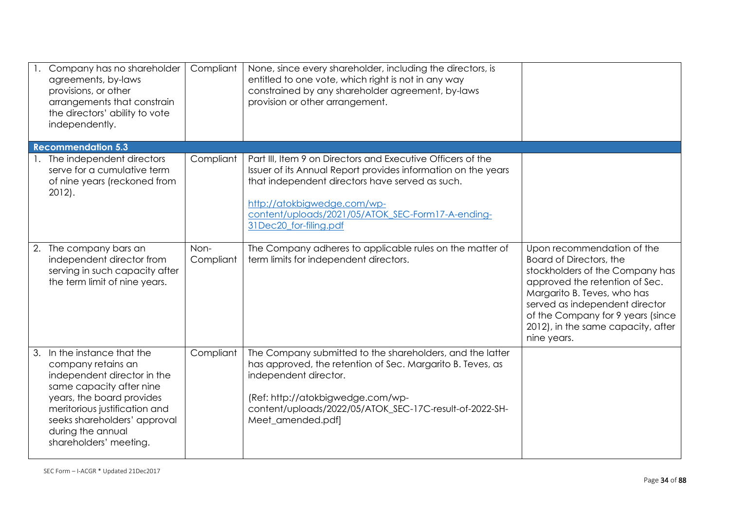| | | | |
|---|---|---|---|
| 1. Company has no shareholder agreements, by-laws provisions, or other arrangements that constrain the directors' ability to vote independently. | Compliant | None, since every shareholder, including the directors, is entitled to one vote, which right is not in any way constrained by any shareholder agreement, by-laws provision or other arrangement. | |
| **Recommendation 5.3** | | | |
| 1. The independent directors serve for a cumulative term of nine years (reckoned from 2012). | Compliant | Part III, Item 9 on Directors and Executive Officers of the Issuer of its Annual Report provides information on the years that independent directors have served as such.<br><br>http://atokbigwedge.com/wp-content/uploads/2021/05/ATOK_SEC-Form17-A-ending-31Dec20_for-filing.pdf | |
| 2. The company bars an independent director from serving in such capacity after the term limit of nine years. | Non-Compliant | The Company adheres to applicable rules on the matter of term limits for independent directors. | Upon recommendation of the Board of Directors, the stockholders of the Company has approved the retention of Sec. Margarito B. Teves, who has served as independent director of the Company for 9 years (since 2012), in the same capacity, after nine years. |
| 3. In the instance that the company retains an independent director in the same capacity after nine years, the board provides meritorious justification and seeks shareholders' approval during the annual shareholders' meeting. | Compliant | The Company submitted to the shareholders, and the latter has approved, the retention of Sec. Margarito B. Teves, as independent director.<br><br>(Ref: http://atokbigwedge.com/wp-content/uploads/2022/05/ATOK_SEC-17C-result-of-2022-SH-Meet_amended.pdf] | |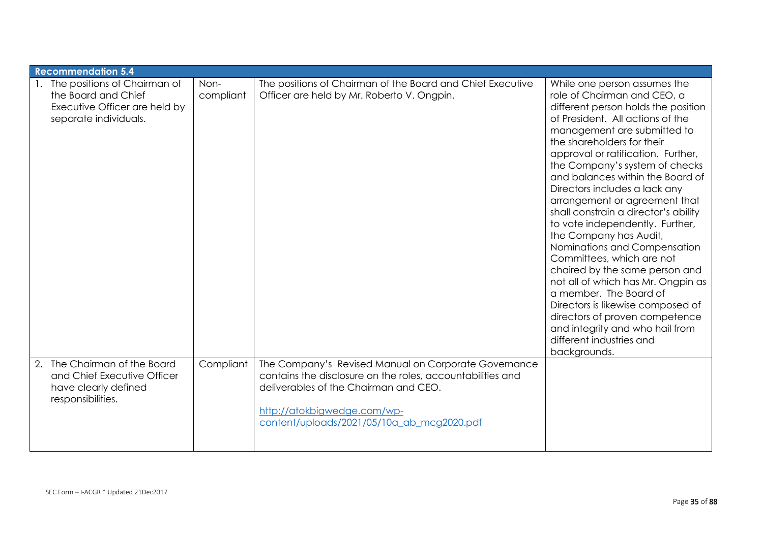| Recommendation 5.4 | | | |
|---|---|---|---|
| 1. The positions of Chairman of the Board and Chief Executive Officer are held by separate individuals. | Non-compliant | The positions of Chairman of the Board and Chief Executive Officer are held by Mr. Roberto V. Ongpin. | While one person assumes the role of Chairman and CEO, a different person holds the position of President. All actions of the management are submitted to the shareholders for their approval or ratification. Further, the Company's system of checks and balances within the Board of Directors includes a lack any arrangement or agreement that shall constrain a director's ability to vote independently. Further, the Company has Audit, Nominations and Compensation Committees, which are not chaired by the same person and not all of which has Mr. Ongpin as a member. The Board of Directors is likewise composed of directors of proven competence and integrity and who hail from different industries and backgrounds. |
| 2. The Chairman of the Board and Chief Executive Officer have clearly defined responsibilities. | Compliant | The Company's Revised Manual on Corporate Governance contains the disclosure on the roles, accountabilities and deliverables of the Chairman and CEO.<br><br>[http://atokbigwedge.com/wp-content/uploads/2021/05/10a_ab_mcg2020.pdf](http://atokbigwedge.com/wp-content/uploads/2021/05/10a_ab_mcg2020.pdf) | |

SEC Form – I-ACGR * Updated 21Dec2017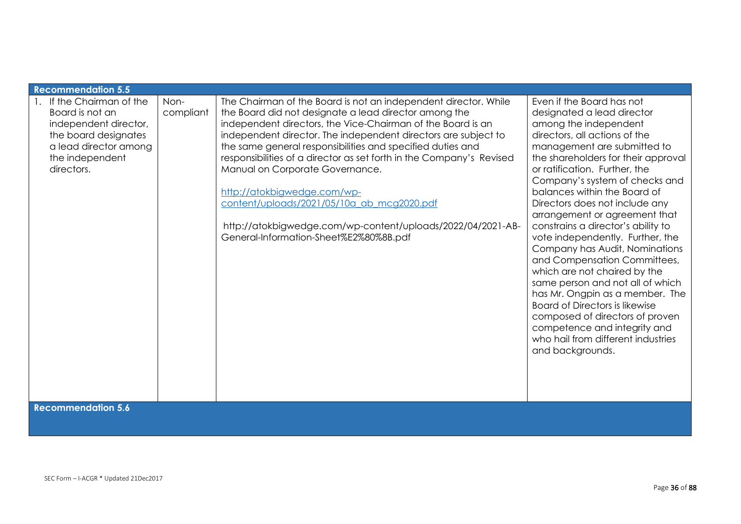| Recommendation 5.5 | | | |
|---|---|---|---|
| 1. If the Chairman of the Board is not an independent director, the board designates a lead director among the independent directors. | Non-compliant | The Chairman of the Board is not an independent director. While the Board did not designate a lead director among the independent directors, the Vice-Chairman of the Board is an independent director. The independent directors are subject to the same general responsibilities and specified duties and responsibilities of a director as set forth in the Company's Revised Manual on Corporate Governance.<br><br>[http://atokbigwedge.com/wp-content/uploads/2021/05/10a_ab_mcg2020.pdf](http://atokbigwedge.com/wp-content/uploads/2021/05/10a_ab_mcg2020.pdf)<br><br>http://atokbigwedge.com/wp-content/uploads/2022/04/2021-AB-General-Information-Sheet%E2%80%8B.pdf | Even if the Board has not designated a lead director among the independent directors, all actions of the management are submitted to the shareholders for their approval or ratification. Further, the Company's system of checks and balances within the Board of Directors does not include any arrangement or agreement that constrains a director's ability to vote independently. Further, the Company has Audit, Nominations and Compensation Committees, which are not chaired by the same person and not all of which has Mr. Ongpin as a member. The Board of Directors is likewise composed of directors of proven competence and integrity and who hail from different industries and backgrounds. |
| **Recommendation 5.6** | | | |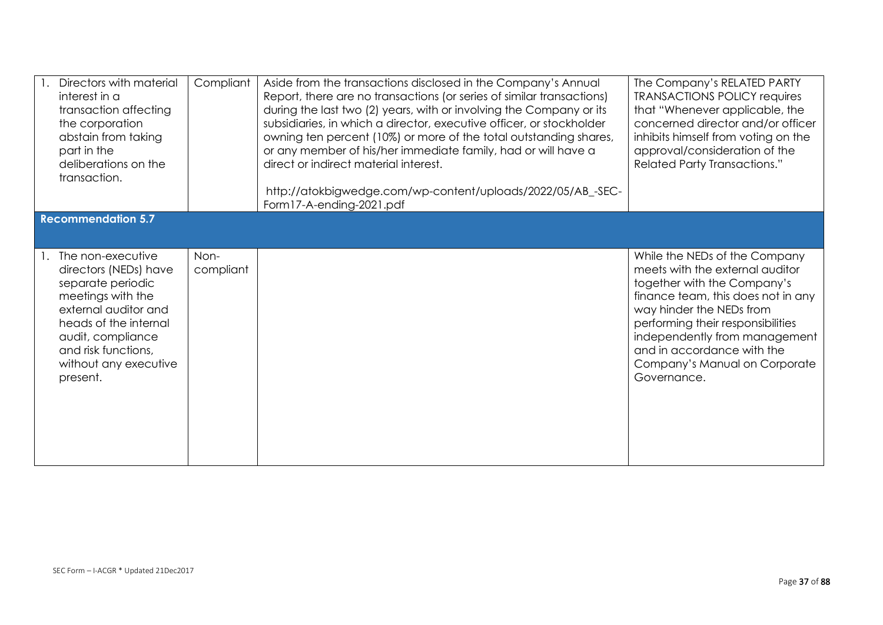| | | | |
|---|---|---|---|
| 1. Directors with material interest in a transaction affecting the corporation abstain from taking part in the deliberations on the transaction. | Compliant | Aside from the transactions disclosed in the Company's Annual Report, there are no transactions (or series of similar transactions) during the last two (2) years, with or involving the Company or its subsidiaries, in which a director, executive officer, or stockholder owning ten percent (10%) or more of the total outstanding shares, or any member of his/her immediate family, had or will have a direct or indirect material interest.<br><br>http://atokbigwedge.com/wp-content/uploads/2022/05/AB_-SEC-Form17-A-ending-2021.pdf | The Company's RELATED PARTY TRANSACTIONS POLICY requires that "Whenever applicable, the concerned director and/or officer inhibits himself from voting on the approval/consideration of the Related Party Transactions." |
| **Recommendation 5.7** | | | |
| 1. The non-executive directors (NEDs) have separate periodic meetings with the external auditor and heads of the internal audit, compliance and risk functions, without any executive present. | Non-compliant | | While the NEDs of the Company meets with the external auditor together with the Company's finance team, this does not in any way hinder the NEDs from performing their responsibilities independently from management and in accordance with the Company's Manual on Corporate Governance. |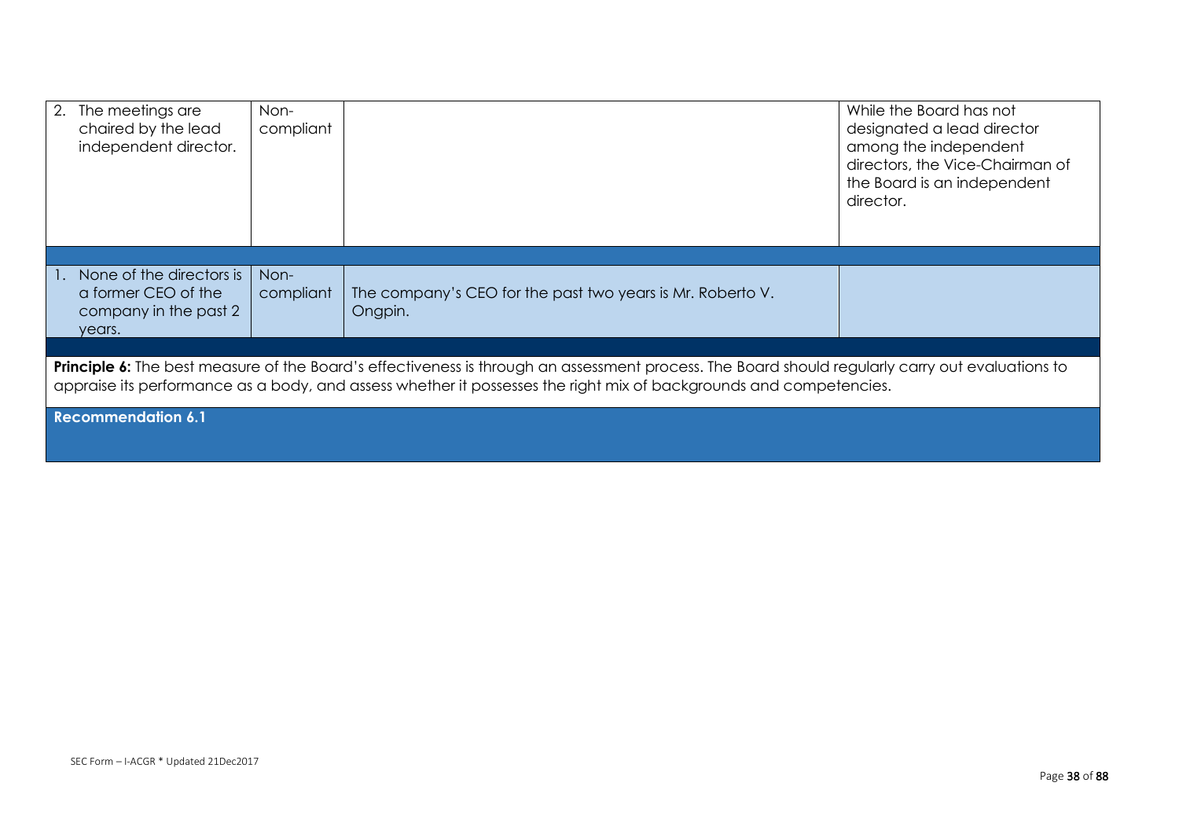| | | | |
|---|---|---|---|
| 2. The meetings are chaired by the lead independent director. | Non-compliant | | While the Board has not designated a lead director among the independent directors, the Vice-Chairman of the Board is an independent director. |
| | | | |
| 1. None of the directors is a former CEO of the company in the past 2 years. | Non-compliant | The company's CEO for the past two years is Mr. Roberto V. Ongpin. | |

**Principle 6:** The best measure of the Board's effectiveness is through an assessment process. The Board should regularly carry out evaluations to appraise its performance as a body, and assess whether it possesses the right mix of backgrounds and competencies.

**Recommendation 6.1**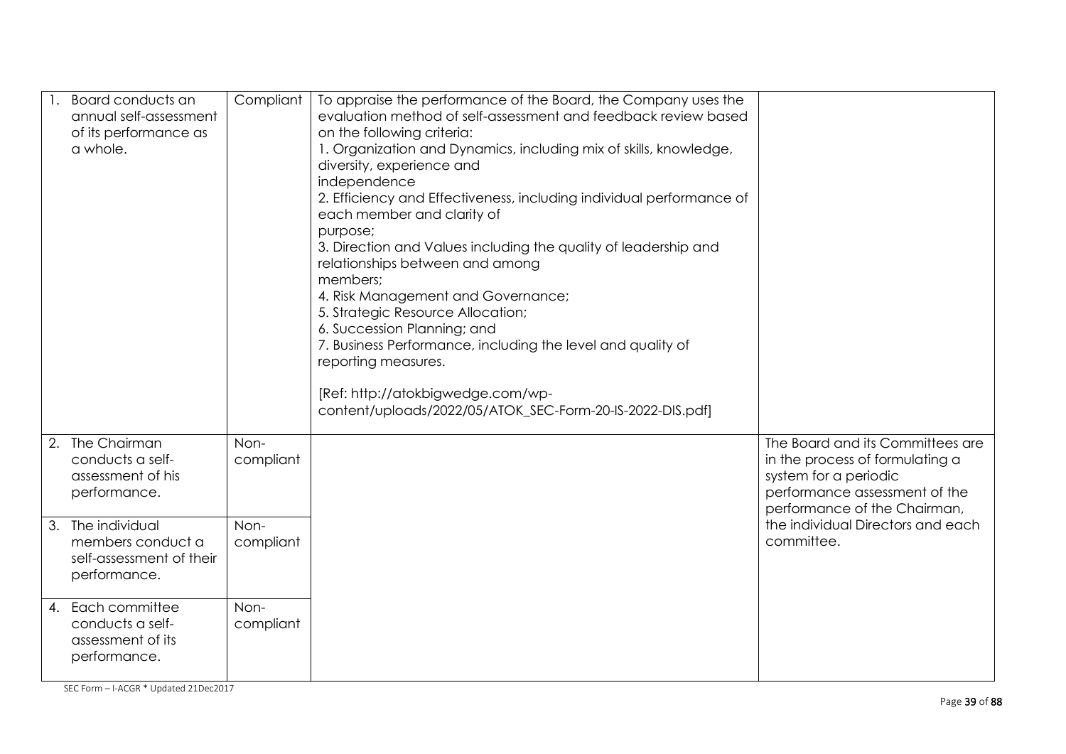| | | | |
|---|---|---|---|
| 1. Board conducts an annual self-assessment of its performance as a whole. | Compliant | To appraise the performance of the Board, the Company uses the evaluation method of self-assessment and feedback review based on the following criteria:<br>1. Organization and Dynamics, including mix of skills, knowledge, diversity, experience and independence<br>2. Efficiency and Effectiveness, including individual performance of each member and clarity of purpose;<br>3. Direction and Values including the quality of leadership and relationships between and among members;<br>4. Risk Management and Governance;<br>5. Strategic Resource Allocation;<br>6. Succession Planning; and<br>7. Business Performance, including the level and quality of reporting measures.<br><br>[Ref: http://atokbigwedge.com/wp-content/uploads/2022/05/ATOK_SEC-Form-20-IS-2022-DIS.pdf] | |
| 2. The Chairman conducts a self-assessment of his performance. | Non-compliant | | The Board and its Committees are in the process of formulating a system for a periodic performance assessment of the performance of the Chairman, the individual Directors and each committee. |
| 3. The individual members conduct a self-assessment of their performance. | Non-compliant | | |
| 4. Each committee conducts a self-assessment of its performance. | Non-compliant | | |

SEC Form – I-ACGR * Updated 21Dec2017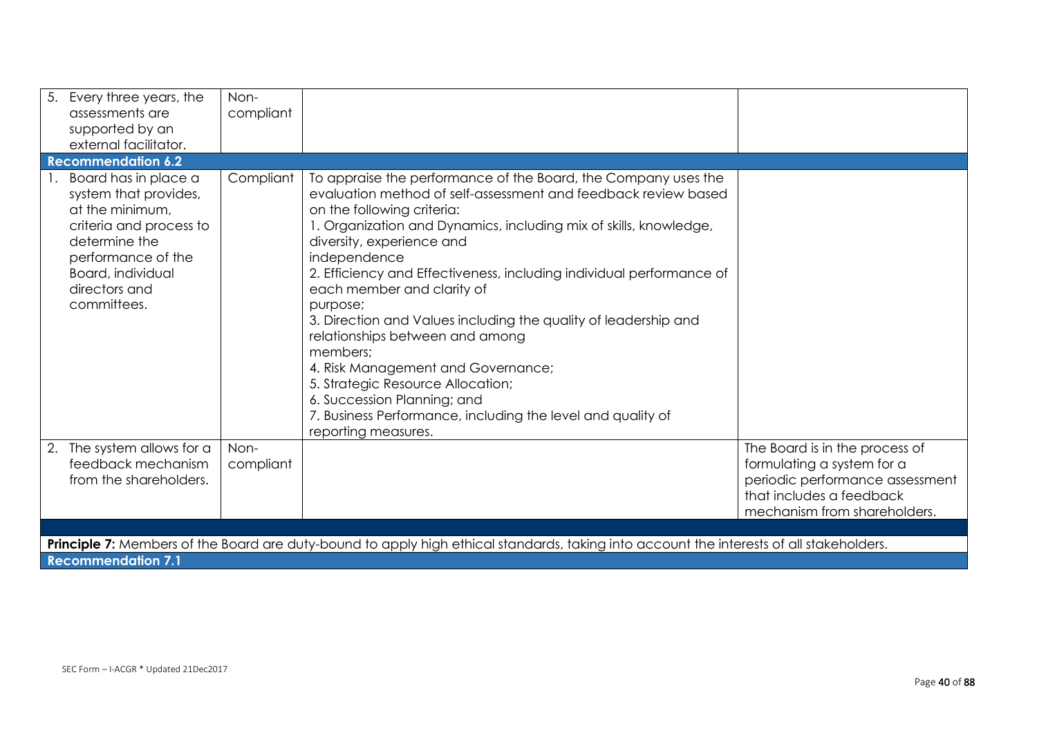| | | | |
|---|---|---|---|
| 5. Every three years, the assessments are supported by an external facilitator. | Non-compliant | | |
| **Recommendation 6.2** | | | |
| 1. Board has in place a system that provides, at the minimum, criteria and process to determine the performance of the Board, individual directors and committees. | Compliant | To appraise the performance of the Board, the Company uses the evaluation method of self-assessment and feedback review based on the following criteria:<br>1. Organization and Dynamics, including mix of skills, knowledge, diversity, experience and independence<br>2. Efficiency and Effectiveness, including individual performance of each member and clarity of purpose;<br>3. Direction and Values including the quality of leadership and relationships between and among members;<br>4. Risk Management and Governance;<br>5. Strategic Resource Allocation;<br>6. Succession Planning; and<br>7. Business Performance, including the level and quality of reporting measures. | |
| 2. The system allows for a feedback mechanism from the shareholders. | Non-compliant | | The Board is in the process of formulating a system for a periodic performance assessment that includes a feedback mechanism from shareholders. |
| | | | |
| **Principle 7:** Members of the Board are duty-bound to apply high ethical standards, taking into account the interests of all stakeholders. | | | |
| **Recommendation 7.1** | | | |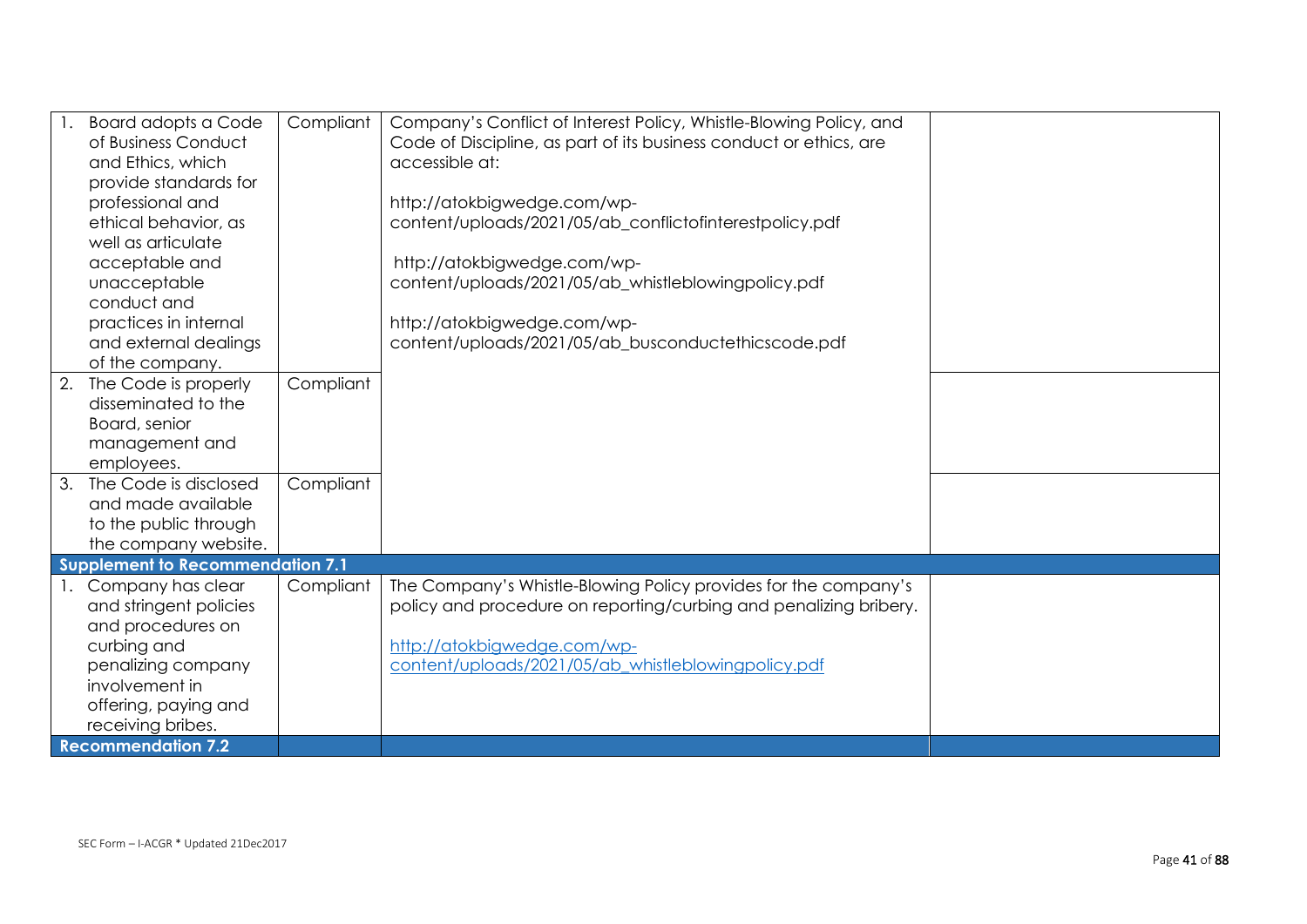| | | | |
|---|---|---|---|
| 1. Board adopts a Code of Business Conduct and Ethics, which provide standards for professional and ethical behavior, as well as articulate acceptable and unacceptable conduct and practices in internal and external dealings of the company. | Compliant | Company's Conflict of Interest Policy, Whistle-Blowing Policy, and Code of Discipline, as part of its business conduct or ethics, are accessible at:<br><br>http://atokbigwedge.com/wp-content/uploads/2021/05/ab_conflictofinterestpolicy.pdf<br><br>http://atokbigwedge.com/wp-content/uploads/2021/05/ab_whistleblowingpolicy.pdf<br><br>http://atokbigwedge.com/wp-content/uploads/2021/05/ab_busconductethicscode.pdf | |
| 2. The Code is properly disseminated to the Board, senior management and employees. | Compliant | | |
| 3. The Code is disclosed and made available to the public through the company website. | Compliant | | |
| **Supplement to Recommendation 7.1** | | | |
| 1. Company has clear and stringent policies and procedures on curbing and penalizing company involvement in offering, paying and receiving bribes. | Compliant | The Company's Whistle-Blowing Policy provides for the company's policy and procedure on reporting/curbing and penalizing bribery.<br><br>http://atokbigwedge.com/wp-content/uploads/2021/05/ab_whistleblowingpolicy.pdf | |
| **Recommendation 7.2** | | | |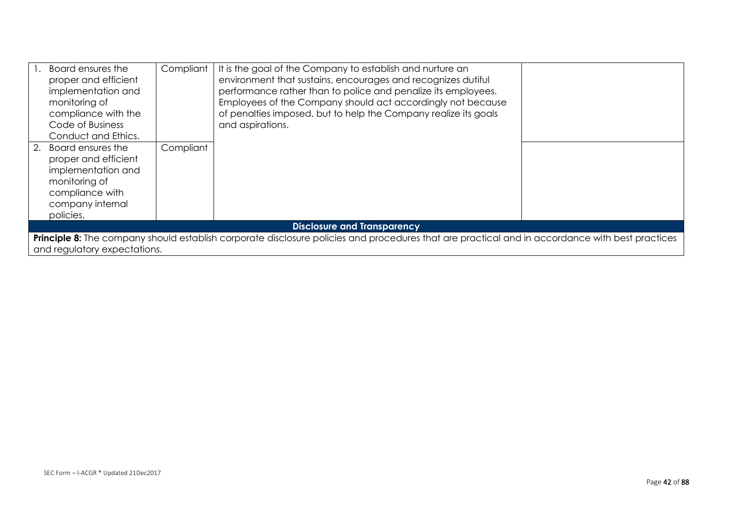| | | | |
|---|---|---|---|
| 1. Board ensures the proper and efficient implementation and monitoring of compliance with the Code of Business Conduct and Ethics. | Compliant | It is the goal of the Company to establish and nurture an environment that sustains, encourages and recognizes dutiful performance rather than to police and penalize its employees. Employees of the Company should act accordingly not because of penalties imposed, but to help the Company realize its goals and aspirations. | |
| 2. Board ensures the proper and efficient implementation and monitoring of compliance with company internal policies. | Compliant | | |
| **Disclosure and Transparency** | | | |
| **Principle 8:** The company should establish corporate disclosure policies and procedures that are practical and in accordance with best practices and regulatory expectations. | | | |

SEC Form – I-ACGR * Updated 21Dec2017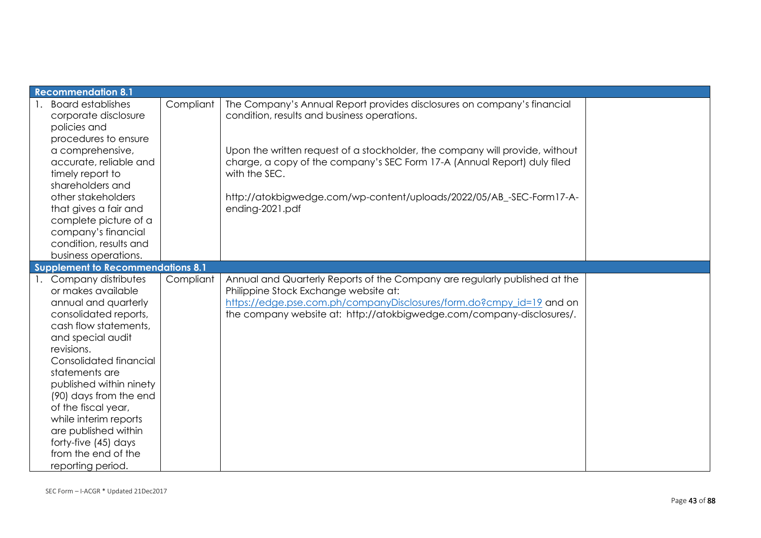| Recommendation 8.1 | | | |
|---|---|---|---|
| 1. Board establishes corporate disclosure policies and procedures to ensure a comprehensive, accurate, reliable and timely report to shareholders and other stakeholders that gives a fair and complete picture of a company's financial condition, results and business operations. | Compliant | The Company's Annual Report provides disclosures on company's financial condition, results and business operations.<br><br>Upon the written request of a stockholder, the company will provide, without charge, a copy of the company's SEC Form 17-A (Annual Report) duly filed with the SEC.<br><br>http://atokbigwedge.com/wp-content/uploads/2022/05/AB_-SEC-Form17-A-ending-2021.pdf | |
| **Supplement to Recommendations 8.1** | | | |
| 1. Company distributes or makes available annual and quarterly consolidated reports, cash flow statements, and special audit revisions. Consolidated financial statements are published within ninety (90) days from the end of the fiscal year, while interim reports are published within forty-five (45) days from the end of the reporting period. | Compliant | Annual and Quarterly Reports of the Company are regularly published at the Philippine Stock Exchange website at: https://edge.pse.com.ph/companyDisclosures/form.do?cmpy_id=19 and on the company website at: http://atokbigwedge.com/company-disclosures/. | |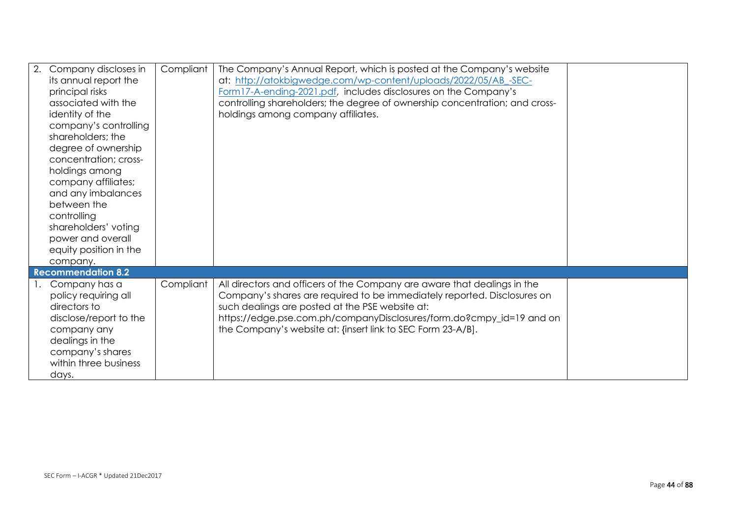| | | | |
|---|---|---|---|
| 2. Company discloses in its annual report the principal risks associated with the identity of the company's controlling shareholders; the degree of ownership concentration; cross-holdings among company affiliates; and any imbalances between the controlling shareholders' voting power and overall equity position in the company. | Compliant | The Company's Annual Report, which is posted at the Company's website at: http://atokbigwedge.com/wp-content/uploads/2022/05/AB_-SEC-Form17-A-ending-2021.pdf, includes disclosures on the Company's controlling shareholders; the degree of ownership concentration; and cross-holdings among company affiliates. | |
| **Recommendation 8.2** | | | |
| 1. Company has a policy requiring all directors to disclose/report to the company any dealings in the company's shares within three business days. | Compliant | All directors and officers of the Company are aware that dealings in the Company's shares are required to be immediately reported. Disclosures on such dealings are posted at the PSE website at: https://edge.pse.com.ph/companyDisclosures/form.do?cmpy_id=19 and on the Company's website at: {insert link to SEC Form 23-A/B]. | |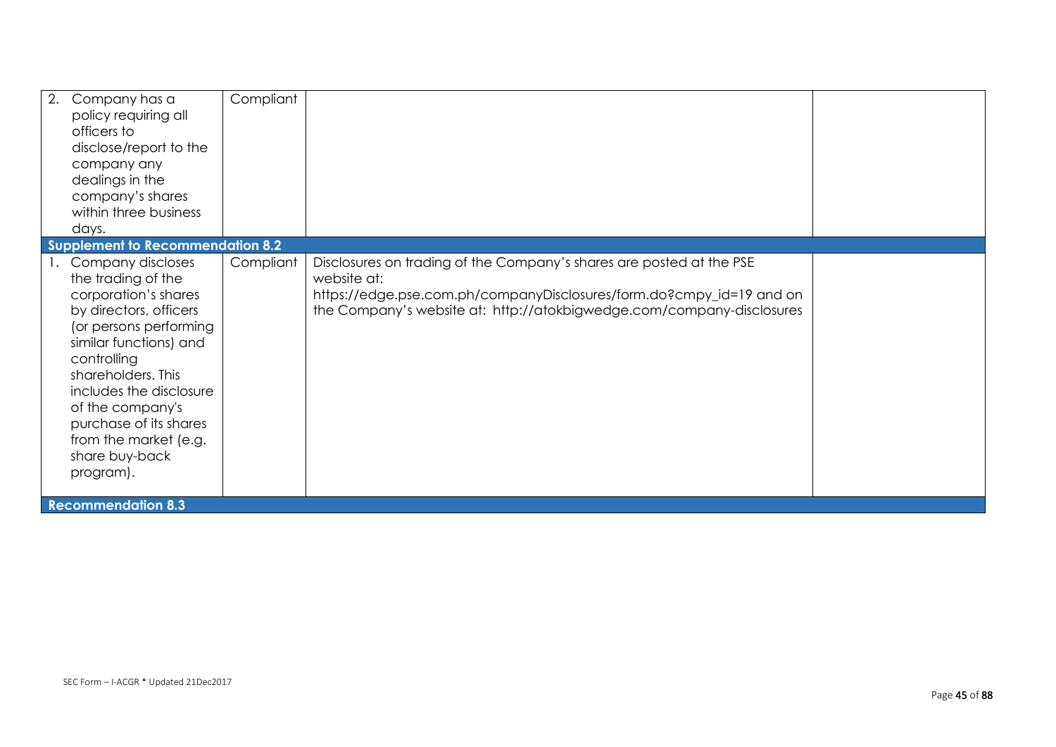| | | | |
|---|---|---|---|
| 2. Company has a policy requiring all officers to disclose/report to the company any dealings in the company's shares within three business days. | Compliant | | |
| **Supplement to Recommendation 8.2** | | | |
| 1. Company discloses the trading of the corporation's shares by directors, officers (or persons performing similar functions) and controlling shareholders. This includes the disclosure of the company's purchase of its shares from the market (e.g. share buy-back program). | Compliant | Disclosures on trading of the Company's shares are posted at the PSE website at: https://edge.pse.com.ph/companyDisclosures/form.do?cmpy_id=19 and on the Company's website at: http://atokbigwedge.com/company-disclosures | |
| **Recommendation 8.3** | | | |

SEC Form – I-ACGR * Updated 21Dec2017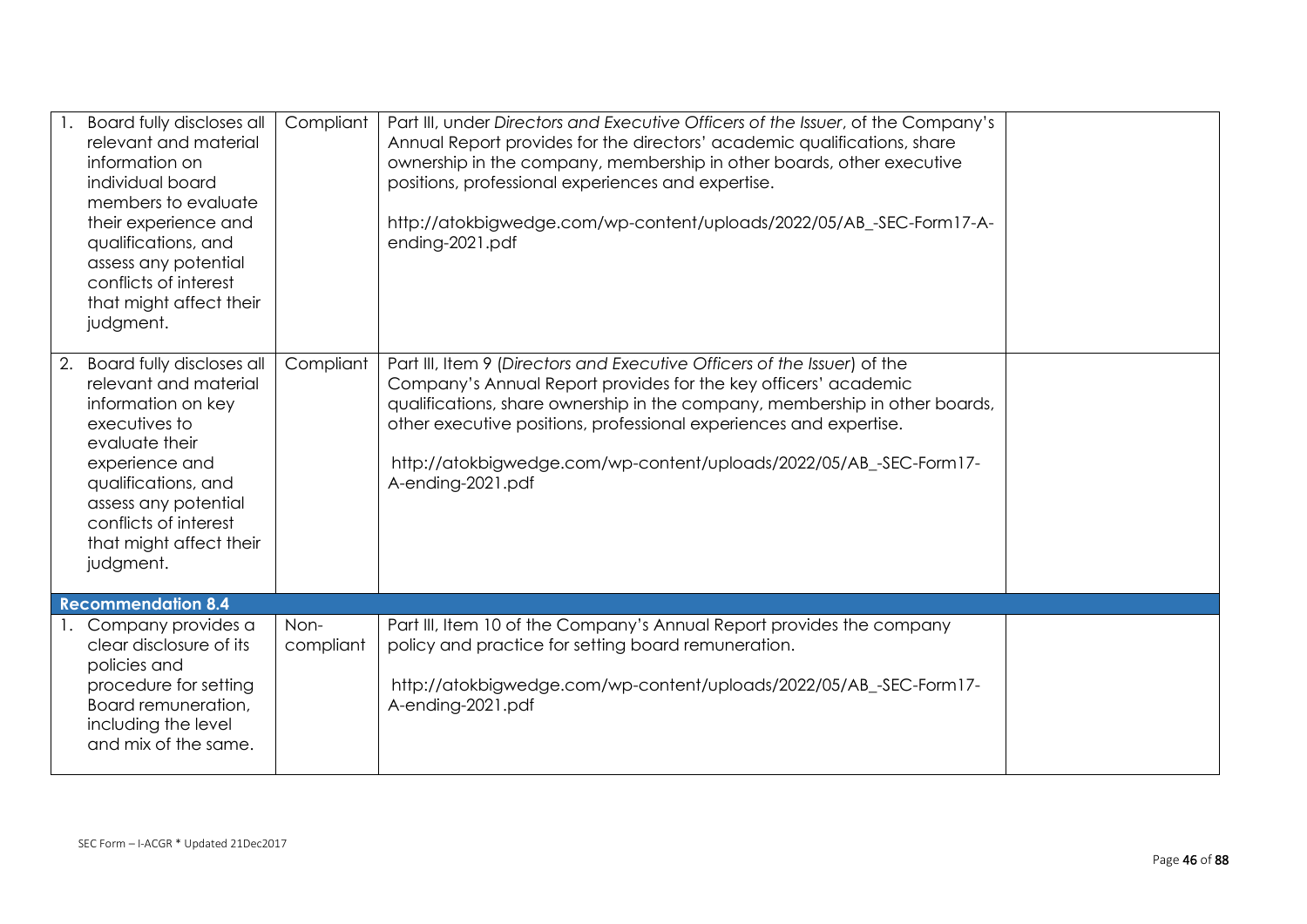| | | | |
|---|---|---|---|
| 1. Board fully discloses all relevant and material information on individual board members to evaluate their experience and qualifications, and assess any potential conflicts of interest that might affect their judgment. | Compliant | Part III, under *Directors and Executive Officers of the Issuer*, of the Company's Annual Report provides for the directors' academic qualifications, share ownership in the company, membership in other boards, other executive positions, professional experiences and expertise.<br><br>http://atokbigwedge.com/wp-content/uploads/2022/05/AB_-SEC-Form17-A-ending-2021.pdf | |
| 2. Board fully discloses all relevant and material information on key executives to evaluate their experience and qualifications, and assess any potential conflicts of interest that might affect their judgment. | Compliant | Part III, Item 9 (*Directors and Executive Officers of the Issuer*) of the Company's Annual Report provides for the key officers' academic qualifications, share ownership in the company, membership in other boards, other executive positions, professional experiences and expertise.<br><br>http://atokbigwedge.com/wp-content/uploads/2022/05/AB_-SEC-Form17-A-ending-2021.pdf | |
| **Recommendation 8.4** | | | |
| 1. Company provides a clear disclosure of its policies and procedure for setting Board remuneration, including the level and mix of the same. | Non-compliant | Part III, Item 10 of the Company's Annual Report provides the company policy and practice for setting board remuneration.<br><br>http://atokbigwedge.com/wp-content/uploads/2022/05/AB_-SEC-Form17-A-ending-2021.pdf | |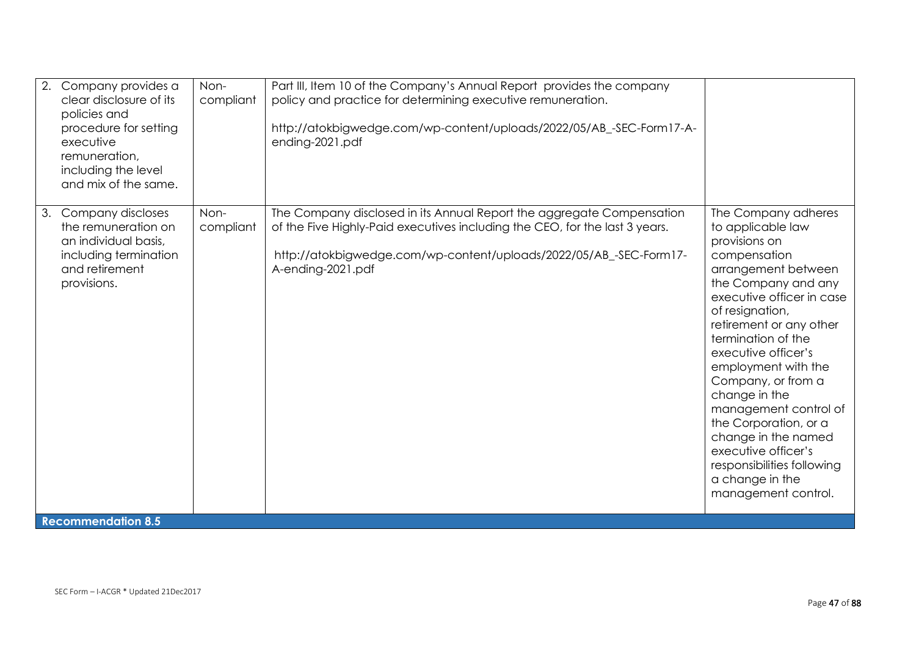| | | | |
|---|---|---|---|
| 2. Company provides a clear disclosure of its policies and procedure for setting executive remuneration, including the level and mix of the same. | Non-compliant | Part III, Item 10 of the Company's Annual Report provides the company policy and practice for determining executive remuneration.<br><br>http://atokbigwedge.com/wp-content/uploads/2022/05/AB_-SEC-Form17-A-ending-2021.pdf | |
| 3. Company discloses the remuneration on an individual basis, including termination and retirement provisions. | Non-compliant | The Company disclosed in its Annual Report the aggregate Compensation of the Five Highly-Paid executives including the CEO, for the last 3 years.<br><br>http://atokbigwedge.com/wp-content/uploads/2022/05/AB_-SEC-Form17-A-ending-2021.pdf | The Company adheres to applicable law provisions on compensation arrangement between the Company and any executive officer in case of resignation, retirement or any other termination of the executive officer's employment with the Company, or from a change in the management control of the Corporation, or a change in the named executive officer's responsibilities following a change in the management control. |
| **Recommendation 8.5** | | | |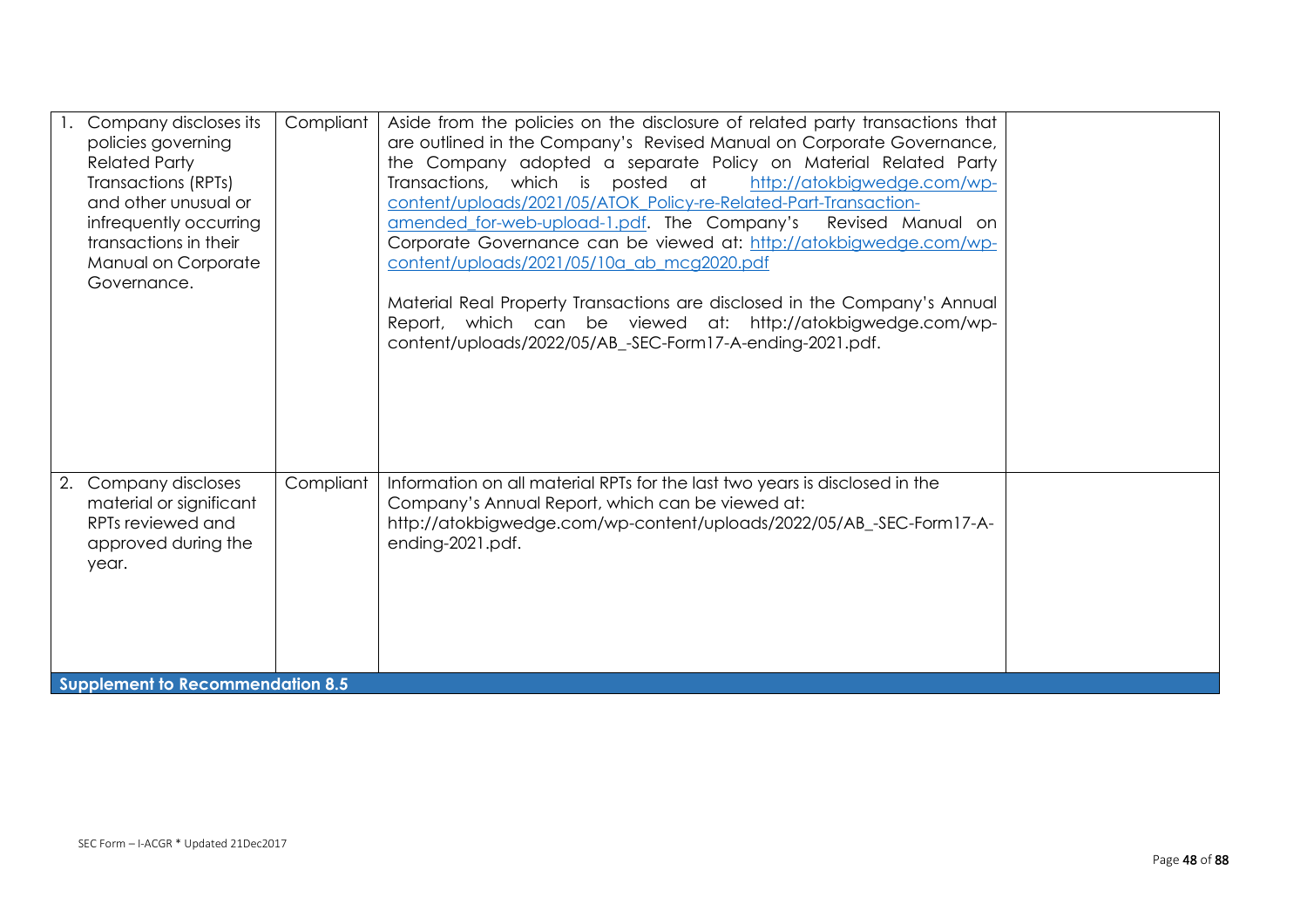| | | | |
|---|---|---|---|
| 1. Company discloses its policies governing Related Party Transactions (RPTs) and other unusual or infrequently occurring transactions in their Manual on Corporate Governance. | Compliant | Aside from the policies on the disclosure of related party transactions that are outlined in the Company's Revised Manual on Corporate Governance, the Company adopted a separate Policy on Material Related Party Transactions, which is posted at http://atokbigwedge.com/wp-content/uploads/2021/05/ATOK_Policy-re-Related-Part-Transaction-amended_for-web-upload-1.pdf. The Company's Revised Manual on Corporate Governance can be viewed at: http://atokbigwedge.com/wp-content/uploads/2021/05/10a_ab_mcg2020.pdf<br><br>Material Real Property Transactions are disclosed in the Company's Annual Report, which can be viewed at: http://atokbigwedge.com/wp-content/uploads/2022/05/AB_-SEC-Form17-A-ending-2021.pdf. | |
| 2. Company discloses material or significant RPTs reviewed and approved during the year. | Compliant | Information on all material RPTs for the last two years is disclosed in the Company's Annual Report, which can be viewed at: http://atokbigwedge.com/wp-content/uploads/2022/05/AB_-SEC-Form17-A-ending-2021.pdf. | |
| **Supplement to Recommendation 8.5** | | | |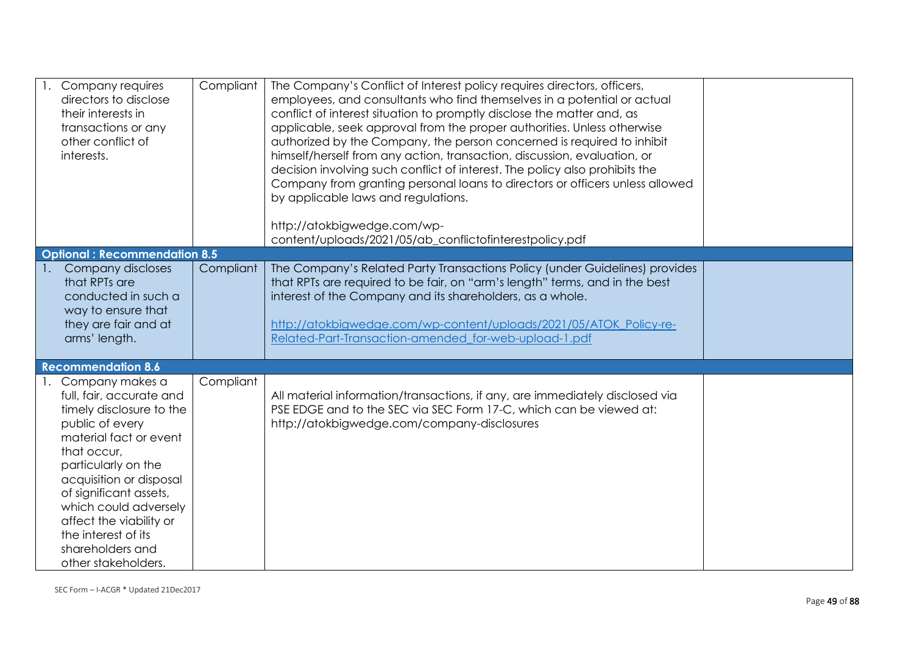| | | | |
|---|---|---|---|
| 1. Company requires directors to disclose their interests in transactions or any other conflict of interests. | Compliant | The Company's Conflict of Interest policy requires directors, officers, employees, and consultants who find themselves in a potential or actual conflict of interest situation to promptly disclose the matter and, as applicable, seek approval from the proper authorities. Unless otherwise authorized by the Company, the person concerned is required to inhibit himself/herself from any action, transaction, discussion, evaluation, or decision involving such conflict of interest. The policy also prohibits the Company from granting personal loans to directors or officers unless allowed by applicable laws and regulations.<br><br>http://atokbigwedge.com/wp-content/uploads/2021/05/ab_conflictofinterestpolicy.pdf | |
| **Optional : Recommendation 8.5** | | | |
| 1. Company discloses that RPTs are conducted in such a way to ensure that they are fair and at arms' length. | Compliant | The Company's Related Party Transactions Policy (under Guidelines) provides that RPTs are required to be fair, on "arm's length" terms, and in the best interest of the Company and its shareholders, as a whole.<br><br>http://atokbigwedge.com/wp-content/uploads/2021/05/ATOK_Policy-re-Related-Part-Transaction-amended_for-web-upload-1.pdf | |
| **Recommendation 8.6** | | | |
| 1. Company makes a full, fair, accurate and timely disclosure to the public of every material fact or event that occur, particularly on the acquisition or disposal of significant assets, which could adversely affect the viability or the interest of its shareholders and other stakeholders. | Compliant | All material information/transactions, if any, are immediately disclosed via PSE EDGE and to the SEC via SEC Form 17-C, which can be viewed at: http://atokbigwedge.com/company-disclosures | |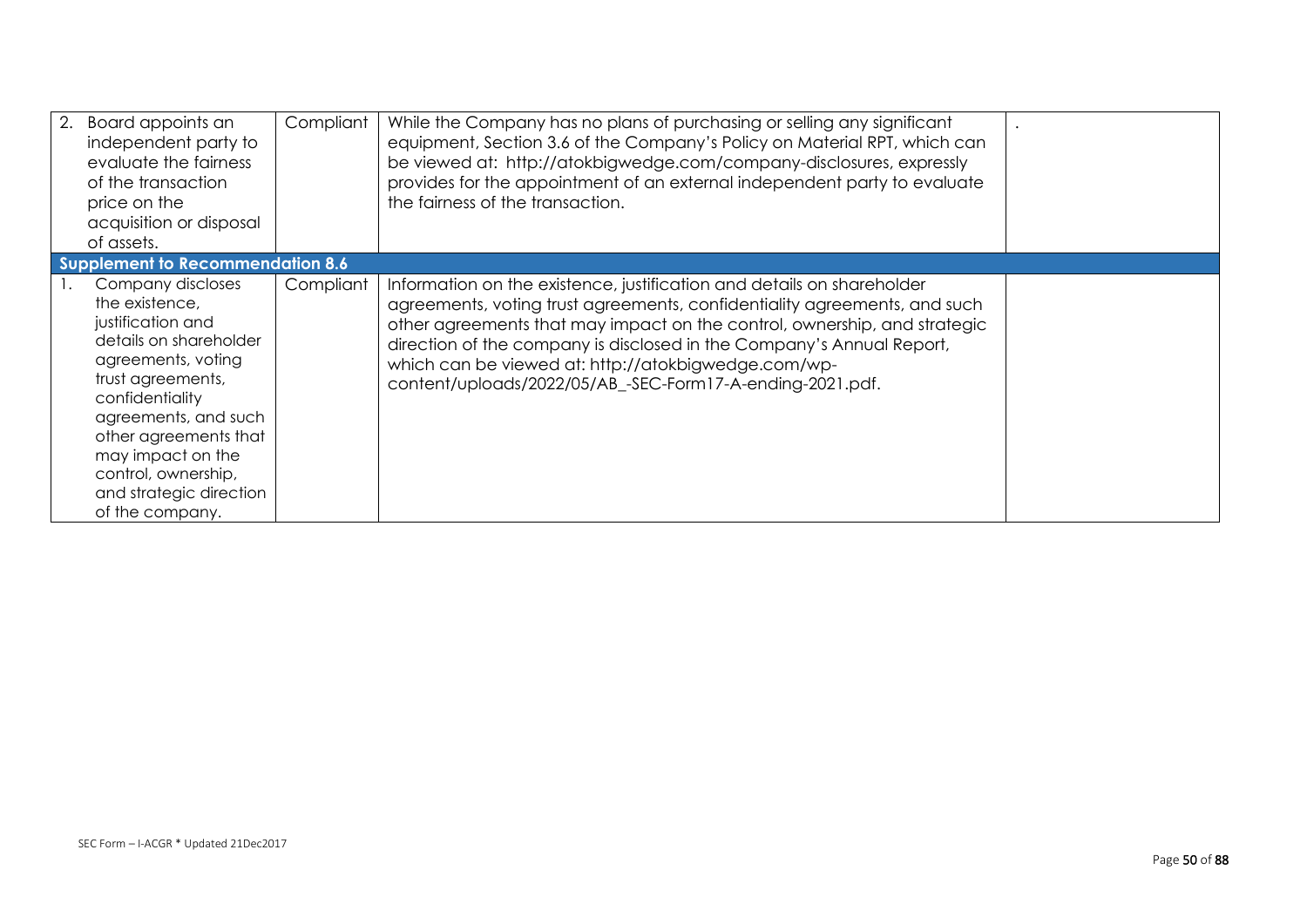| | | | |
|---|---|---|---|
| 2. Board appoints an independent party to evaluate the fairness of the transaction price on the acquisition or disposal of assets. | Compliant | While the Company has no plans of purchasing or selling any significant equipment, Section 3.6 of the Company's Policy on Material RPT, which can be viewed at: http://atokbigwedge.com/company-disclosures, expressly provides for the appointment of an external independent party to evaluate the fairness of the transaction. | . |
| **Supplement to Recommendation 8.6** | | | |
| 1. Company discloses the existence, justification and details on shareholder agreements, voting trust agreements, confidentiality agreements, and such other agreements that may impact on the control, ownership, and strategic direction of the company. | Compliant | Information on the existence, justification and details on shareholder agreements, voting trust agreements, confidentiality agreements, and such other agreements that may impact on the control, ownership, and strategic direction of the company is disclosed in the Company's Annual Report, which can be viewed at: http://atokbigwedge.com/wp-content/uploads/2022/05/AB_-SEC-Form17-A-ending-2021.pdf. | |

SEC Form – I-ACGR * Updated 21Dec2017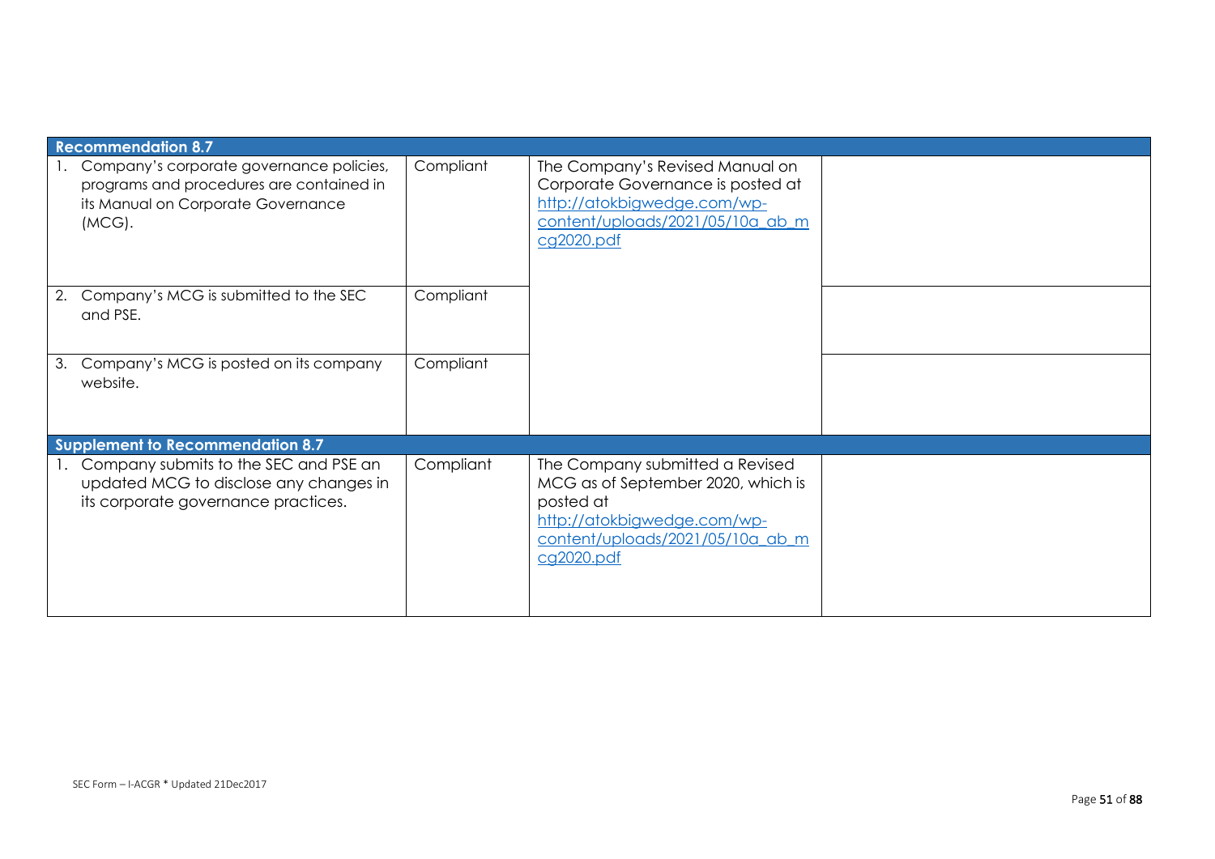| Recommendation 8.7 | | | |
|---|---|---|---|
| 1. Company's corporate governance policies, programs and procedures are contained in its Manual on Corporate Governance (MCG). | Compliant | The Company's Revised Manual on Corporate Governance is posted at http://atokbigwedge.com/wp-content/uploads/2021/05/10a_ab_mcg2020.pdf | |
| 2. Company's MCG is submitted to the SEC and PSE. | Compliant | | |
| 3. Company's MCG is posted on its company website. | Compliant | | |
| **Supplement to Recommendation 8.7** | | | |
| 1. Company submits to the SEC and PSE an updated MCG to disclose any changes in its corporate governance practices. | Compliant | The Company submitted a Revised MCG as of September 2020, which is posted at http://atokbigwedge.com/wp-content/uploads/2021/05/10a_ab_mcg2020.pdf | |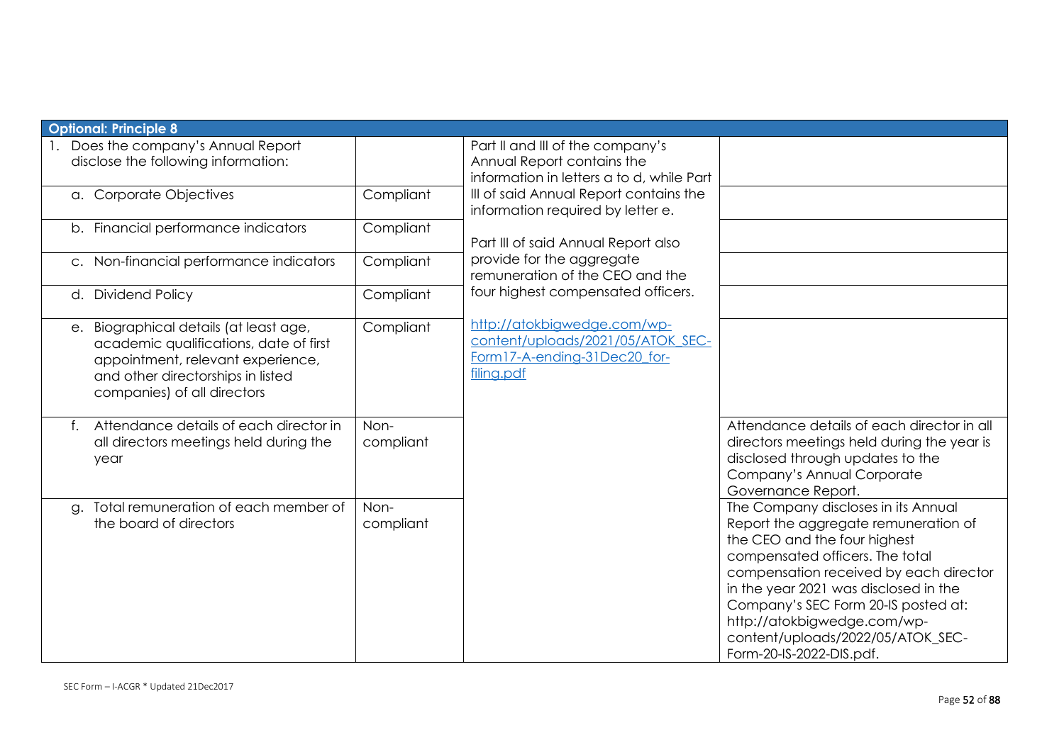| Optional: Principle 8 | | | |
|---|---|---|---|
| 1. Does the company's Annual Report disclose the following information: | | Part II and III of the company's Annual Report contains the information in letters a to d, while Part III of said Annual Report contains the information required by letter e.<br><br>Part III of said Annual Report also provide for the aggregate remuneration of the CEO and the four highest compensated officers.<br><br>[http://atokbigwedge.com/wp-content/uploads/2021/05/ATOK_SEC-Form17-A-ending-31Dec20_for-filing.pdf](http://atokbigwedge.com/wp-content/uploads/2021/05/ATOK_SEC-Form17-A-ending-31Dec20_for-filing.pdf) | |
| a. Corporate Objectives | Compliant | | |
| b. Financial performance indicators | Compliant | | |
| c. Non-financial performance indicators | Compliant | | |
| d. Dividend Policy | Compliant | | |
| e. Biographical details (at least age, academic qualifications, date of first appointment, relevant experience, and other directorships in listed companies) of all directors | Compliant | | |
| f. Attendance details of each director in all directors meetings held during the year | Non-compliant | | Attendance details of each director in all directors meetings held during the year is disclosed through updates to the Company's Annual Corporate Governance Report. |
| g. Total remuneration of each member of the board of directors | Non-compliant | | The Company discloses in its Annual Report the aggregate remuneration of the CEO and the four highest compensated officers. The total compensation received by each director in the year 2021 was disclosed in the Company's SEC Form 20-IS posted at: http://atokbigwedge.com/wp-content/uploads/2022/05/ATOK_SEC-Form-20-IS-2022-DIS.pdf. |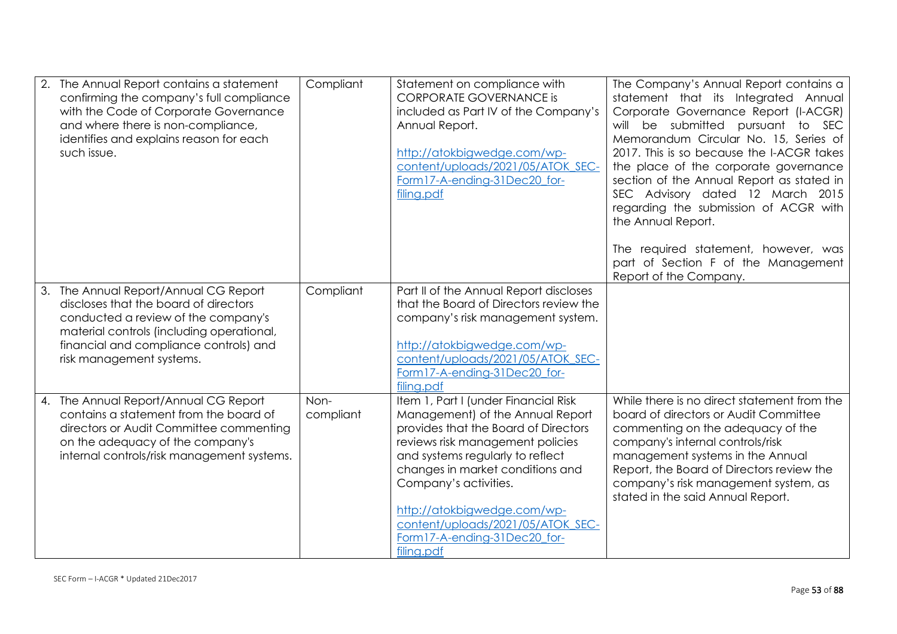| | | | |
|---|---|---|---|
| 2. The Annual Report contains a statement confirming the company's full compliance with the Code of Corporate Governance and where there is non-compliance, identifies and explains reason for each such issue. | Compliant | Statement on compliance with CORPORATE GOVERNANCE is included as Part IV of the Company's Annual Report.<br><br>http://atokbigwedge.com/wp-content/uploads/2021/05/ATOK_SEC-Form17-A-ending-31Dec20_for-filing.pdf | The Company's Annual Report contains a statement that its Integrated Annual Corporate Governance Report (I-ACGR) will be submitted pursuant to SEC Memorandum Circular No. 15, Series of 2017. This is so because the I-ACGR takes the place of the corporate governance section of the Annual Report as stated in SEC Advisory dated 12 March 2015 regarding the submission of ACGR with the Annual Report.<br><br>The required statement, however, was part of Section F of the Management Report of the Company. |
| 3. The Annual Report/Annual CG Report discloses that the board of directors conducted a review of the company's material controls (including operational, financial and compliance controls) and risk management systems. | Compliant | Part II of the Annual Report discloses that the Board of Directors review the company's risk management system.<br><br>http://atokbigwedge.com/wp-content/uploads/2021/05/ATOK_SEC-Form17-A-ending-31Dec20_for-filing.pdf | |
| 4. The Annual Report/Annual CG Report contains a statement from the board of directors or Audit Committee commenting on the adequacy of the company's internal controls/risk management systems. | Non-compliant | Item 1, Part I (under Financial Risk Management) of the Annual Report provides that the Board of Directors reviews risk management policies and systems regularly to reflect changes in market conditions and Company's activities.<br><br>http://atokbigwedge.com/wp-content/uploads/2021/05/ATOK_SEC-Form17-A-ending-31Dec20_for-filing.pdf | While there is no direct statement from the board of directors or Audit Committee commenting on the adequacy of the company's internal controls/risk management systems in the Annual Report, the Board of Directors review the company's risk management system, as stated in the said Annual Report. |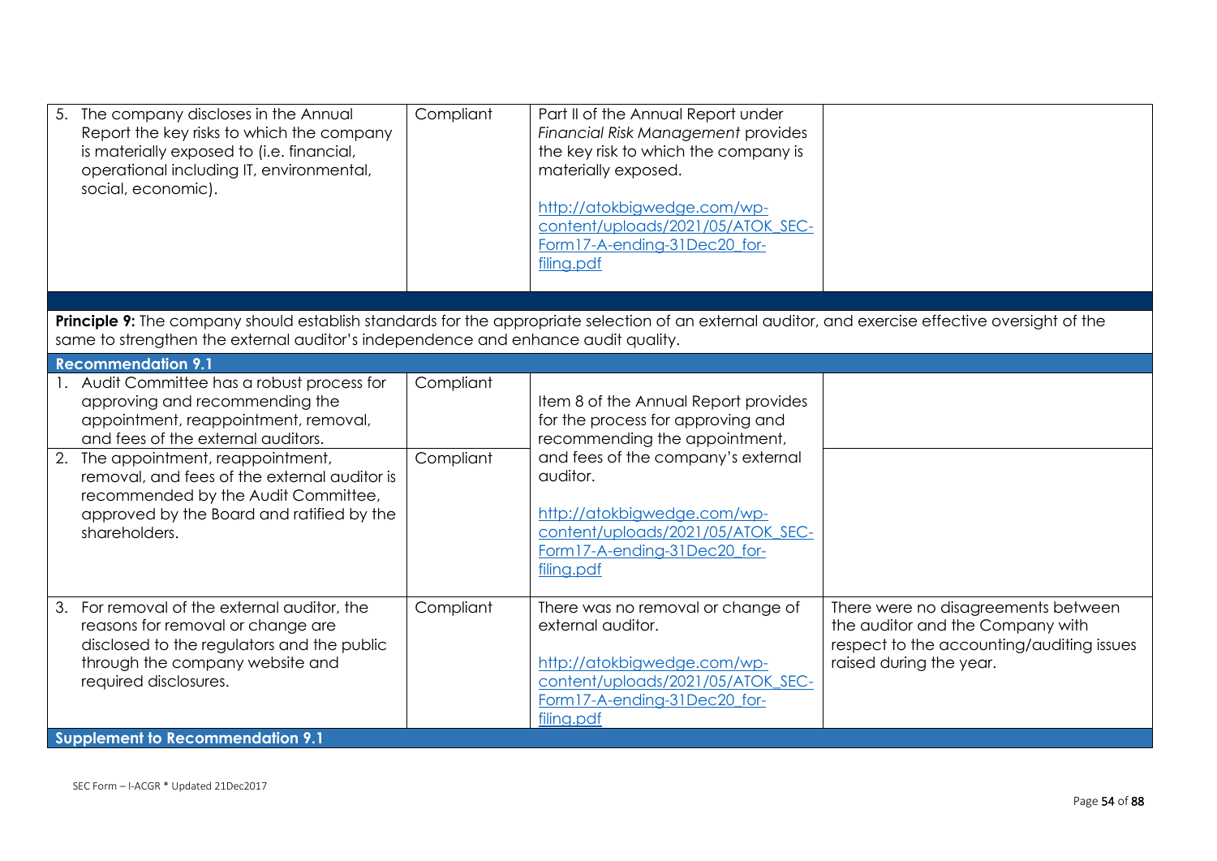| | | | |
|---|---|---|---|
| 5. The company discloses in the Annual Report the key risks to which the company is materially exposed to (i.e. financial, operational including IT, environmental, social, economic). | Compliant | Part II of the Annual Report under *Financial Risk Management* provides the key risk to which the company is materially exposed.<br><br>[http://atokbigwedge.com/wp-content/uploads/2021/05/ATOK_SEC-Form17-A-ending-31Dec20_for-filing.pdf](http://atokbigwedge.com/wp-content/uploads/2021/05/ATOK_SEC-Form17-A-ending-31Dec20_for-filing.pdf) | |
| **Principle 9:** The company should establish standards for the appropriate selection of an external auditor, and exercise effective oversight of the same to strengthen the external auditor's independence and enhance audit quality. | | | |
| **Recommendation 9.1** | | | |
| 1. Audit Committee has a robust process for approving and recommending the appointment, reappointment, removal, and fees of the external auditors. | Compliant | Item 8 of the Annual Report provides for the process for approving and recommending the appointment, and fees of the company's external auditor.<br><br>[http://atokbigwedge.com/wp-content/uploads/2021/05/ATOK_SEC-Form17-A-ending-31Dec20_for-filing.pdf](http://atokbigwedge.com/wp-content/uploads/2021/05/ATOK_SEC-Form17-A-ending-31Dec20_for-filing.pdf) | |
| 2. The appointment, reappointment, removal, and fees of the external auditor is recommended by the Audit Committee, approved by the Board and ratified by the shareholders. | Compliant | | |
| 3. For removal of the external auditor, the reasons for removal or change are disclosed to the regulators and the public through the company website and required disclosures. | Compliant | There was no removal or change of external auditor.<br><br>[http://atokbigwedge.com/wp-content/uploads/2021/05/ATOK_SEC-Form17-A-ending-31Dec20_for-filing.pdf](http://atokbigwedge.com/wp-content/uploads/2021/05/ATOK_SEC-Form17-A-ending-31Dec20_for-filing.pdf) | There were no disagreements between the auditor and the Company with respect to the accounting/auditing issues raised during the year. |
| **Supplement to Recommendation 9.1** | | | |

SEC Form – I-ACGR * Updated 21Dec2017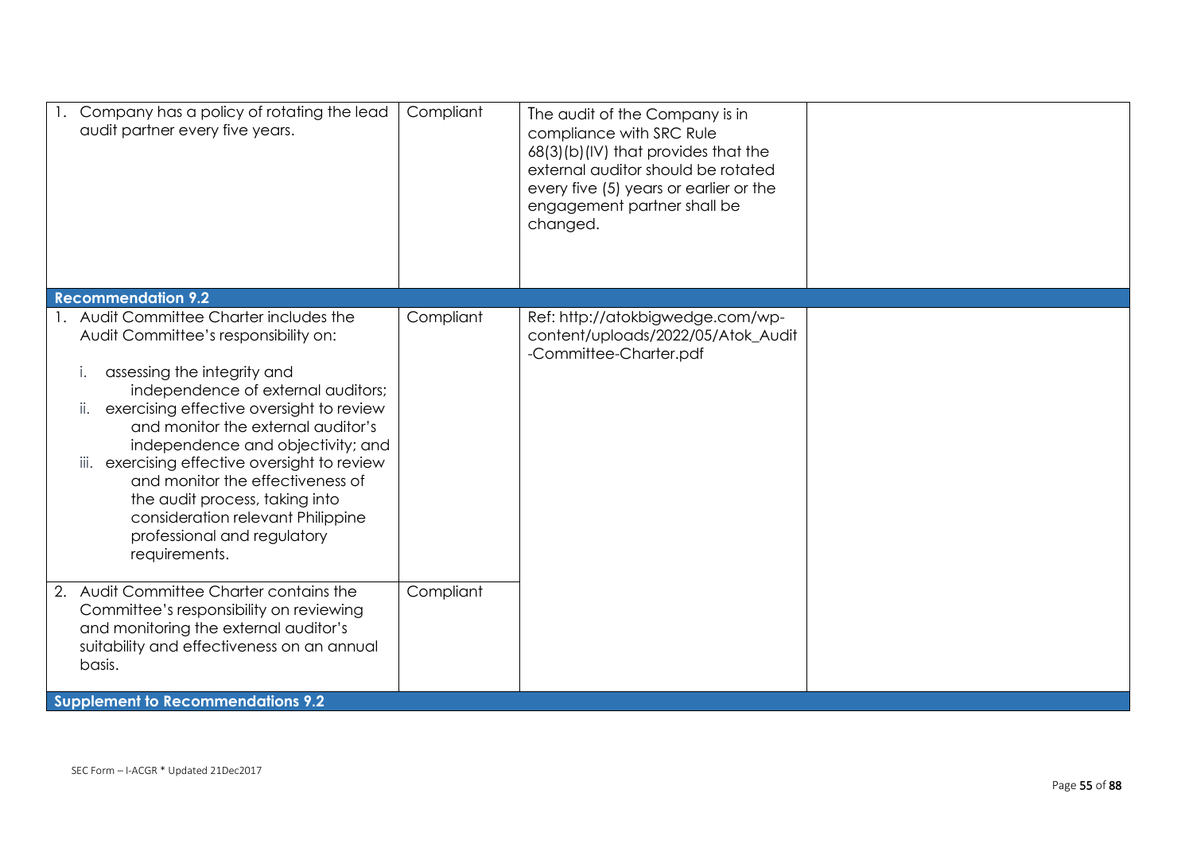| | | | |
|---|---|---|---|
| 1. Company has a policy of rotating the lead audit partner every five years. | Compliant | The audit of the Company is in compliance with SRC Rule 68(3)(b)(IV) that provides that the external auditor should be rotated every five (5) years or earlier or the engagement partner shall be changed. | |
| **Recommendation 9.2** | | | |
| 1. Audit Committee Charter includes the Audit Committee's responsibility on:<br><br>i. assessing the integrity and independence of external auditors;<br>ii. exercising effective oversight to review and monitor the external auditor's independence and objectivity; and<br>iii. exercising effective oversight to review and monitor the effectiveness of the audit process, taking into consideration relevant Philippine professional and regulatory requirements. | Compliant | Ref: http://atokbigwedge.com/wp-content/uploads/2022/05/Atok_Audit-Committee-Charter.pdf | |
| 2. Audit Committee Charter contains the Committee's responsibility on reviewing and monitoring the external auditor's suitability and effectiveness on an annual basis. | Compliant | | |
| **Supplement to Recommendations 9.2** | | | |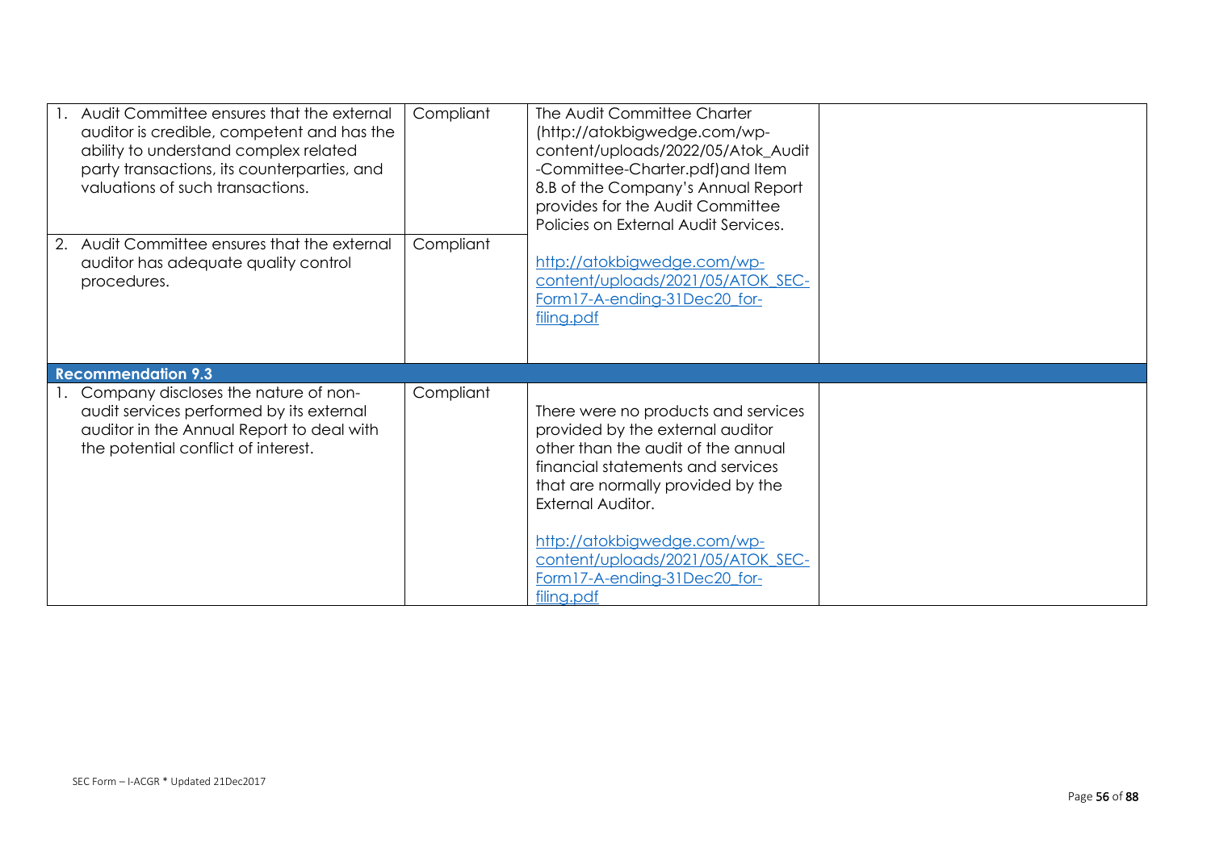| | | | |
|---|---|---|---|
| 1. Audit Committee ensures that the external auditor is credible, competent and has the ability to understand complex related party transactions, its counterparties, and valuations of such transactions. | Compliant | The Audit Committee Charter (http://atokbigwedge.com/wp-content/uploads/2022/05/Atok_Audit-Committee-Charter.pdf)and Item 8.B of the Company's Annual Report provides for the Audit Committee Policies on External Audit Services.<br><br>http://atokbigwedge.com/wp-content/uploads/2021/05/ATOK_SEC-Form17-A-ending-31Dec20_for-filing.pdf | |
| 2. Audit Committee ensures that the external auditor has adequate quality control procedures. | Compliant | | |
| **Recommendation 9.3** | | | |
| 1. Company discloses the nature of non-audit services performed by its external auditor in the Annual Report to deal with the potential conflict of interest. | Compliant | There were no products and services provided by the external auditor other than the audit of the annual financial statements and services that are normally provided by the External Auditor.<br><br>http://atokbigwedge.com/wp-content/uploads/2021/05/ATOK_SEC-Form17-A-ending-31Dec20_for-filing.pdf | |

SEC Form – I-ACGR * Updated 21Dec2017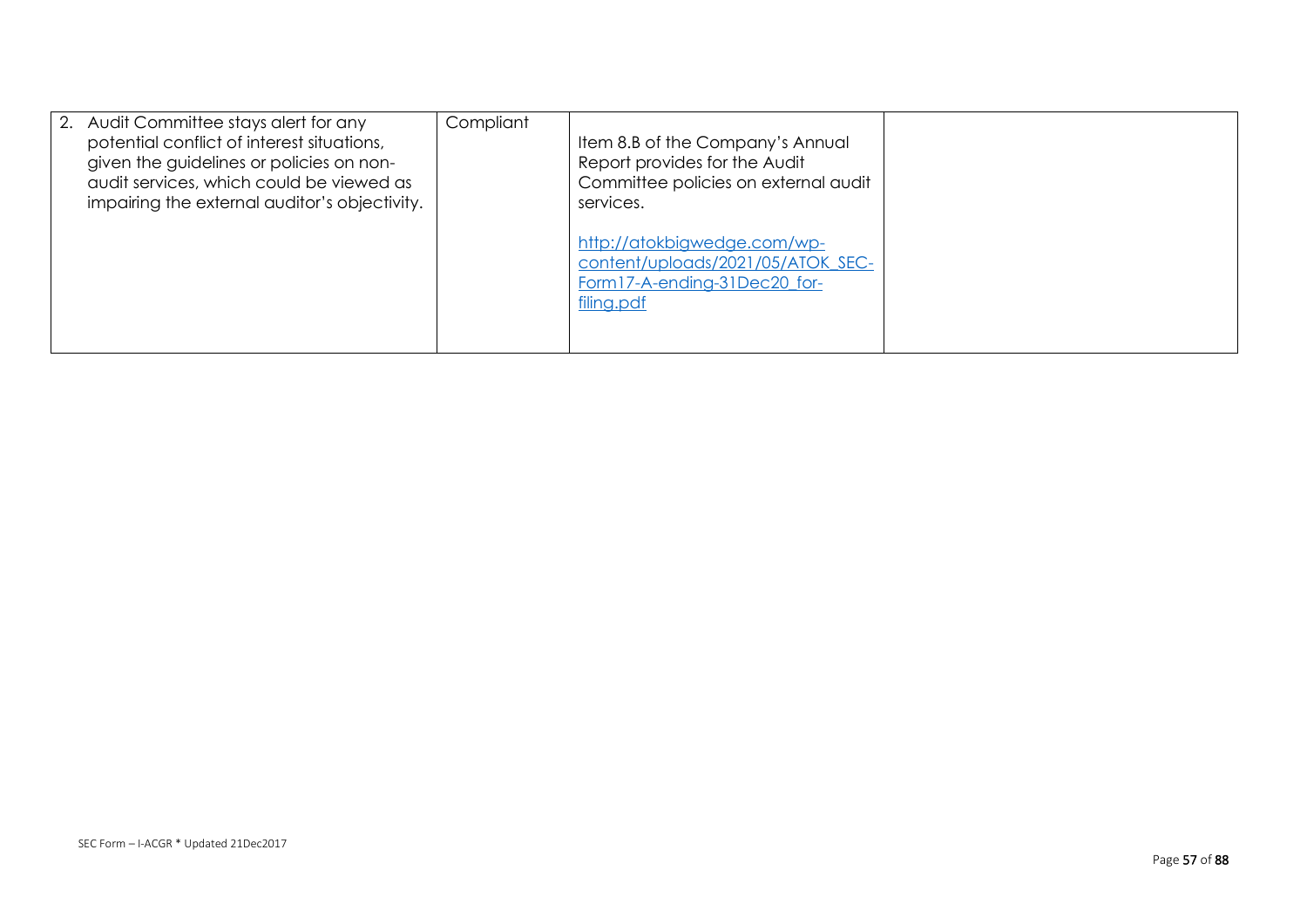| | | | |
|---|---|---|---|
| 2. Audit Committee stays alert for any potential conflict of interest situations, given the guidelines or policies on non-audit services, which could be viewed as impairing the external auditor's objectivity. | Compliant | Item 8.B of the Company's Annual Report provides for the Audit Committee policies on external audit services.<br><br>http://atokbigwedge.com/wp-content/uploads/2021/05/ATOK_SEC-Form17-A-ending-31Dec20_for-filing.pdf | |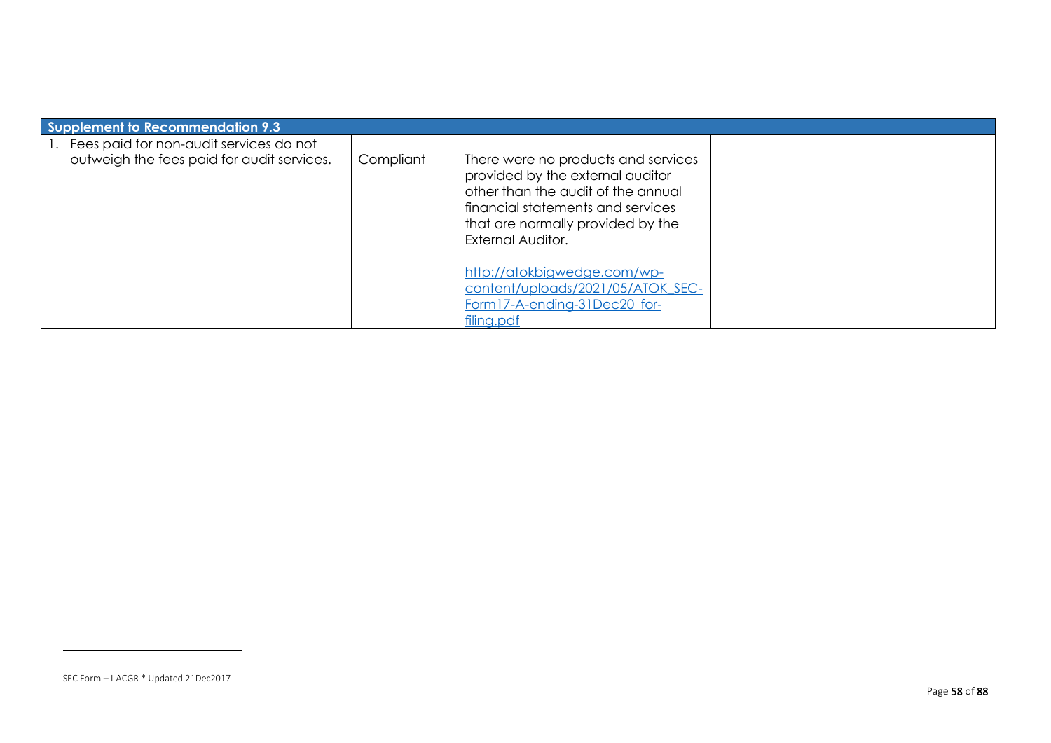| Supplement to Recommendation 9.3 | | | |
|---|---|---|---|
| 1. Fees paid for non-audit services do not outweigh the fees paid for audit services. | Compliant | There were no products and services provided by the external auditor other than the audit of the annual financial statements and services that are normally provided by the External Auditor.<br><br>http://atokbigwedge.com/wp-content/uploads/2021/05/ATOK_SEC-Form17-A-ending-31Dec20_for-filing.pdf | |

SEC Form – I-ACGR * Updated 21Dec2017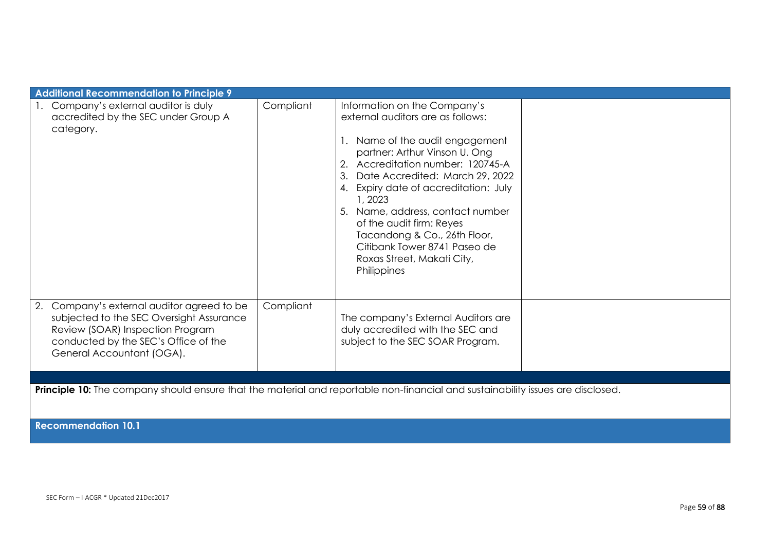| Additional Recommendation to Principle 9 | | | |
|---|---|---|---|
| 1. Company's external auditor is duly accredited by the SEC under Group A category. | Compliant | Information on the Company's external auditors are as follows:<br><br>1. Name of the audit engagement partner: Arthur Vinson U. Ong<br>2. Accreditation number: 120745-A<br>3. Date Accredited: March 29, 2022<br>4. Expiry date of accreditation: July 1, 2023<br>5. Name, address, contact number of the audit firm: Reyes Tacandong & Co., 26th Floor, Citibank Tower 8741 Paseo de Roxas Street, Makati City, Philippines | |
| 2. Company's external auditor agreed to be subjected to the SEC Oversight Assurance Review (SOAR) Inspection Program conducted by the SEC's Office of the General Accountant (OGA). | Compliant | The company's External Auditors are duly accredited with the SEC and subject to the SEC SOAR Program. | |

**Principle 10:** The company should ensure that the material and reportable non-financial and sustainability issues are disclosed.

**Recommendation 10.1**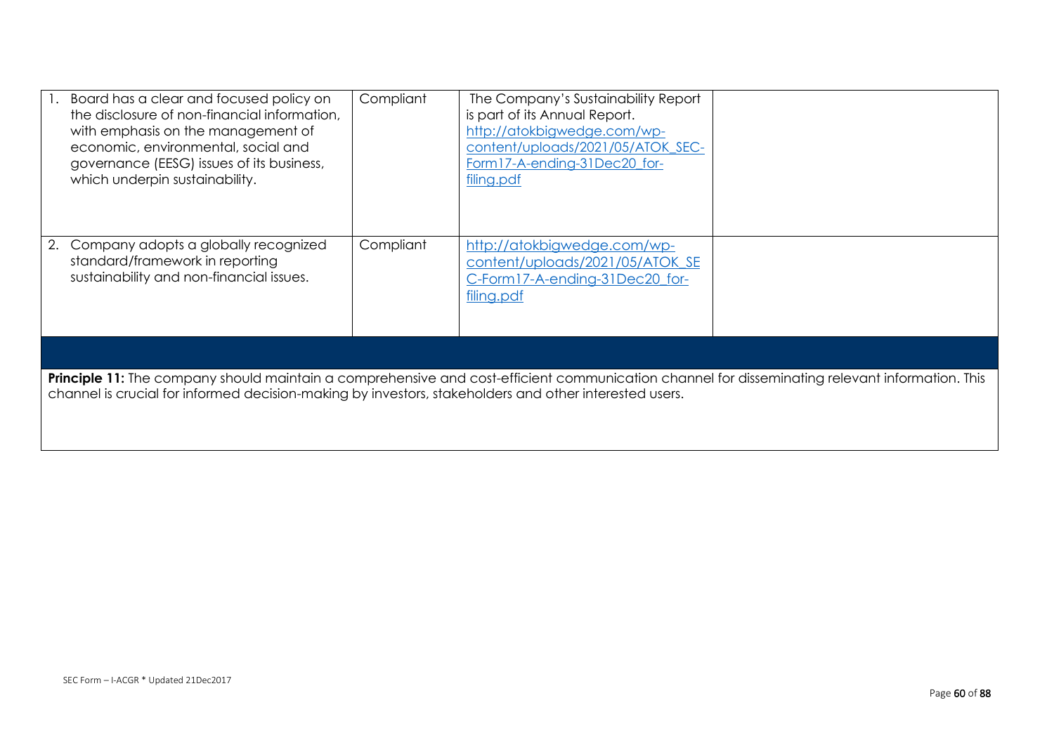| | | | |
|---|---|---|---|
| 1. Board has a clear and focused policy on the disclosure of non-financial information, with emphasis on the management of economic, environmental, social and governance (EESG) issues of its business, which underpin sustainability. | Compliant | The Company's Sustainability Report is part of its Annual Report. http://atokbigwedge.com/wp-content/uploads/2021/05/ATOK_SEC-Form17-A-ending-31Dec20_for-filing.pdf | |
| 2. Company adopts a globally recognized standard/framework in reporting sustainability and non-financial issues. | Compliant | http://atokbigwedge.com/wp-content/uploads/2021/05/ATOK_SEC-Form17-A-ending-31Dec20_for-filing.pdf | |

**Principle 11:** The company should maintain a comprehensive and cost-efficient communication channel for disseminating relevant information. This channel is crucial for informed decision-making by investors, stakeholders and other interested users.

SEC Form – I-ACGR * Updated 21Dec2017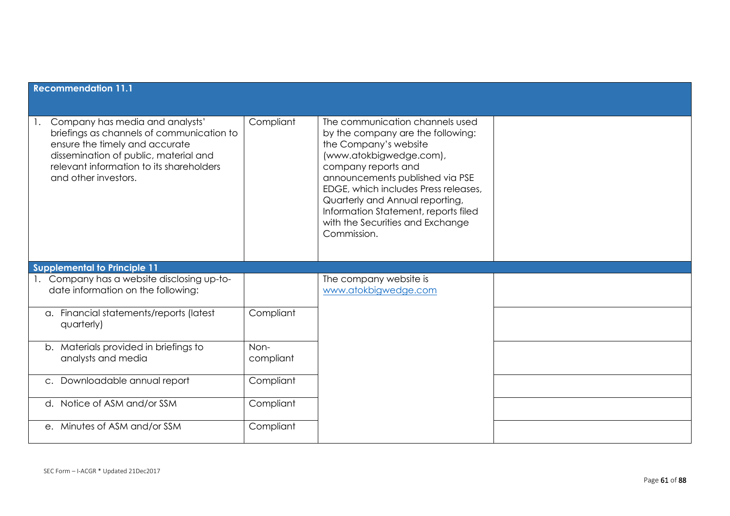| **Recommendation 11.1** | | | |
|---|---|---|---|
| 1. Company has media and analysts' briefings as channels of communication to ensure the timely and accurate dissemination of public, material and relevant information to its shareholders and other investors. | Compliant | The communication channels used by the company are the following: the Company's website (www.atokbigwedge.com), company reports and announcements published via PSE EDGE, which includes Press releases, Quarterly and Annual reporting, Information Statement, reports filed with the Securities and Exchange Commission. | |
| **Supplemental to Principle 11** | | | |
| 1. Company has a website disclosing up-to-date information on the following: | | The company website is [www.atokbigwedge.com](www.atokbigwedge.com) | |
| a. Financial statements/reports (latest quarterly) | Compliant | | |
| b. Materials provided in briefings to analysts and media | Non-compliant | | |
| c. Downloadable annual report | Compliant | | |
| d. Notice of ASM and/or SSM | Compliant | | |
| e. Minutes of ASM and/or SSM | Compliant | | |

SEC Form – I-ACGR * Updated 21Dec2017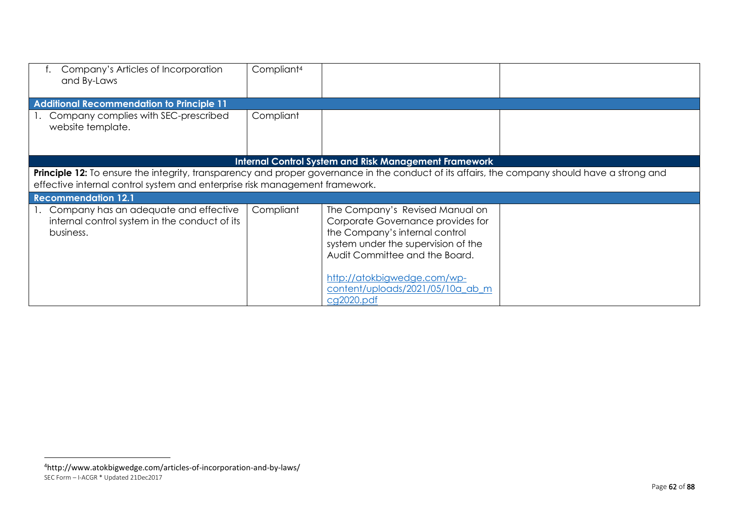| | | | |
|---|---|---|---|
| f. Company's Articles of Incorporation and By-Laws | Compliant[4] | | |
| **Additional Recommendation to Principle 11** | | | |
| 1. Company complies with SEC-prescribed website template. | Compliant | | |
| **Internal Control System and Risk Management Framework** | | | |
| **Principle 12:** To ensure the integrity, transparency and proper governance in the conduct of its affairs, the company should have a strong and effective internal control system and enterprise risk management framework. | | | |
| **Recommendation 12.1** | | | |
| 1. Company has an adequate and effective internal control system in the conduct of its business. | Compliant | The Company's Revised Manual on Corporate Governance provides for the Company's internal control system under the supervision of the Audit Committee and the Board.<br><br>http://atokbigwedge.com/wp-content/uploads/2021/05/10a_ab_mcg2020.pdf | |

[4]http://www.atokbigwedge.com/articles-of-incorporation-and-by-laws/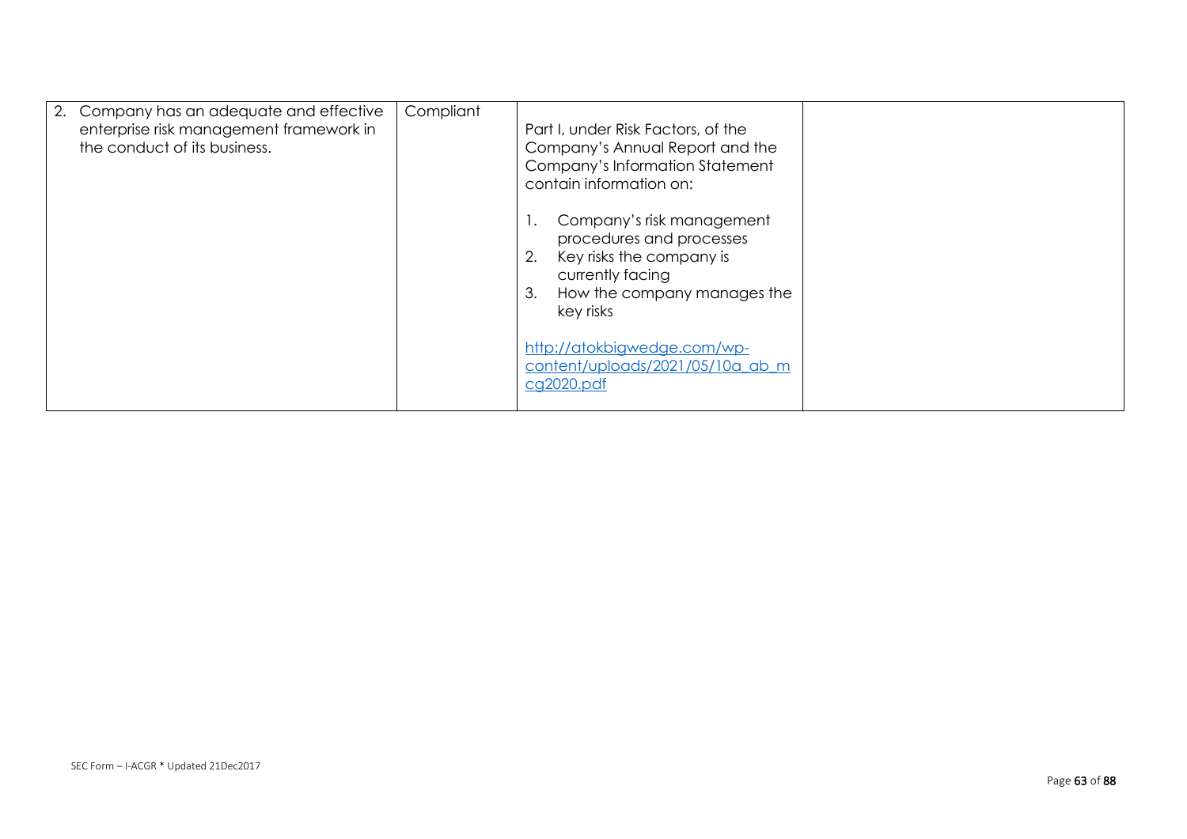| | | | |
|---|---|---|---|
| 2. Company has an adequate and effective enterprise risk management framework in the conduct of its business. | Compliant | Part I, under Risk Factors, of the Company's Annual Report and the Company's Information Statement contain information on:<br><br>1. Company's risk management procedures and processes<br>2. Key risks the company is currently facing<br>3. How the company manages the key risks<br><br>http://atokbigwedge.com/wp-content/uploads/2021/05/10a_ab_mcg2020.pdf | |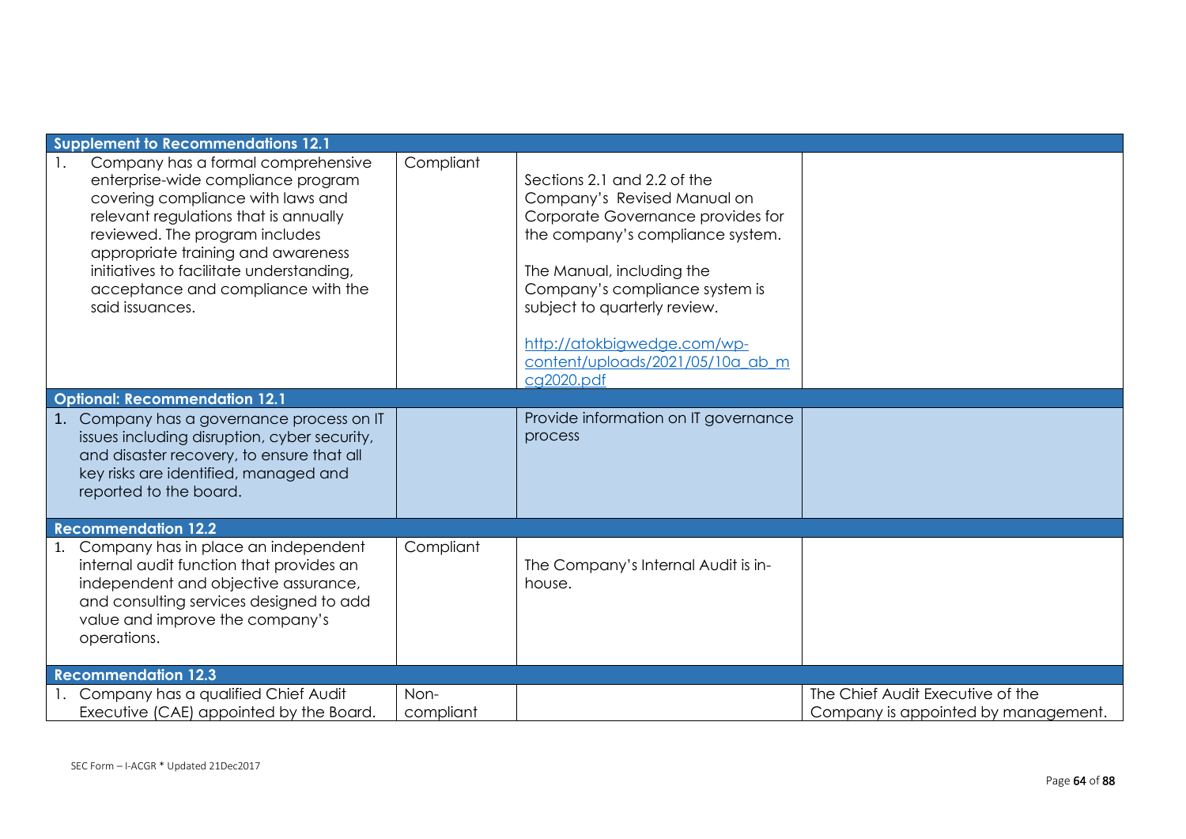| | | | |
|---|---|---|---|
| **Supplement to Recommendations 12.1** | | | |
| 1. Company has a formal comprehensive enterprise-wide compliance program covering compliance with laws and relevant regulations that is annually reviewed. The program includes appropriate training and awareness initiatives to facilitate understanding, acceptance and compliance with the said issuances. | Compliant | Sections 2.1 and 2.2 of the Company's Revised Manual on Corporate Governance provides for the company's compliance system.<br><br>The Manual, including the Company's compliance system is subject to quarterly review.<br><br>[http://atokbigwedge.com/wp-content/uploads/2021/05/10a_ab_mcg2020.pdf](http://atokbigwedge.com/wp-content/uploads/2021/05/10a_ab_mcg2020.pdf) | |
| **Optional: Recommendation 12.1** | | | |
| 1. Company has a governance process on IT issues including disruption, cyber security, and disaster recovery, to ensure that all key risks are identified, managed and reported to the board. | | Provide information on IT governance process | |
| **Recommendation 12.2** | | | |
| 1. Company has in place an independent internal audit function that provides an independent and objective assurance, and consulting services designed to add value and improve the company's operations. | Compliant | The Company's Internal Audit is in-house. | |
| **Recommendation 12.3** | | | |
| 1. Company has a qualified Chief Audit Executive (CAE) appointed by the Board. | Non-compliant | | The Chief Audit Executive of the Company is appointed by management. |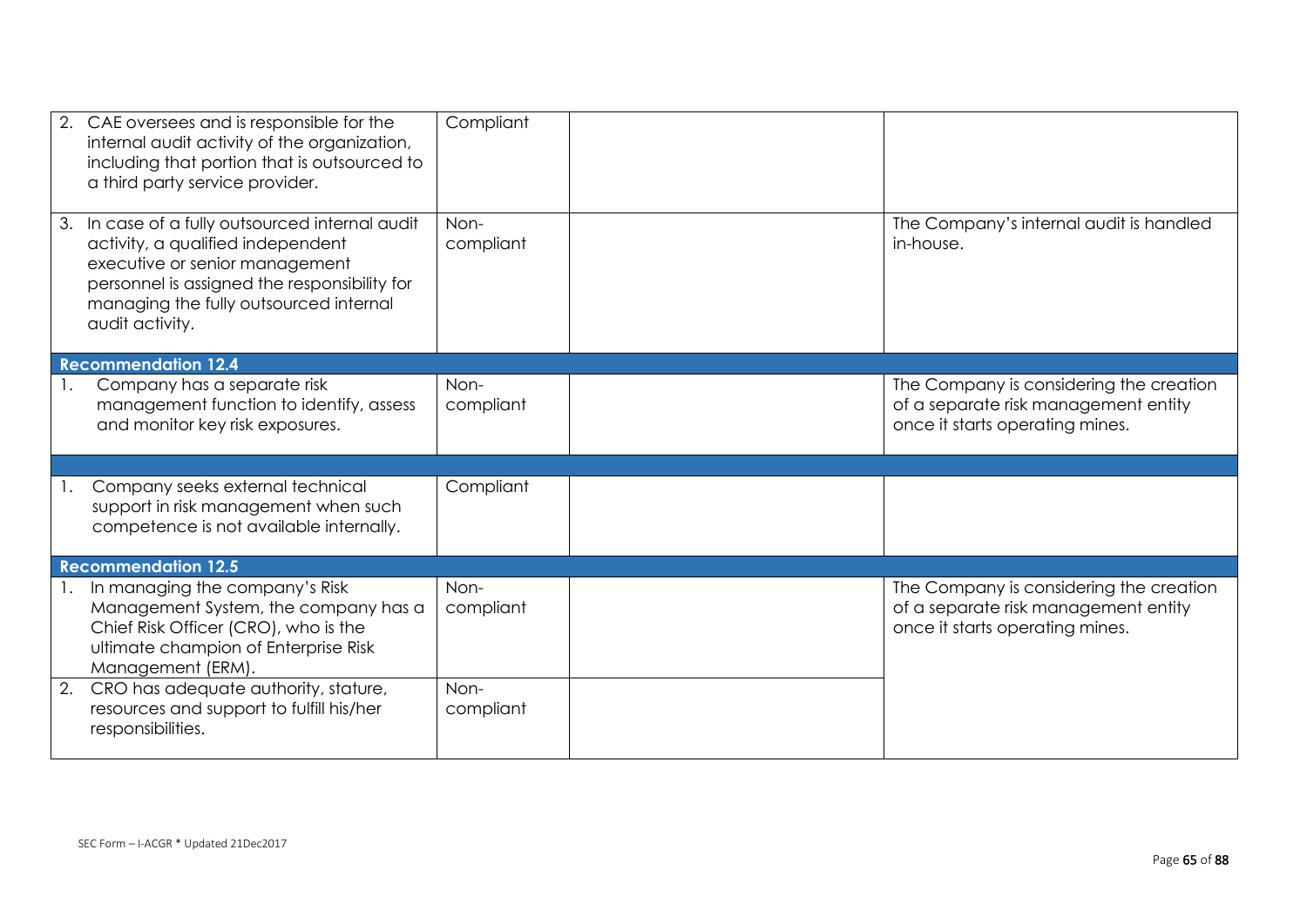| | | | |
|---|---|---|---|
| 2. CAE oversees and is responsible for the internal audit activity of the organization, including that portion that is outsourced to a third party service provider. | Compliant | | |
| 3. In case of a fully outsourced internal audit activity, a qualified independent executive or senior management personnel is assigned the responsibility for managing the fully outsourced internal audit activity. | Non-compliant | | The Company's internal audit is handled in-house. |
| **Recommendation 12.4** | | | |
| 1. Company has a separate risk management function to identify, assess and monitor key risk exposures. | Non-compliant | | The Company is considering the creation of a separate risk management entity once it starts operating mines. |
| | | | |
| 1. Company seeks external technical support in risk management when such competence is not available internally. | Compliant | | |
| **Recommendation 12.5** | | | |
| 1. In managing the company's Risk Management System, the company has a Chief Risk Officer (CRO), who is the ultimate champion of Enterprise Risk Management (ERM). | Non-compliant | | The Company is considering the creation of a separate risk management entity once it starts operating mines. |
| 2. CRO has adequate authority, stature, resources and support to fulfill his/her responsibilities. | Non-compliant | | |

SEC Form – I-ACGR * Updated 21Dec2017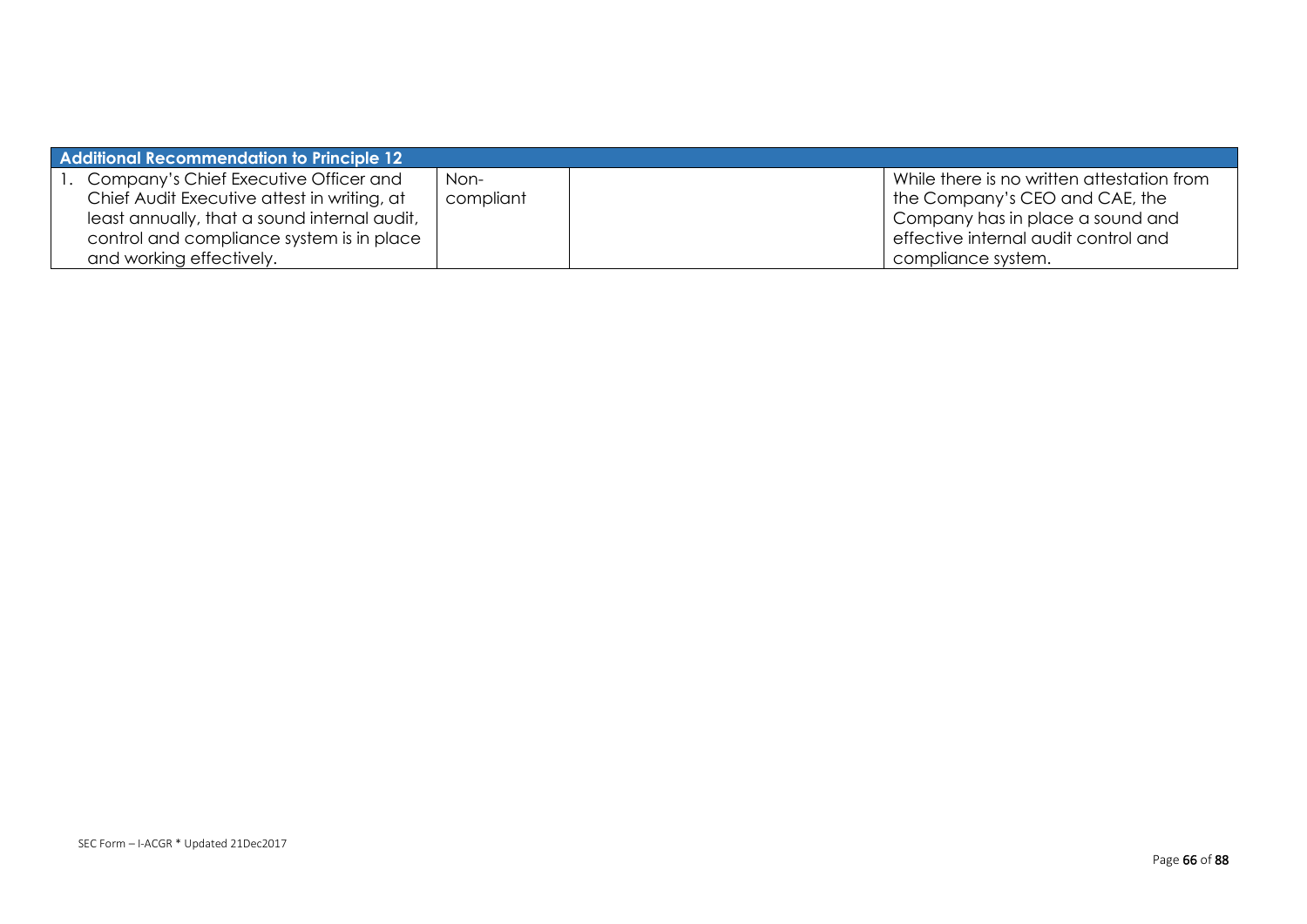| Additional Recommendation to Principle 12 | | | |
|---|---|---|---|
| 1. Company's Chief Executive Officer and Chief Audit Executive attest in writing, at least annually, that a sound internal audit, control and compliance system is in place and working effectively. | Non-compliant | | While there is no written attestation from the Company's CEO and CAE, the Company has in place a sound and effective internal audit control and compliance system. |

SEC Form – I-ACGR * Updated 21Dec2017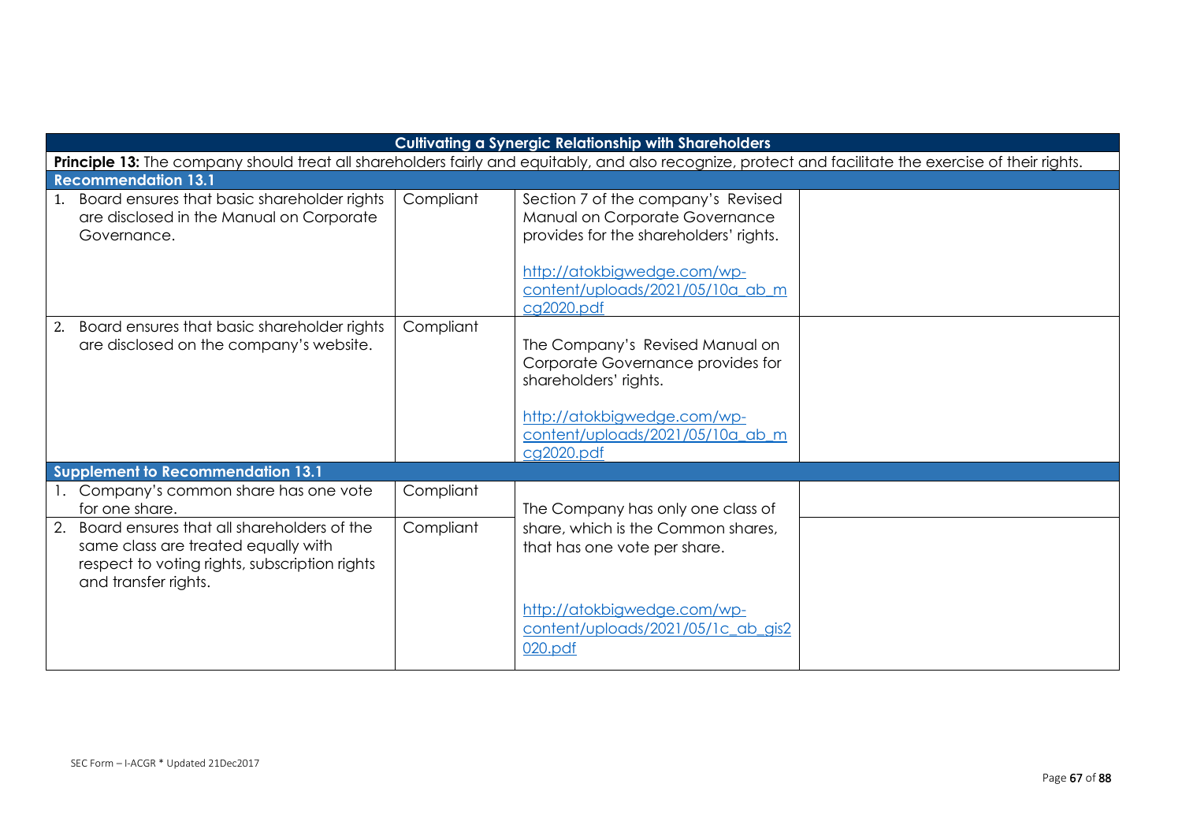| Cultivating a Synergic Relationship with Shareholders | | | |
|---|---|---|---|
| **Principle 13:** The company should treat all shareholders fairly and equitably, and also recognize, protect and facilitate the exercise of their rights. | | | |
| **Recommendation 13.1** | | | |
| 1. Board ensures that basic shareholder rights are disclosed in the Manual on Corporate Governance. | Compliant | Section 7 of the company's Revised Manual on Corporate Governance provides for the shareholders' rights.<br><br>http://atokbigwedge.com/wp-content/uploads/2021/05/10a_ab_mcg2020.pdf | |
| 2. Board ensures that basic shareholder rights are disclosed on the company's website. | Compliant | The Company's Revised Manual on Corporate Governance provides for shareholders' rights.<br><br>http://atokbigwedge.com/wp-content/uploads/2021/05/10a_ab_mcg2020.pdf | |
| **Supplement to Recommendation 13.1** | | | |
| 1. Company's common share has one vote for one share. | Compliant | The Company has only one class of share, which is the Common shares, that has one vote per share.<br><br>http://atokbigwedge.com/wp-content/uploads/2021/05/1c_ab_gis2020.pdf | |
| 2. Board ensures that all shareholders of the same class are treated equally with respect to voting rights, subscription rights and transfer rights. | Compliant | | |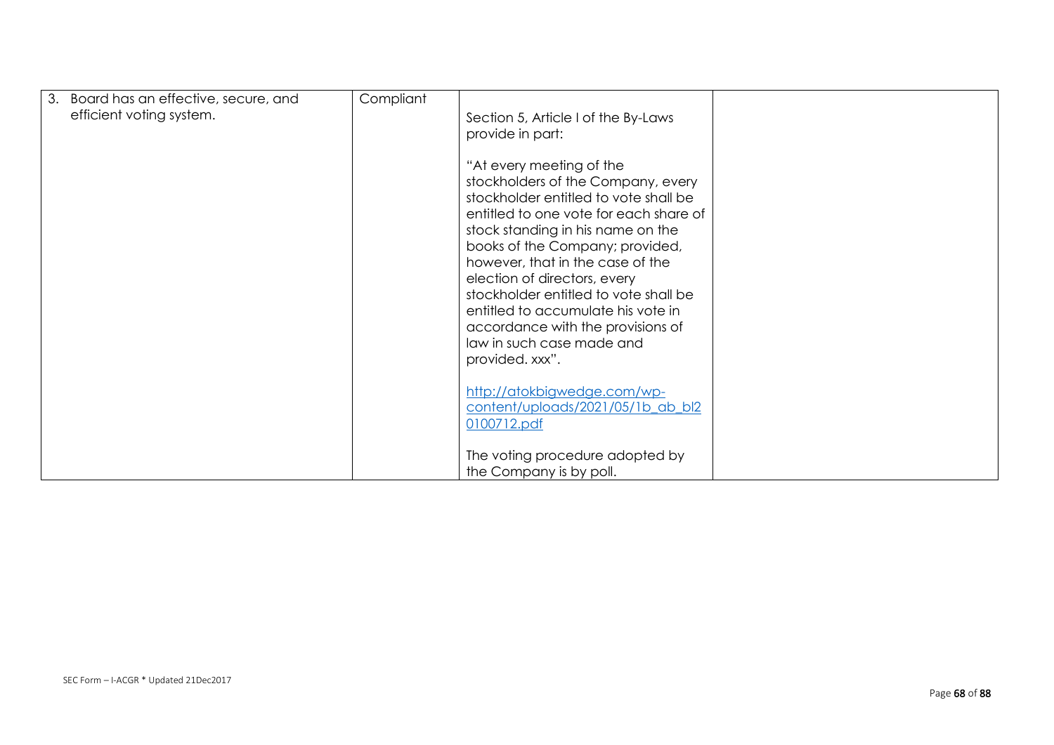| | | | |
|---|---|---|---|
| 3. Board has an effective, secure, and efficient voting system. | Compliant | Section 5, Article I of the By-Laws provide in part:<br><br>"At every meeting of the stockholders of the Company, every stockholder entitled to vote shall be entitled to one vote for each share of stock standing in his name on the books of the Company; provided, however, that in the case of the election of directors, every stockholder entitled to vote shall be entitled to accumulate his vote in accordance with the provisions of law in such case made and provided. xxx".<br><br>http://atokbigwedge.com/wp-content/uploads/2021/05/1b_ab_bl20100712.pdf<br><br>The voting procedure adopted by the Company is by poll. | |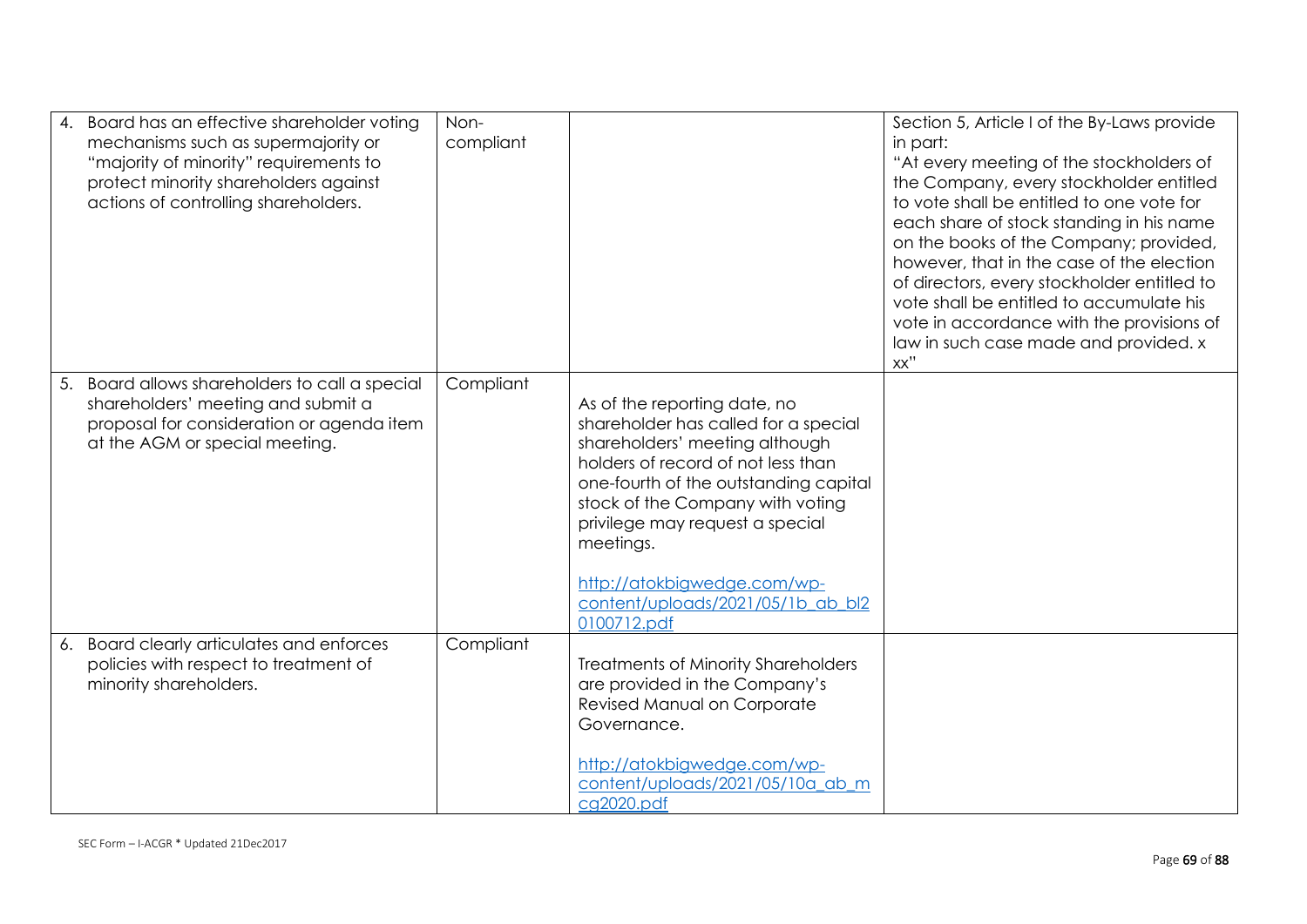| | | | |
|---|---|---|---|
| 4. Board has an effective shareholder voting mechanisms such as supermajority or "majority of minority" requirements to protect minority shareholders against actions of controlling shareholders. | Non-compliant | | Section 5, Article I of the By-Laws provide in part:<br>"At every meeting of the stockholders of the Company, every stockholder entitled to vote shall be entitled to one vote for each share of stock standing in his name on the books of the Company; provided, however, that in the case of the election of directors, every stockholder entitled to vote shall be entitled to accumulate his vote in accordance with the provisions of law in such case made and provided. x xx" |
| 5. Board allows shareholders to call a special shareholders' meeting and submit a proposal for consideration or agenda item at the AGM or special meeting. | Compliant | As of the reporting date, no shareholder has called for a special shareholders' meeting although holders of record of not less than one-fourth of the outstanding capital stock of the Company with voting privilege may request a special meetings.<br><br>http://atokbigwedge.com/wp-content/uploads/2021/05/1b_ab_bl20100712.pdf | |
| 6. Board clearly articulates and enforces policies with respect to treatment of minority shareholders. | Compliant | Treatments of Minority Shareholders are provided in the Company's Revised Manual on Corporate Governance.<br><br>http://atokbigwedge.com/wp-content/uploads/2021/05/10a_ab_mcg2020.pdf | |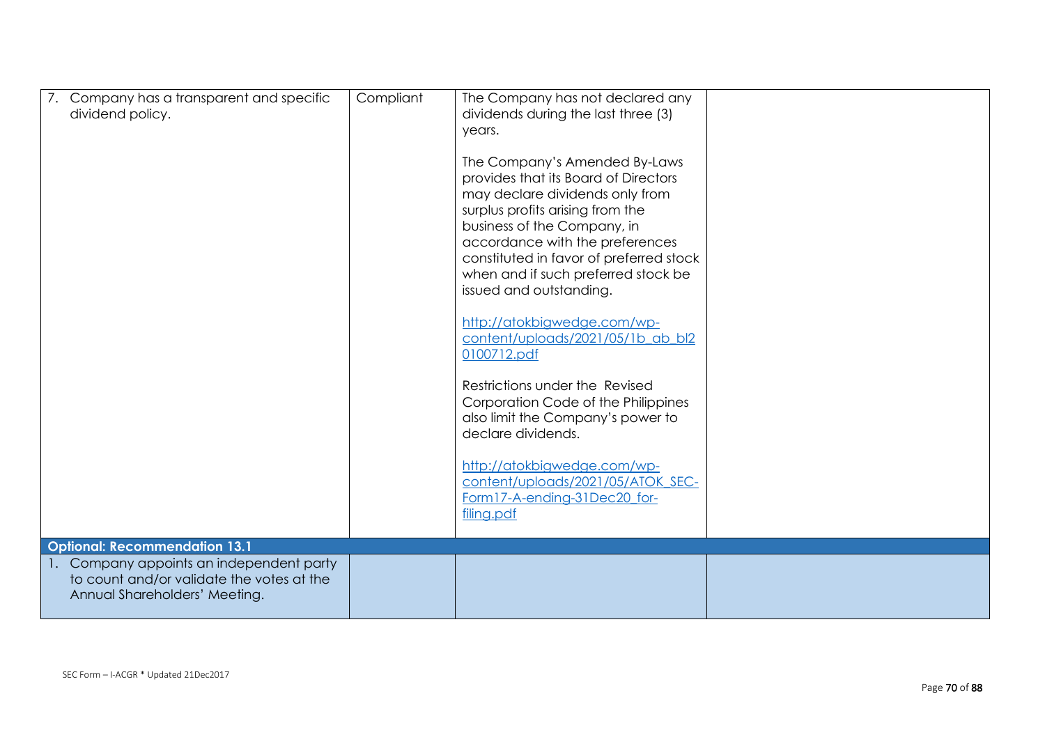| | | | |
|---|---|---|---|
| 7. Company has a transparent and specific dividend policy. | Compliant | The Company has not declared any dividends during the last three (3) years.<br><br>The Company's Amended By-Laws provides that its Board of Directors may declare dividends only from surplus profits arising from the business of the Company, in accordance with the preferences constituted in favor of preferred stock when and if such preferred stock be issued and outstanding.<br><br>http://atokbigwedge.com/wp-content/uploads/2021/05/1b_ab_bl20100712.pdf<br><br>Restrictions under the Revised Corporation Code of the Philippines also limit the Company's power to declare dividends.<br><br>http://atokbigwedge.com/wp-content/uploads/2021/05/ATOK_SEC-Form17-A-ending-31Dec20_for-filing.pdf | |
| **Optional: Recommendation 13.1** | | | |
| 1. Company appoints an independent party to count and/or validate the votes at the Annual Shareholders' Meeting. | | | |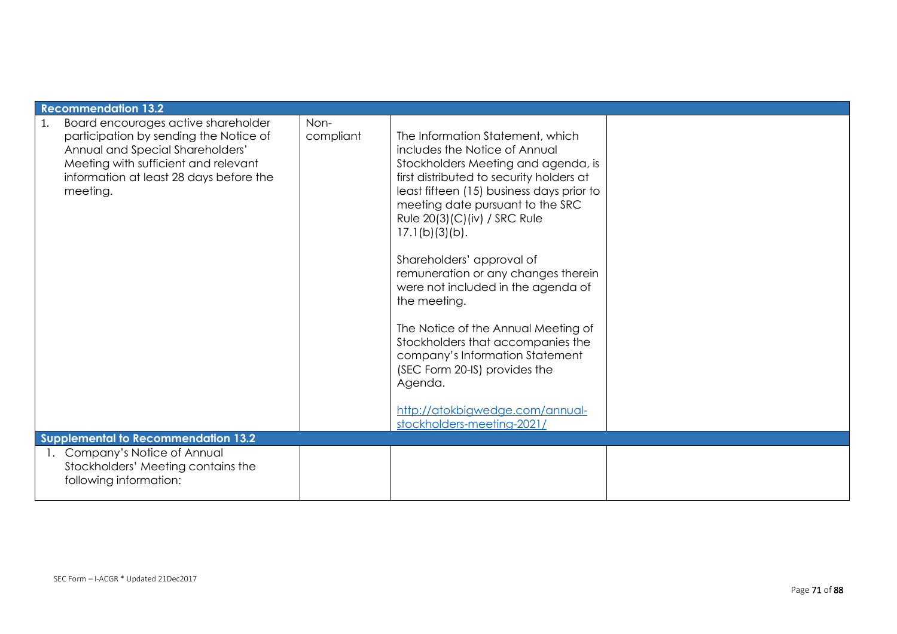| | | | |
|---|---|---|---|
| **Recommendation 13.2** | | | |
| 1. Board encourages active shareholder participation by sending the Notice of Annual and Special Shareholders' Meeting with sufficient and relevant information at least 28 days before the meeting. | Non-compliant | The Information Statement, which includes the Notice of Annual Stockholders Meeting and agenda, is first distributed to security holders at least fifteen (15) business days prior to meeting date pursuant to the SRC Rule 20(3)(C)(iv) / SRC Rule 17.1(b)(3)(b).<br><br>Shareholders' approval of remuneration or any changes therein were not included in the agenda of the meeting.<br><br>The Notice of the Annual Meeting of Stockholders that accompanies the company's Information Statement (SEC Form 20-IS) provides the Agenda.<br><br>http://atokbigwedge.com/annual-stockholders-meeting-2021/ | |
| **Supplemental to Recommendation 13.2** | | | |
| 1. Company's Notice of Annual Stockholders' Meeting contains the following information: | | | |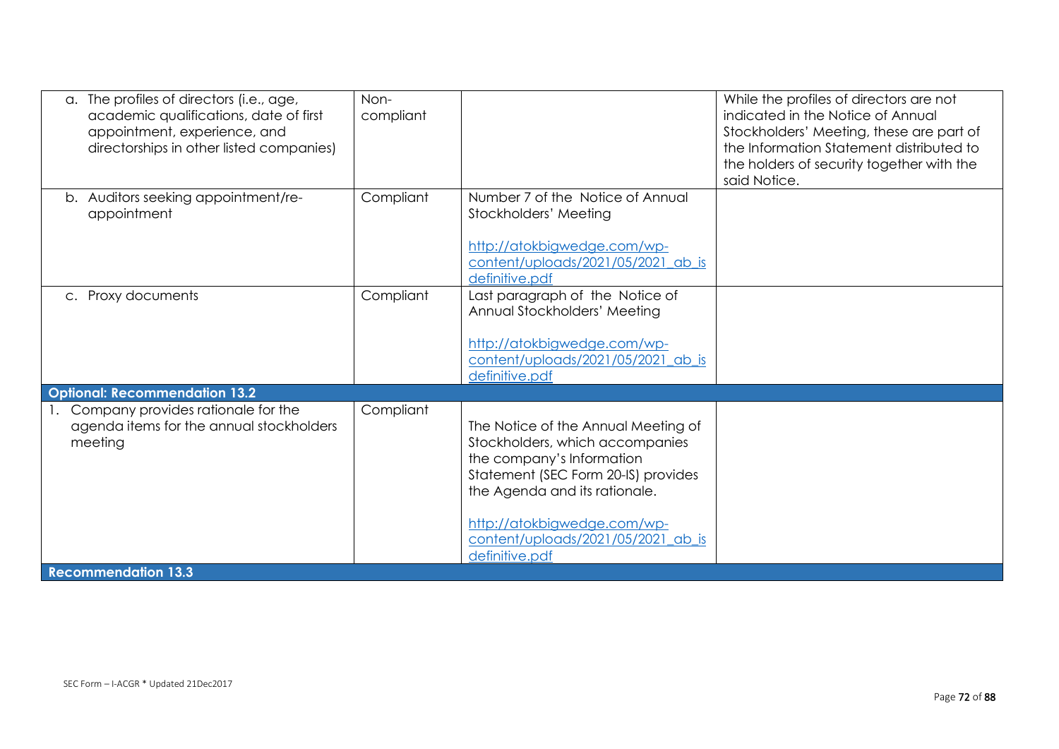| | | | |
|---|---|---|---|
| a. The profiles of directors (i.e., age, academic qualifications, date of first appointment, experience, and directorships in other listed companies) | Non-compliant | | While the profiles of directors are not indicated in the Notice of Annual Stockholders' Meeting, these are part of the Information Statement distributed to the holders of security together with the said Notice. |
| b. Auditors seeking appointment/re-appointment | Compliant | Number 7 of the Notice of Annual Stockholders' Meeting<br><br>http://atokbigwedge.com/wp-content/uploads/2021/05/2021_ab_is definitive.pdf | |
| c. Proxy documents | Compliant | Last paragraph of the Notice of Annual Stockholders' Meeting<br><br>http://atokbigwedge.com/wp-content/uploads/2021/05/2021_ab_is definitive.pdf | |
| **Optional: Recommendation 13.2** | | | |
| 1. Company provides rationale for the agenda items for the annual stockholders meeting | Compliant | The Notice of the Annual Meeting of Stockholders, which accompanies the company's Information Statement (SEC Form 20-IS) provides the Agenda and its rationale.<br><br>http://atokbigwedge.com/wp-content/uploads/2021/05/2021_ab_is definitive.pdf | |
| **Recommendation 13.3** | | | |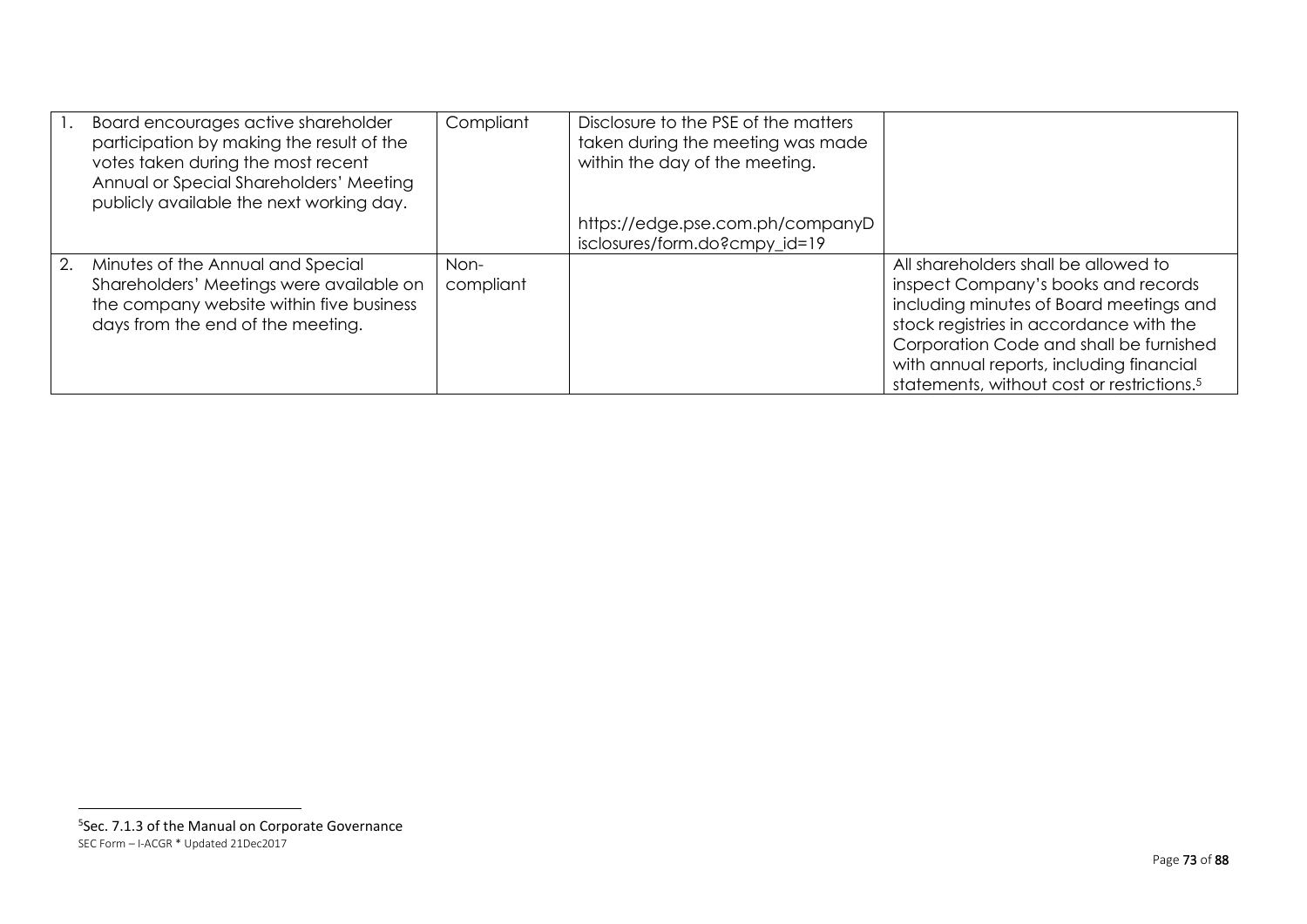| | | | | |
|---|---|---|---|---|
| 1. | Board encourages active shareholder participation by making the result of the votes taken during the most recent Annual or Special Shareholders' Meeting publicly available the next working day. | Compliant | Disclosure to the PSE of the matters taken during the meeting was made within the day of the meeting.<br><br>https://edge.pse.com.ph/companyDisclosures/form.do?cmpy_id=19 | |
| 2. | Minutes of the Annual and Special Shareholders' Meetings were available on the company website within five business days from the end of the meeting. | Non-compliant | | All shareholders shall be allowed to inspect Company's books and records including minutes of Board meetings and stock registries in accordance with the Corporation Code and shall be furnished with annual reports, including financial statements, without cost or restrictions.[5] |

[5]Sec. 7.1.3 of the Manual on Corporate Governance

SEC Form – I-ACGR * Updated 21Dec2017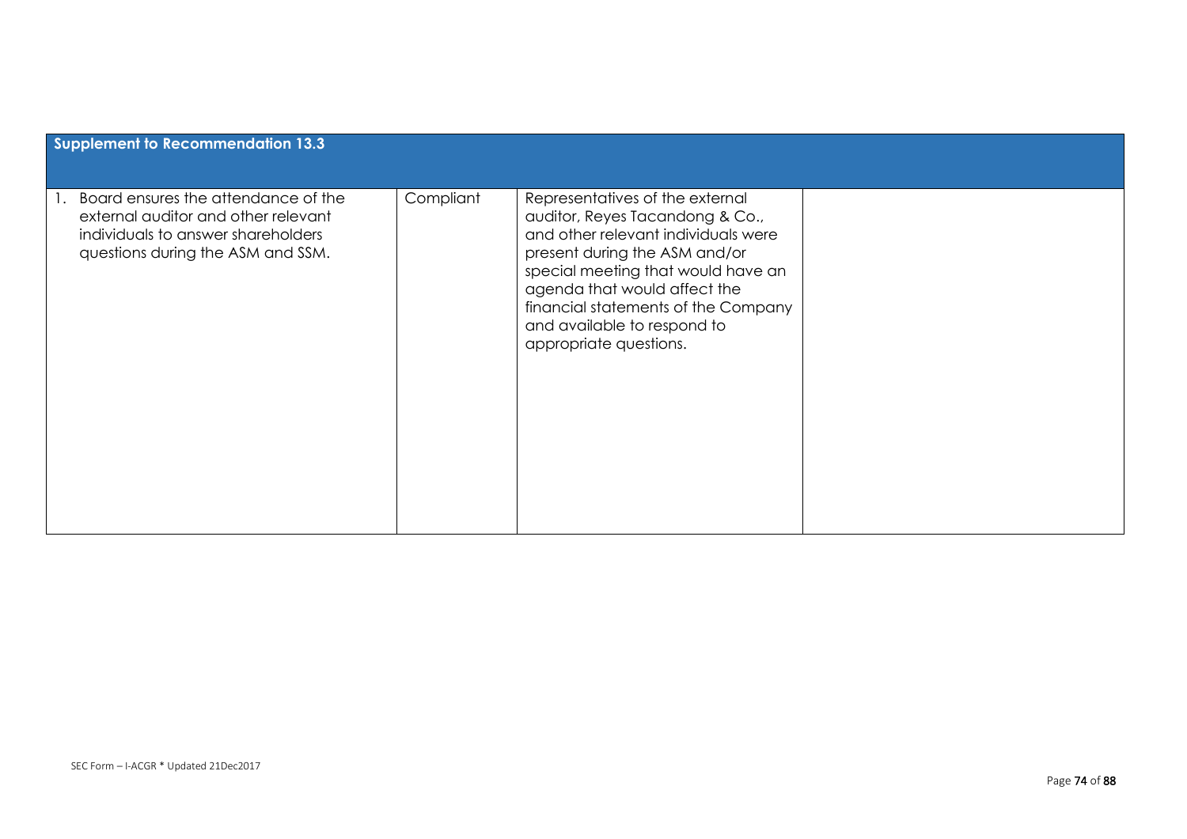| Supplement to Recommendation 13.3 | | | |
|---|---|---|---|
| 1. Board ensures the attendance of the external auditor and other relevant individuals to answer shareholders questions during the ASM and SSM. | Compliant | Representatives of the external auditor, Reyes Tacandong & Co., and other relevant individuals were present during the ASM and/or special meeting that would have an agenda that would affect the financial statements of the Company and available to respond to appropriate questions. | |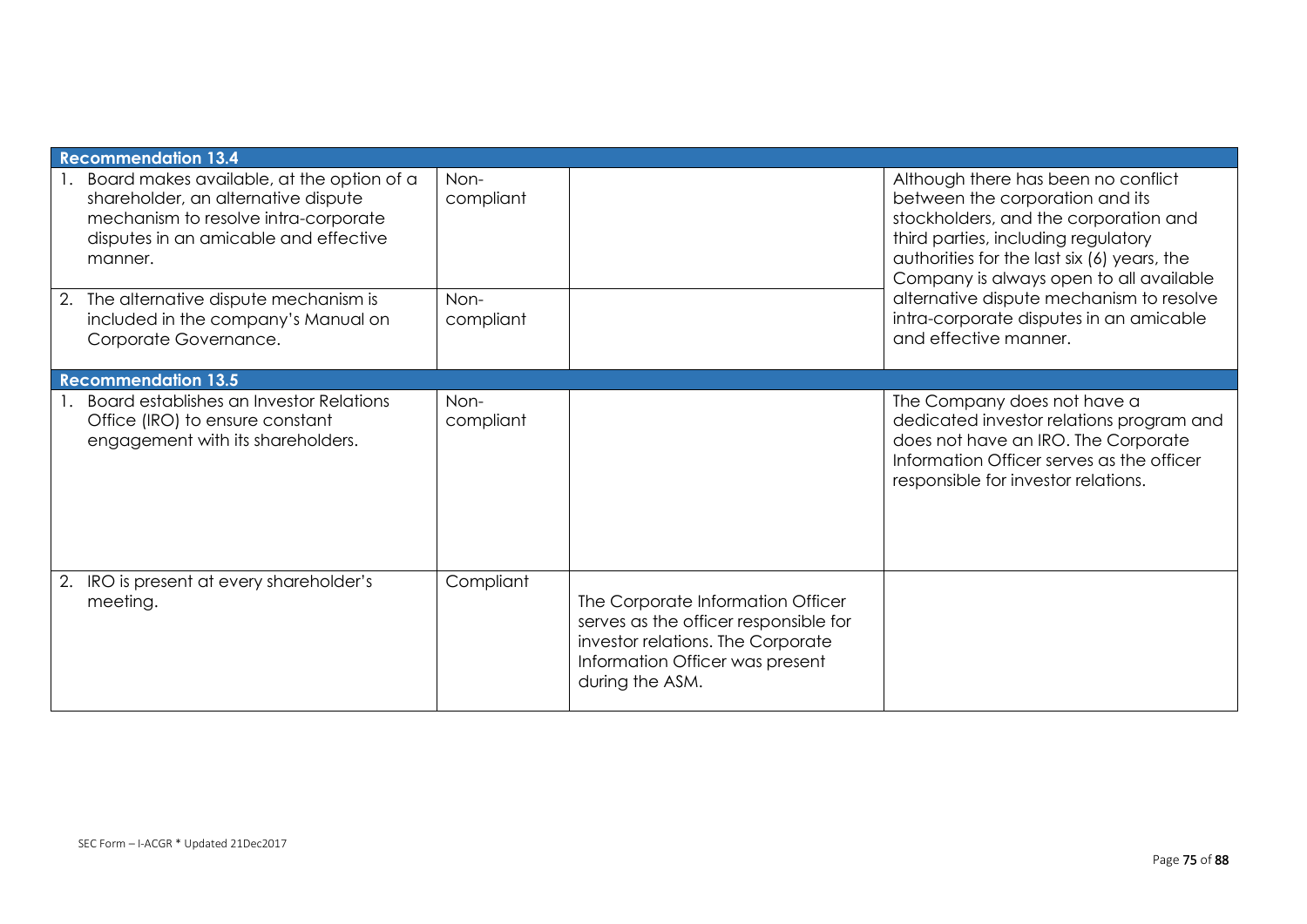| Recommendation 13.4 | | | |
|---|---|---|---|
| 1. Board makes available, at the option of a shareholder, an alternative dispute mechanism to resolve intra-corporate disputes in an amicable and effective manner. | Non-compliant | | Although there has been no conflict between the corporation and its stockholders, and the corporation and third parties, including regulatory authorities for the last six (6) years, the Company is always open to all available alternative dispute mechanism to resolve intra-corporate disputes in an amicable and effective manner. |
| 2. The alternative dispute mechanism is included in the company's Manual on Corporate Governance. | Non-compliant | | |
| **Recommendation 13.5** | | | |
| 1. Board establishes an Investor Relations Office (IRO) to ensure constant engagement with its shareholders. | Non-compliant | | The Company does not have a dedicated investor relations program and does not have an IRO. The Corporate Information Officer serves as the officer responsible for investor relations. |
| 2. IRO is present at every shareholder's meeting. | Compliant | The Corporate Information Officer serves as the officer responsible for investor relations. The Corporate Information Officer was present during the ASM. | |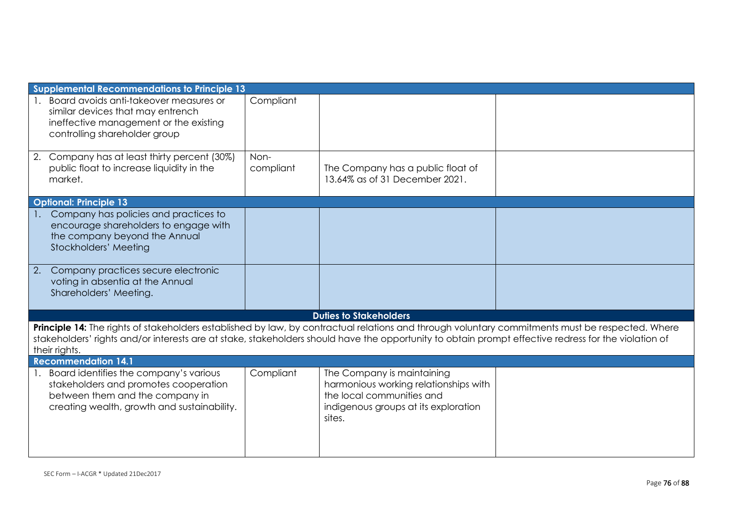| Supplemental Recommendations to Principle 13 | | | |
|---|---|---|---|
| 1. Board avoids anti-takeover measures or similar devices that may entrench ineffective management or the existing controlling shareholder group | Compliant | | |
| 2. Company has at least thirty percent (30%) public float to increase liquidity in the market. | Non-compliant | The Company has a public float of 13.64% as of 31 December 2021. | |
| **Optional: Principle 13** | | | |
| 1. Company has policies and practices to encourage shareholders to engage with the company beyond the Annual Stockholders' Meeting | | | |
| 2. Company practices secure electronic voting in absentia at the Annual Shareholders' Meeting. | | | |

**Duties to Stakeholders**

**Principle 14:** The rights of stakeholders established by law, by contractual relations and through voluntary commitments must be respected. Where stakeholders' rights and/or interests are at stake, stakeholders should have the opportunity to obtain prompt effective redress for the violation of their rights.

| Recommendation 14.1 | | | |
|---|---|---|---|
| 1. Board identifies the company's various stakeholders and promotes cooperation between them and the company in creating wealth, growth and sustainability. | Compliant | The Company is maintaining harmonious working relationships with the local communities and indigenous groups at its exploration sites. | |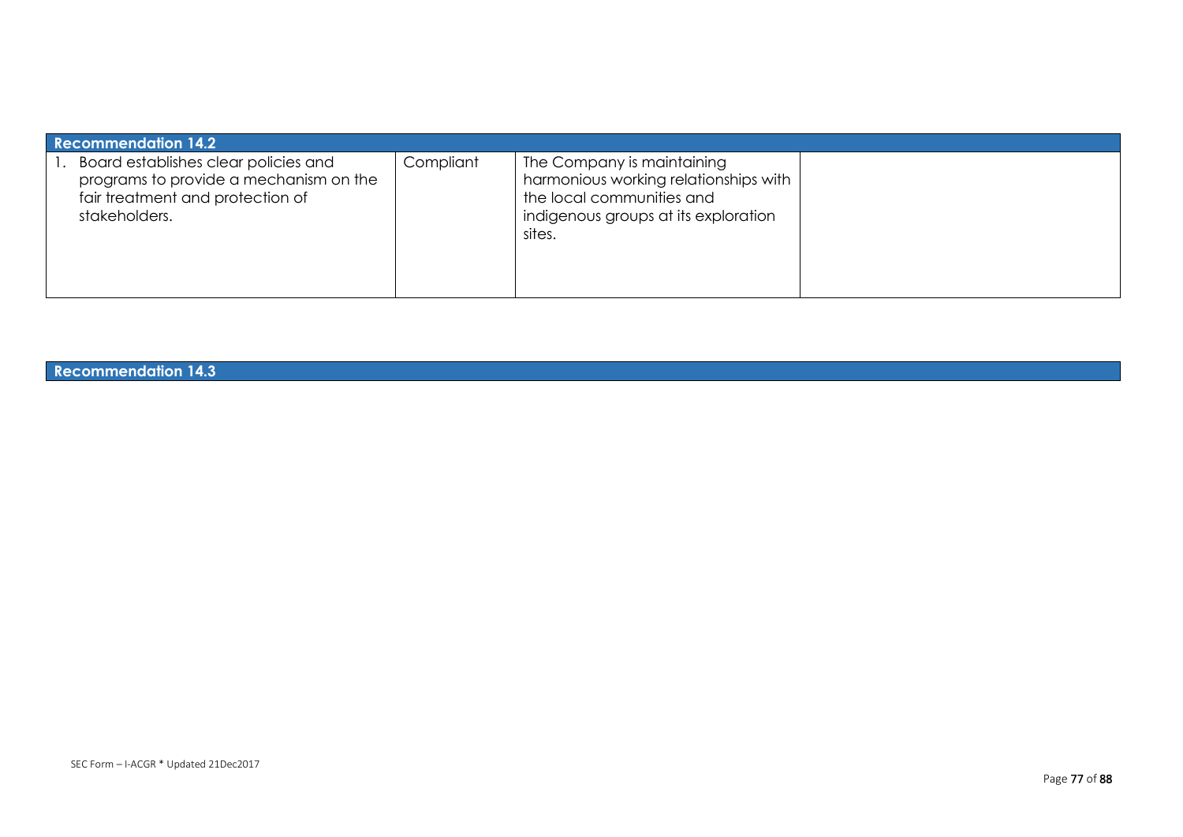| Recommendation 14.2 | | | |
|---|---|---|---|
| 1. Board establishes clear policies and programs to provide a mechanism on the fair treatment and protection of stakeholders. | Compliant | The Company is maintaining harmonious working relationships with the local communities and indigenous groups at its exploration sites. | |

| Recommendation 14.3 |
|---|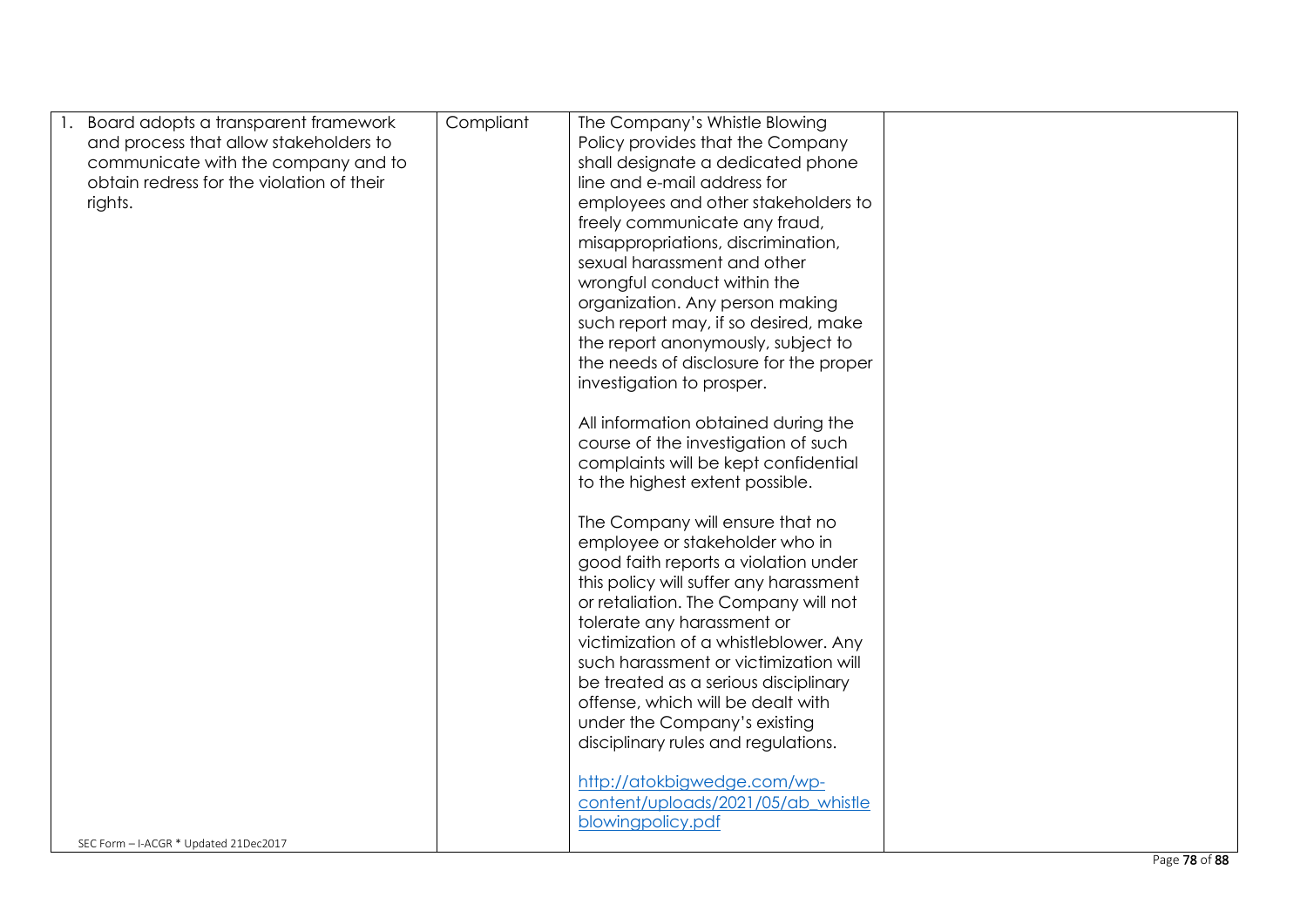| | | | |
|---|---|---|---|
| 1. Board adopts a transparent framework and process that allow stakeholders to communicate with the company and to obtain redress for the violation of their rights. | Compliant | The Company's Whistle Blowing Policy provides that the Company shall designate a dedicated phone line and e-mail address for employees and other stakeholders to freely communicate any fraud, misappropriations, discrimination, sexual harassment and other wrongful conduct within the organization. Any person making such report may, if so desired, make the report anonymously, subject to the needs of disclosure for the proper investigation to prosper.<br><br>All information obtained during the course of the investigation of such complaints will be kept confidential to the highest extent possible.<br><br>The Company will ensure that no employee or stakeholder who in good faith reports a violation under this policy will suffer any harassment or retaliation. The Company will not tolerate any harassment or victimization of a whistleblower. Any such harassment or victimization will be treated as a serious disciplinary offense, which will be dealt with under the Company's existing disciplinary rules and regulations.<br><br>http://atokbigwedge.com/wp-content/uploads/2021/05/ab_whistleblowingpolicy.pdf | |

SEC Form – I-ACGR * Updated 21Dec2017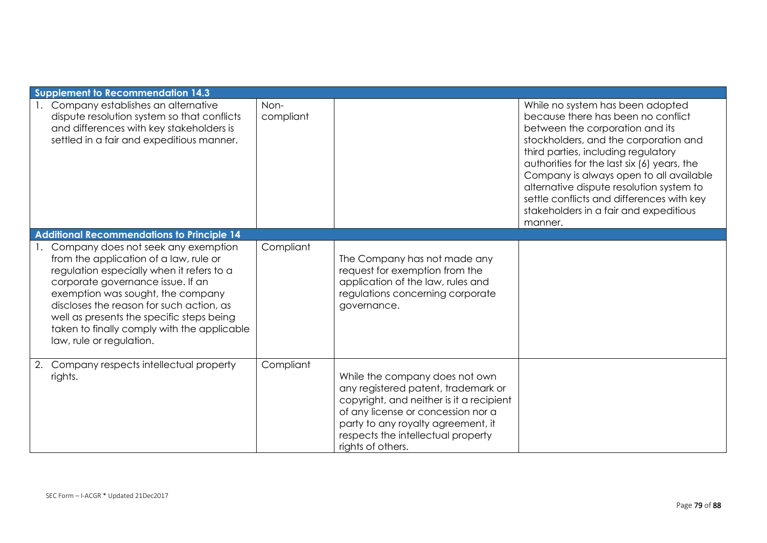| | | | |
|---|---|---|---|
| **Supplement to Recommendation 14.3** | | | |
| 1. Company establishes an alternative dispute resolution system so that conflicts and differences with key stakeholders is settled in a fair and expeditious manner. | Non-compliant | | While no system has been adopted because there has been no conflict between the corporation and its stockholders, and the corporation and third parties, including regulatory authorities for the last six (6) years, the Company is always open to all available alternative dispute resolution system to settle conflicts and differences with key stakeholders in a fair and expeditious manner. |
| **Additional Recommendations to Principle 14** | | | |
| 1. Company does not seek any exemption from the application of a law, rule or regulation especially when it refers to a corporate governance issue. If an exemption was sought, the company discloses the reason for such action, as well as presents the specific steps being taken to finally comply with the applicable law, rule or regulation. | Compliant | The Company has not made any request for exemption from the application of the law, rules and regulations concerning corporate governance. | |
| 2. Company respects intellectual property rights. | Compliant | While the company does not own any registered patent, trademark or copyright, and neither is it a recipient of any license or concession nor a party to any royalty agreement, it respects the intellectual property rights of others. | |

SEC Form – I-ACGR * Updated 21Dec2017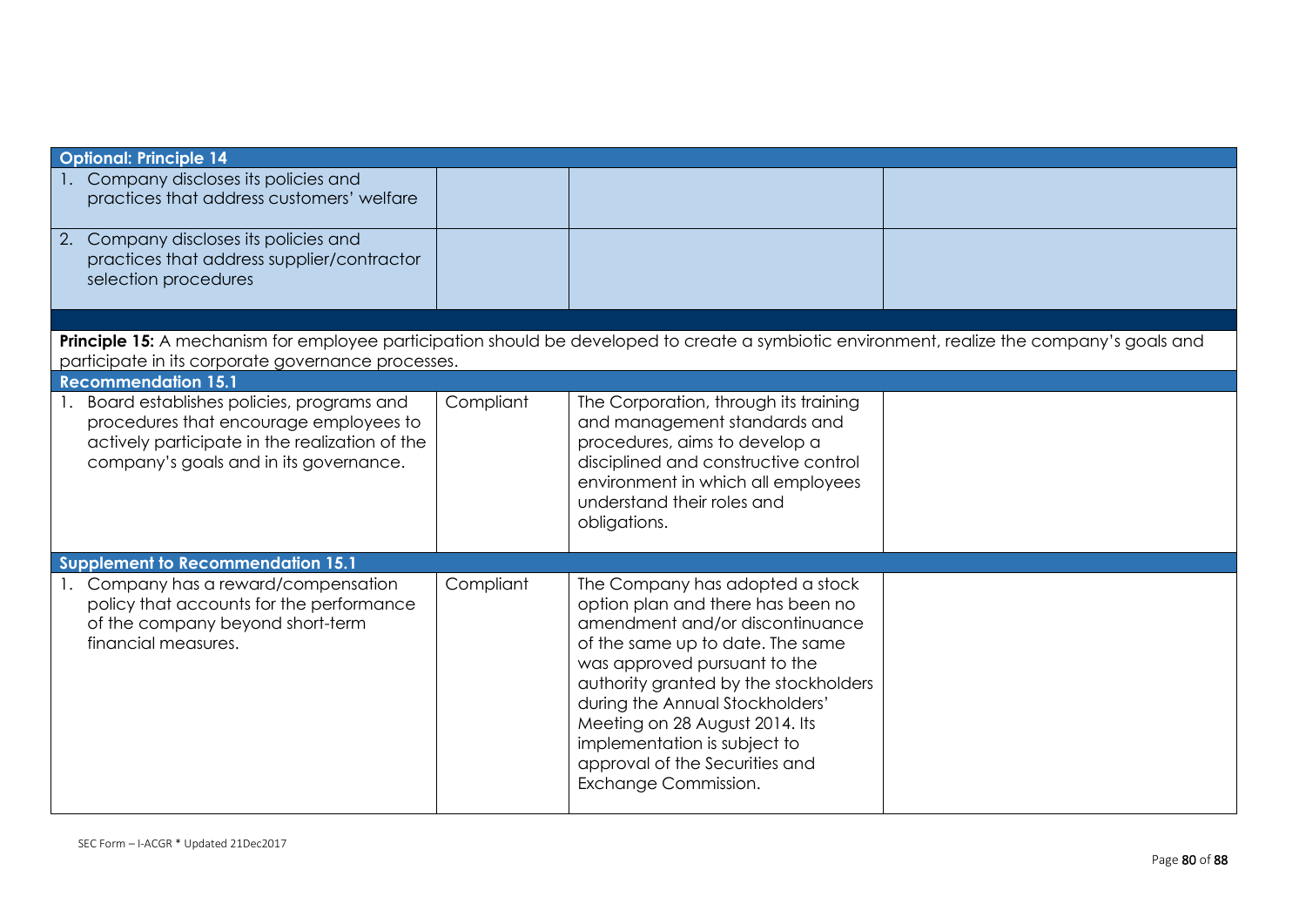| **Optional: Principle 14** | | | |
|---|---|---|---|
| 1. Company discloses its policies and practices that address customers' welfare | | | |
| 2. Company discloses its policies and practices that address supplier/contractor selection procedures | | | |

**Principle 15:** A mechanism for employee participation should be developed to create a symbiotic environment, realize the company's goals and participate in its corporate governance processes.

| **Recommendation 15.1** | | | |
|---|---|---|---|
| 1. Board establishes policies, programs and procedures that encourage employees to actively participate in the realization of the company's goals and in its governance. | Compliant | The Corporation, through its training and management standards and procedures, aims to develop a disciplined and constructive control environment in which all employees understand their roles and obligations. | |
| **Supplement to Recommendation 15.1** | | | |
| 1. Company has a reward/compensation policy that accounts for the performance of the company beyond short-term financial measures. | Compliant | The Company has adopted a stock option plan and there has been no amendment and/or discontinuance of the same up to date. The same was approved pursuant to the authority granted by the stockholders during the Annual Stockholders' Meeting on 28 August 2014. Its implementation is subject to approval of the Securities and Exchange Commission. | |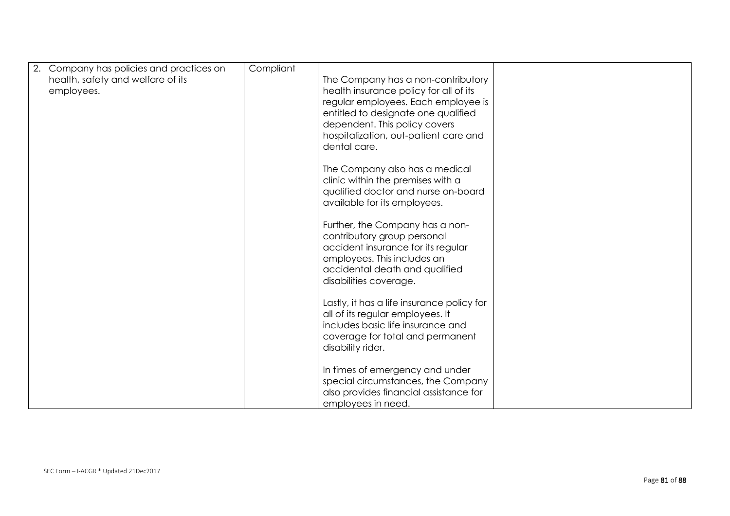| | | | |
|---|---|---|---|
| 2. Company has policies and practices on health, safety and welfare of its employees. | Compliant | The Company has a non-contributory health insurance policy for all of its regular employees. Each employee is entitled to designate one qualified dependent. This policy covers hospitalization, out-patient care and dental care.<br><br>The Company also has a medical clinic within the premises with a qualified doctor and nurse on-board available for its employees.<br><br>Further, the Company has a non-contributory group personal accident insurance for its regular employees. This includes an accidental death and qualified disabilities coverage.<br><br>Lastly, it has a life insurance policy for all of its regular employees. It includes basic life insurance and coverage for total and permanent disability rider.<br><br>In times of emergency and under special circumstances, the Company also provides financial assistance for employees in need. | |

SEC Form – I-ACGR * Updated 21Dec2017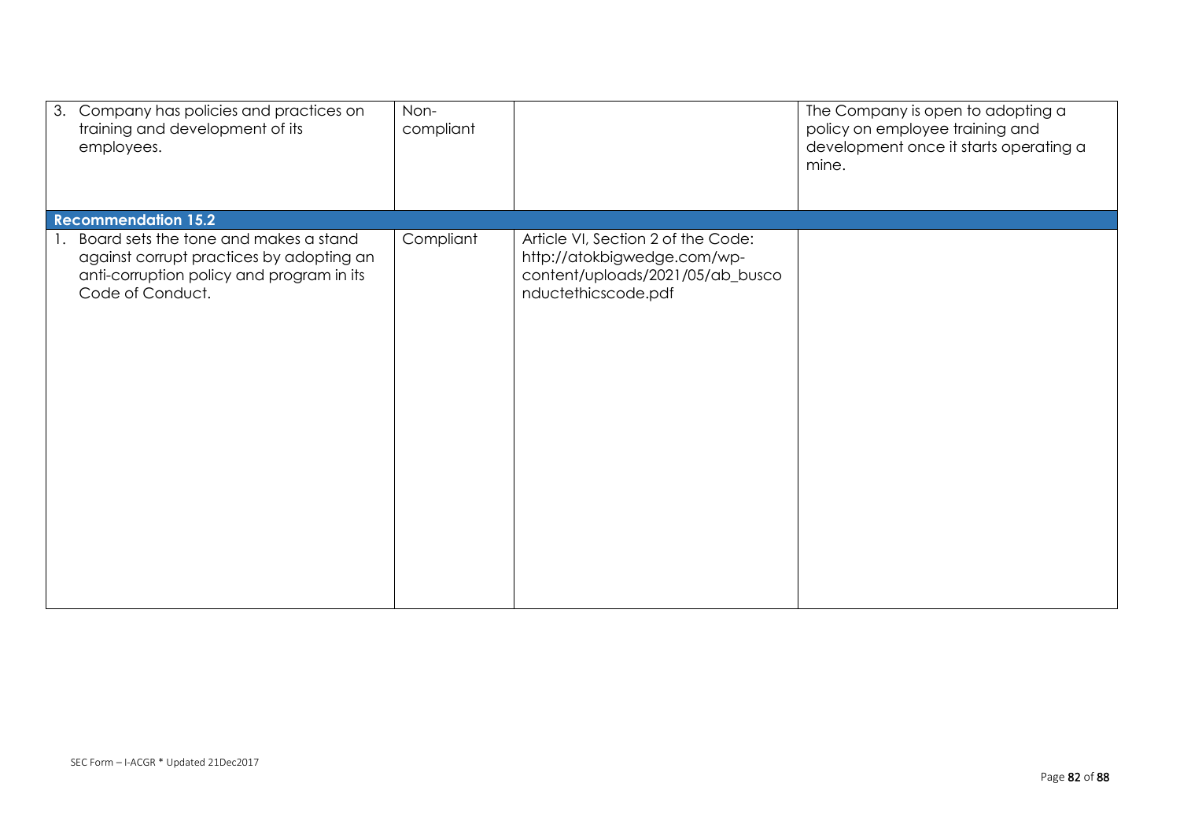| | | | |
|---|---|---|---|
| 3. Company has policies and practices on training and development of its employees. | Non-compliant | | The Company is open to adopting a policy on employee training and development once it starts operating a mine. |
| **Recommendation 15.2** | | | |
| 1. Board sets the tone and makes a stand against corrupt practices by adopting an anti-corruption policy and program in its Code of Conduct. | Compliant | Article VI, Section 2 of the Code: http://atokbigwedge.com/wp-content/uploads/2021/05/ab_busconductethicscode.pdf | |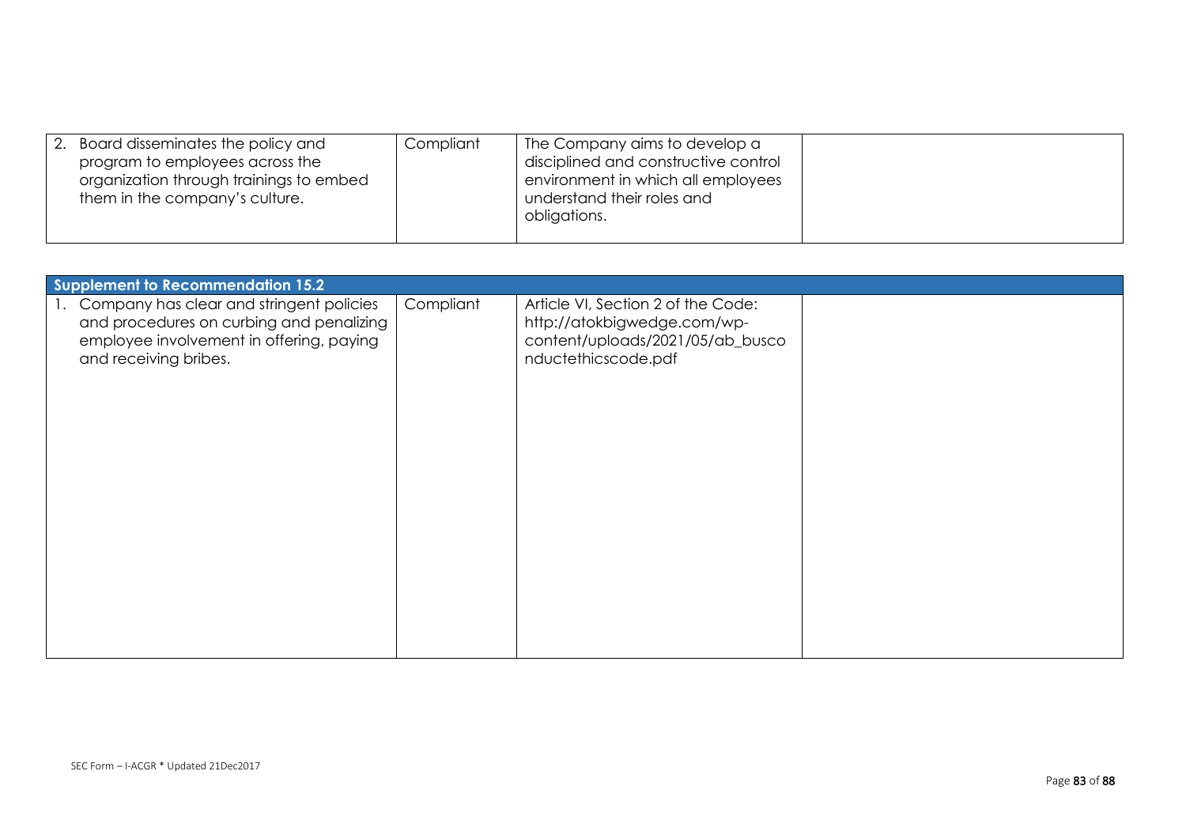| | | | |
|---|---|---|---|
| 2. Board disseminates the policy and program to employees across the organization through trainings to embed them in the company's culture. | Compliant | The Company aims to develop a disciplined and constructive control environment in which all employees understand their roles and obligations. | |

| **Supplement to Recommendation 15.2** | | | |
|---|---|---|---|
| 1. Company has clear and stringent policies and procedures on curbing and penalizing employee involvement in offering, paying and receiving bribes. | Compliant | Article VI, Section 2 of the Code: http://atokbigwedge.com/wp-content/uploads/2021/05/ab_busconductethicscode.pdf | |

SEC Form – I-ACGR * Updated 21Dec2017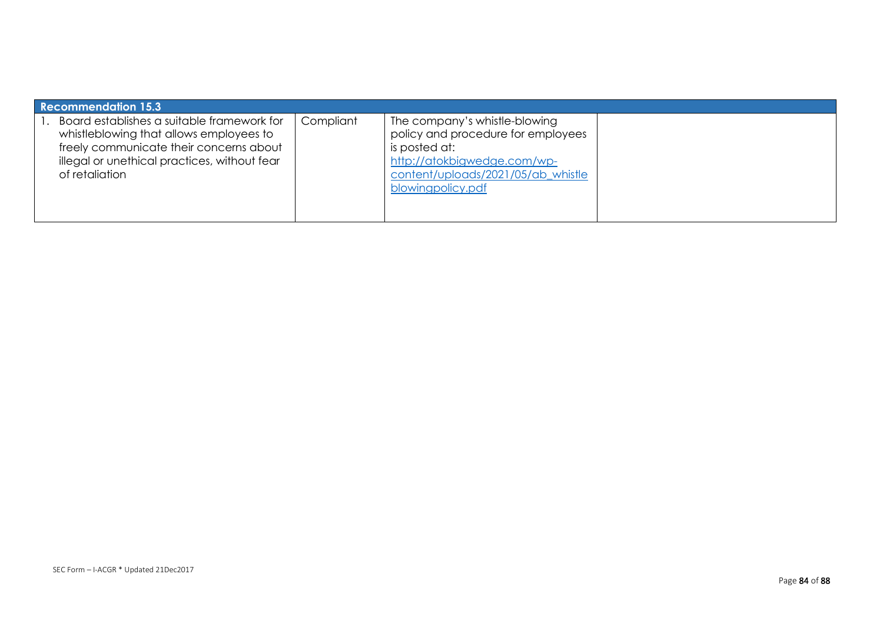| Recommendation 15.3 | | | |
|---|---|---|---|
| 1. Board establishes a suitable framework for whistleblowing that allows employees to freely communicate their concerns about illegal or unethical practices, without fear of retaliation | Compliant | The company's whistle-blowing policy and procedure for employees is posted at: http://atokbigwedge.com/wp-content/uploads/2021/05/ab_whistleblowingpolicy.pdf | |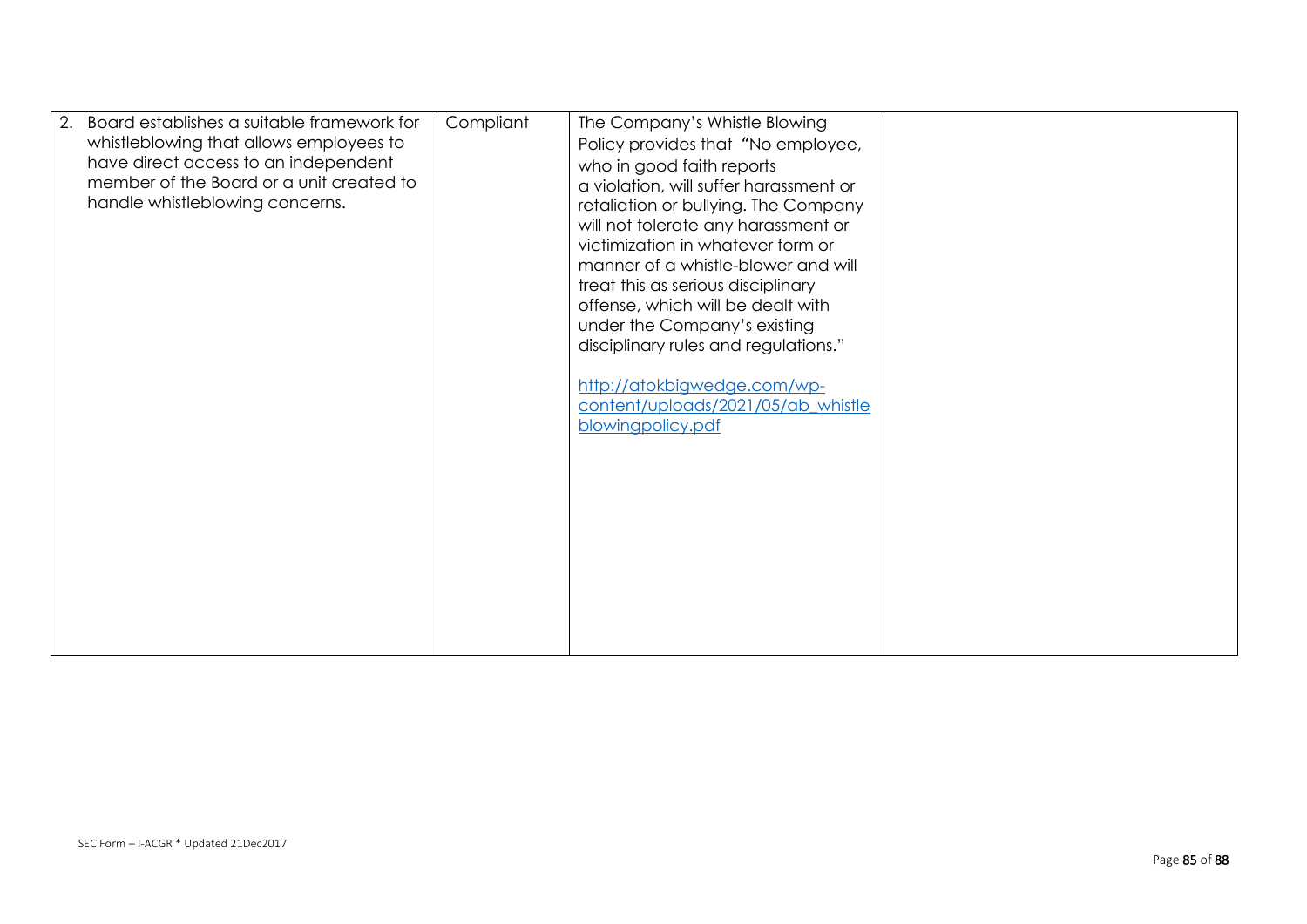| | | | |
|---|---|---|---|
| 2. Board establishes a suitable framework for whistleblowing that allows employees to have direct access to an independent member of the Board or a unit created to handle whistleblowing concerns. | Compliant | The Company's Whistle Blowing Policy provides that "No employee, who in good faith reports a violation, will suffer harassment or retaliation or bullying. The Company will not tolerate any harassment or victimization in whatever form or manner of a whistle-blower and will treat this as serious disciplinary offense, which will be dealt with under the Company's existing disciplinary rules and regulations."<br><br>http://atokbigwedge.com/wp-content/uploads/2021/05/ab_whistleblowingpolicy.pdf | |

SEC Form – I-ACGR * Updated 21Dec2017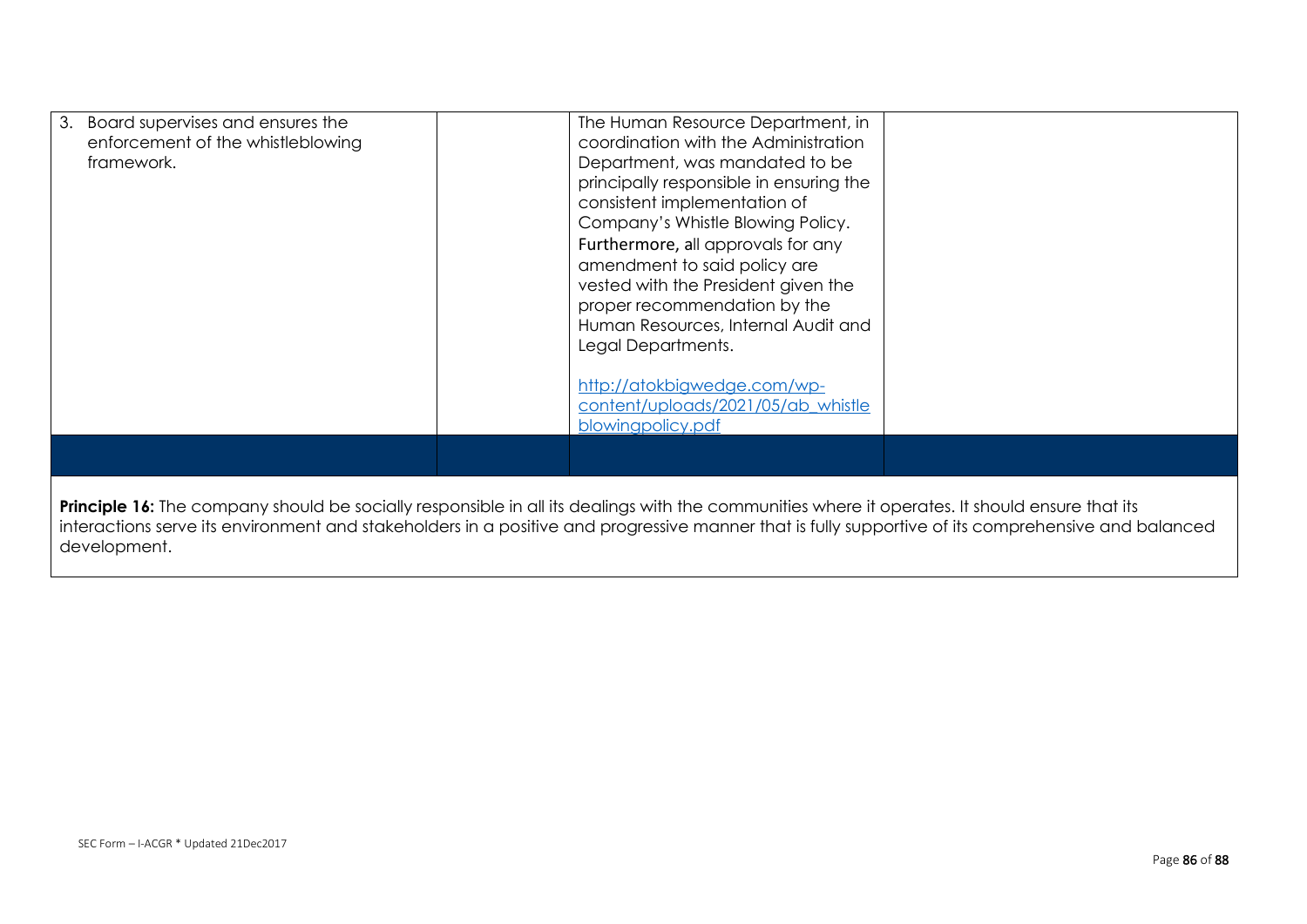| | | | |
|---|---|---|---|
| 3. Board supervises and ensures the enforcement of the whistleblowing framework. | | The Human Resource Department, in coordination with the Administration Department, was mandated to be principally responsible in ensuring the consistent implementation of Company's Whistle Blowing Policy. Furthermore, all approvals for any amendment to said policy are vested with the President given the proper recommendation by the Human Resources, Internal Audit and Legal Departments.<br><br>http://atokbigwedge.com/wp-content/uploads/2021/05/ab_whistleblowingpolicy.pdf | |
| | | | |

**Principle 16:** The company should be socially responsible in all its dealings with the communities where it operates. It should ensure that its interactions serve its environment and stakeholders in a positive and progressive manner that is fully supportive of its comprehensive and balanced development.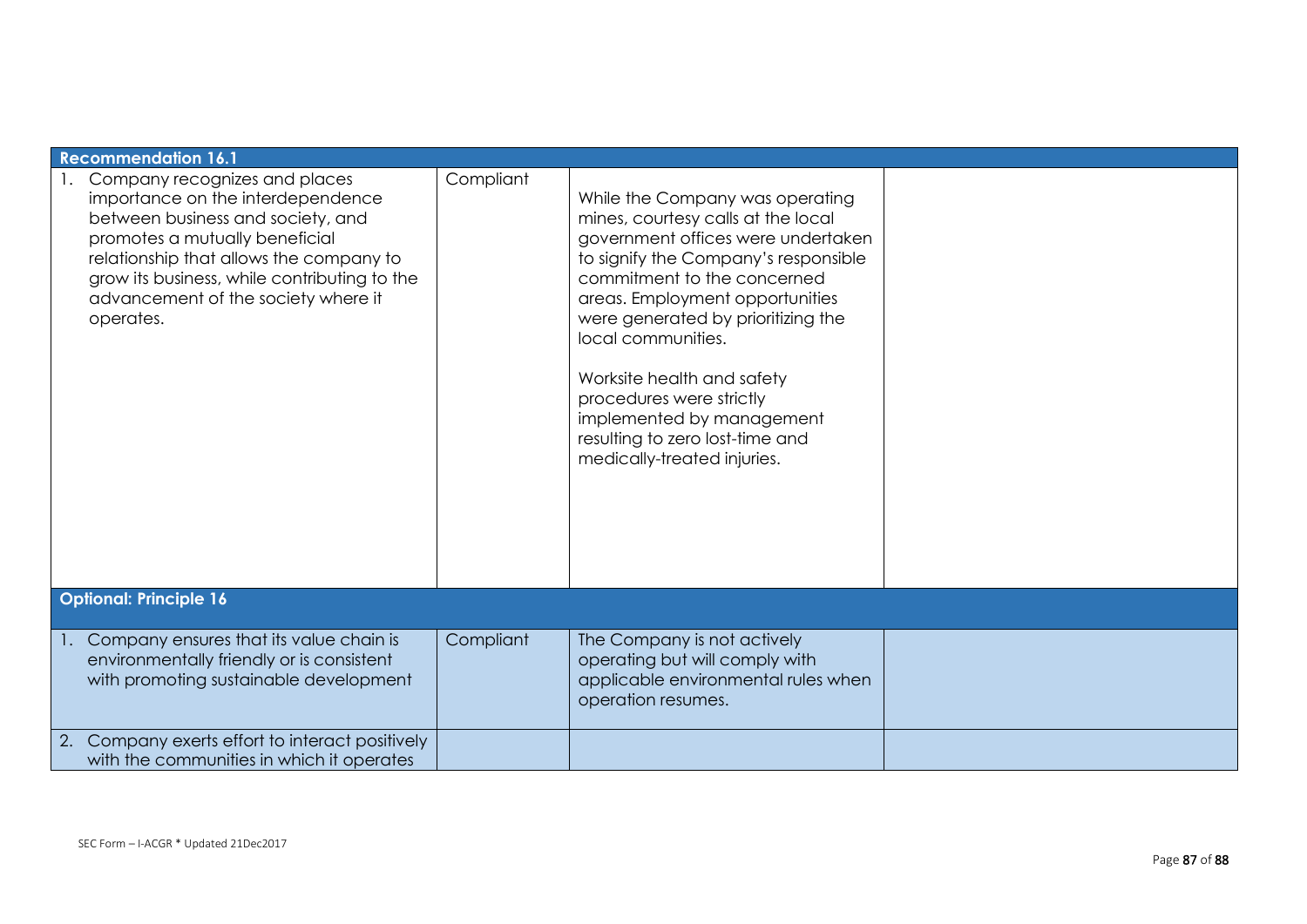| Recommendation 16.1 | | | |
|---|---|---|---|
| 1. Company recognizes and places importance on the interdependence between business and society, and promotes a mutually beneficial relationship that allows the company to grow its business, while contributing to the advancement of the society where it operates. | Compliant | While the Company was operating mines, courtesy calls at the local government offices were undertaken to signify the Company's responsible commitment to the concerned areas. Employment opportunities were generated by prioritizing the local communities.<br><br>Worksite health and safety procedures were strictly implemented by management resulting to zero lost-time and medically-treated injuries. | |
| **Optional: Principle 16** | | | |
| 1. Company ensures that its value chain is environmentally friendly or is consistent with promoting sustainable development | Compliant | The Company is not actively operating but will comply with applicable environmental rules when operation resumes. | |
| 2. Company exerts effort to interact positively with the communities in which it operates | | | |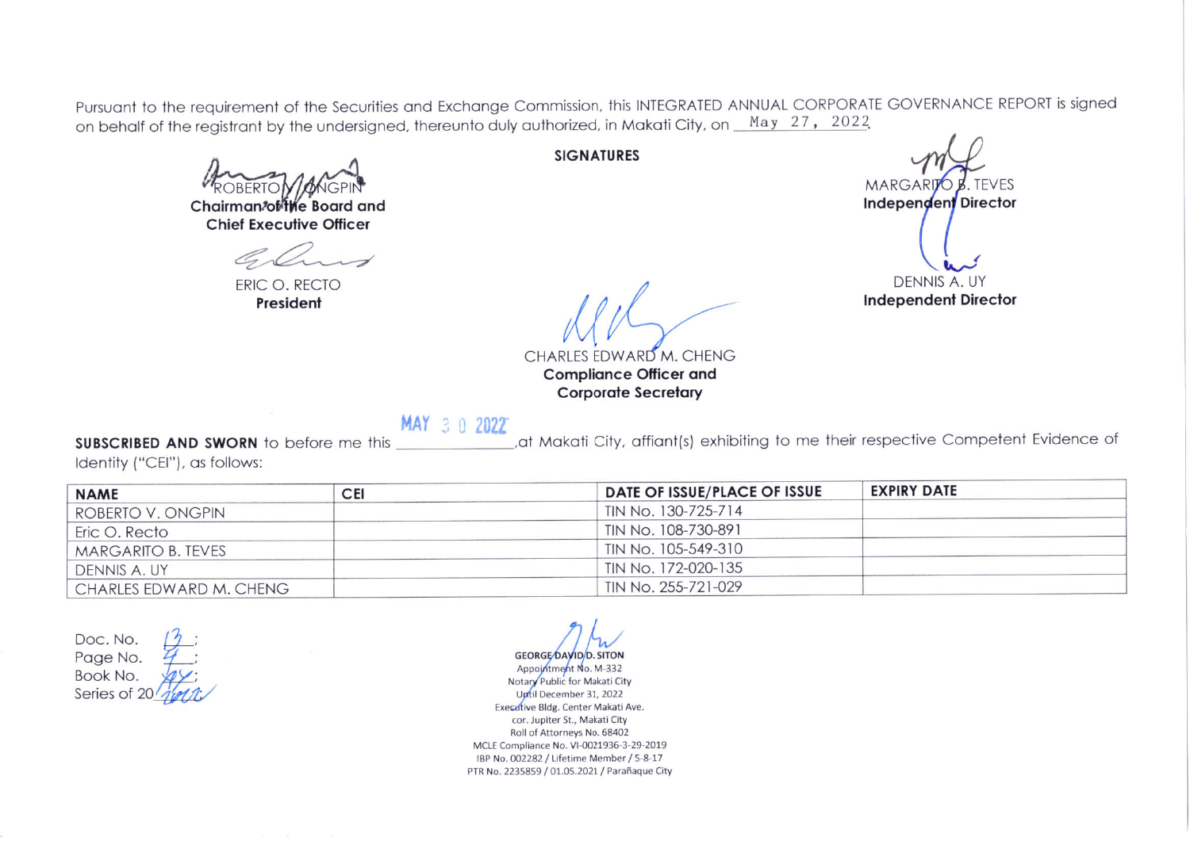Pursuant to the requirement of the Securities and Exchange Commission, this INTEGRATED ANNUAL CORPORATE GOVERNANCE REPORT is signed on behalf of the registrant by the undersigned, thereunto duly authorized, in Makati City, on May 27, 2022.

**SIGNATURES**

ROBERTO V. ONGPIN
**Chairman of the Board and Chief Executive Officer**

ERIC O. RECTO
**President**

MARGARITO B. TEVES
**Independent Director**

DENNIS A. UY
**Independent Director**

CHARLES EDWARD M. CHENG
**Compliance Officer and Corporate Secretary**

**SUBSCRIBED AND SWORN** to before me this MAY 30 2022, at Makati City, affiant(s) exhibiting to me their respective Competent Evidence of Identity ("CEI"), as follows:

| NAME | CEI | DATE OF ISSUE/PLACE OF ISSUE | EXPIRY DATE |
|---|---|---|---|
| ROBERTO V. ONGPIN | | TIN No. 130-725-714 | |
| Eric O. Recto | | TIN No. 108-730-891 | |
| MARGARITO B. TEVES | | TIN No. 105-549-310 | |
| DENNIS A. UY | | TIN No. 172-020-135 | |
| CHARLES EDWARD M. CHENG | | TIN No. 255-721-029 | |

Doc. No. 13;
Page No. 4;
Book No. 124;
Series of 2022.

GEORGE DAVID D. SITON
Appointment No. M-332
Notary Public for Makati City
Until December 31, 2022
Executive Bldg. Center Makati Ave.
cor. Jupiter St., Makati City
Roll of Attorneys No. 68402
MCLE Compliance No. VI-0021936-3-29-2019
IBP No. 002282 / Lifetime Member / 5-8-17
PTR No. 2235859 / 01.05.2021 / Parañaque City